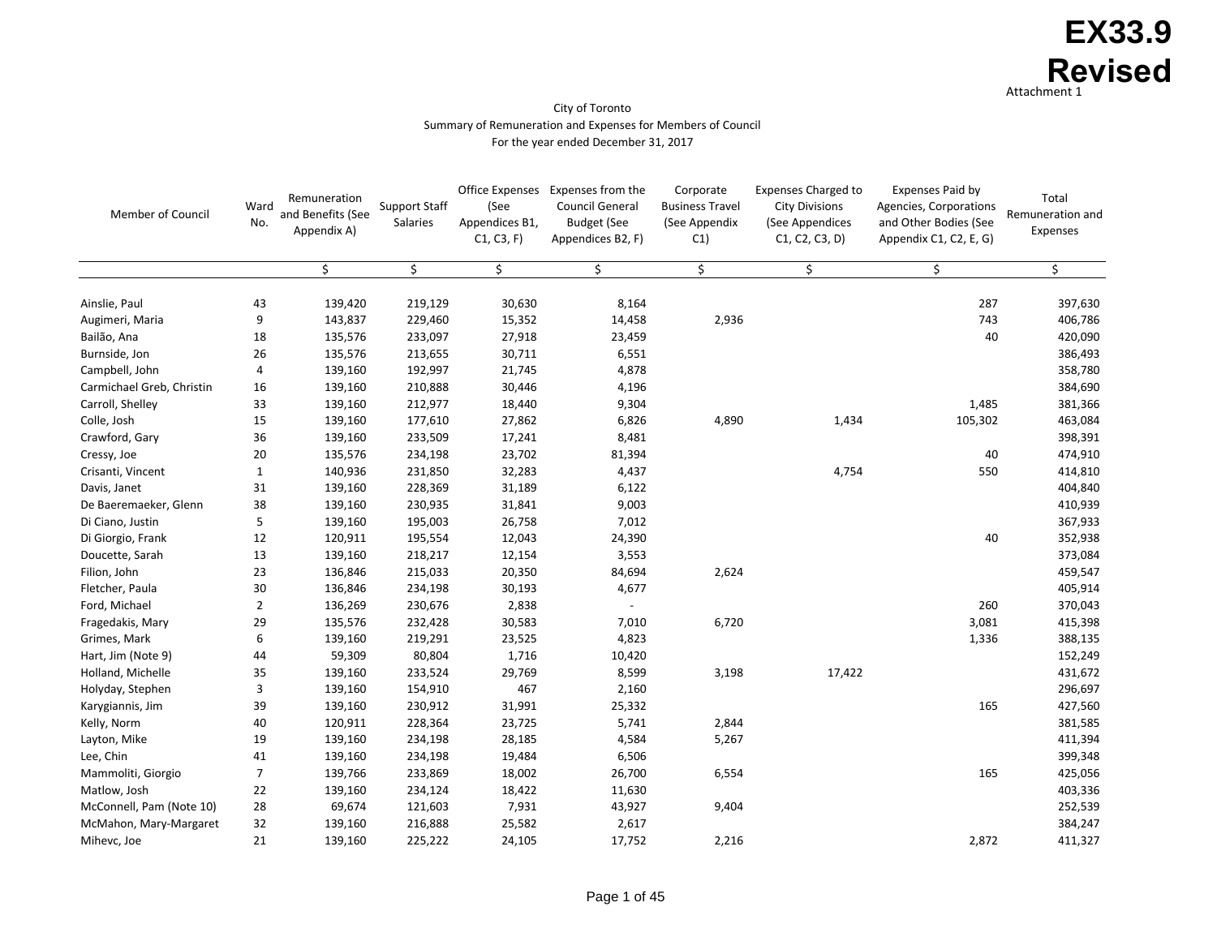**EX33.9 Revised**

Attachment 1

City of Toronto
Summary of Remuneration and Expenses for Members of Council
For the year ended December 31, 2017

| Member of Council | Ward No. | Remuneration and Benefits (See Appendix A) | Support Staff Salaries | Office Expenses (See Appendices B1, C1, C3, F) | Expenses from the Council General Budget (See Appendices B2, F) | Corporate Business Travel (See Appendix C1) | Expenses Charged to City Divisions (See Appendices C1, C2, C3, D) | Expenses Paid by Agencies, Corporations and Other Bodies (See Appendix C1, C2, E, G) | Total Remuneration and Expenses |
|---|---|---|---|---|---|---|---|---|---|
| | | $ | $ | $ | $ | $ | $ | $ | $ |
| Ainslie, Paul | 43 | 139,420 | 219,129 | 30,630 | 8,164 | | | 287 | 397,630 |
| Augimeri, Maria | 9 | 143,837 | 229,460 | 15,352 | 14,458 | 2,936 | | 743 | 406,786 |
| Bailão, Ana | 18 | 135,576 | 233,097 | 27,918 | 23,459 | | | 40 | 420,090 |
| Burnside, Jon | 26 | 135,576 | 213,655 | 30,711 | 6,551 | | | | 386,493 |
| Campbell, John | 4 | 139,160 | 192,997 | 21,745 | 4,878 | | | | 358,780 |
| Carmichael Greb, Christin | 16 | 139,160 | 210,888 | 30,446 | 4,196 | | | | 384,690 |
| Carroll, Shelley | 33 | 139,160 | 212,977 | 18,440 | 9,304 | | | 1,485 | 381,366 |
| Colle, Josh | 15 | 139,160 | 177,610 | 27,862 | 6,826 | 4,890 | 1,434 | 105,302 | 463,084 |
| Crawford, Gary | 36 | 139,160 | 233,509 | 17,241 | 8,481 | | | | 398,391 |
| Cressy, Joe | 20 | 135,576 | 234,198 | 23,702 | 81,394 | | | 40 | 474,910 |
| Crisanti, Vincent | 1 | 140,936 | 231,850 | 32,283 | 4,437 | | 4,754 | 550 | 414,810 |
| Davis, Janet | 31 | 139,160 | 228,369 | 31,189 | 6,122 | | | | 404,840 |
| De Baeremaeker, Glenn | 38 | 139,160 | 230,935 | 31,841 | 9,003 | | | | 410,939 |
| Di Ciano, Justin | 5 | 139,160 | 195,003 | 26,758 | 7,012 | | | | 367,933 |
| Di Giorgio, Frank | 12 | 120,911 | 195,554 | 12,043 | 24,390 | | | 40 | 352,938 |
| Doucette, Sarah | 13 | 139,160 | 218,217 | 12,154 | 3,553 | | | | 373,084 |
| Filion, John | 23 | 136,846 | 215,033 | 20,350 | 84,694 | 2,624 | | | 459,547 |
| Fletcher, Paula | 30 | 136,846 | 234,198 | 30,193 | 4,677 | | | | 405,914 |
| Ford, Michael | 2 | 136,269 | 230,676 | 2,838 | - | | | 260 | 370,043 |
| Fragedakis, Mary | 29 | 135,576 | 232,428 | 30,583 | 7,010 | 6,720 | | 3,081 | 415,398 |
| Grimes, Mark | 6 | 139,160 | 219,291 | 23,525 | 4,823 | | | 1,336 | 388,135 |
| Hart, Jim (Note 9) | 44 | 59,309 | 80,804 | 1,716 | 10,420 | | | | 152,249 |
| Holland, Michelle | 35 | 139,160 | 233,524 | 29,769 | 8,599 | 3,198 | 17,422 | | 431,672 |
| Holyday, Stephen | 3 | 139,160 | 154,910 | 467 | 2,160 | | | | 296,697 |
| Karygiannis, Jim | 39 | 139,160 | 230,912 | 31,991 | 25,332 | | | 165 | 427,560 |
| Kelly, Norm | 40 | 120,911 | 228,364 | 23,725 | 5,741 | 2,844 | | | 381,585 |
| Layton, Mike | 19 | 139,160 | 234,198 | 28,185 | 4,584 | 5,267 | | | 411,394 |
| Lee, Chin | 41 | 139,160 | 234,198 | 19,484 | 6,506 | | | | 399,348 |
| Mammoliti, Giorgio | 7 | 139,766 | 233,869 | 18,002 | 26,700 | 6,554 | | 165 | 425,056 |
| Matlow, Josh | 22 | 139,160 | 234,124 | 18,422 | 11,630 | | | | 403,336 |
| McConnell, Pam (Note 10) | 28 | 69,674 | 121,603 | 7,931 | 43,927 | 9,404 | | | 252,539 |
| McMahon, Mary-Margaret | 32 | 139,160 | 216,888 | 25,582 | 2,617 | | | | 384,247 |
| Mihevc, Joe | 21 | 139,160 | 225,222 | 24,105 | 17,752 | 2,216 | | 2,872 | 411,327 |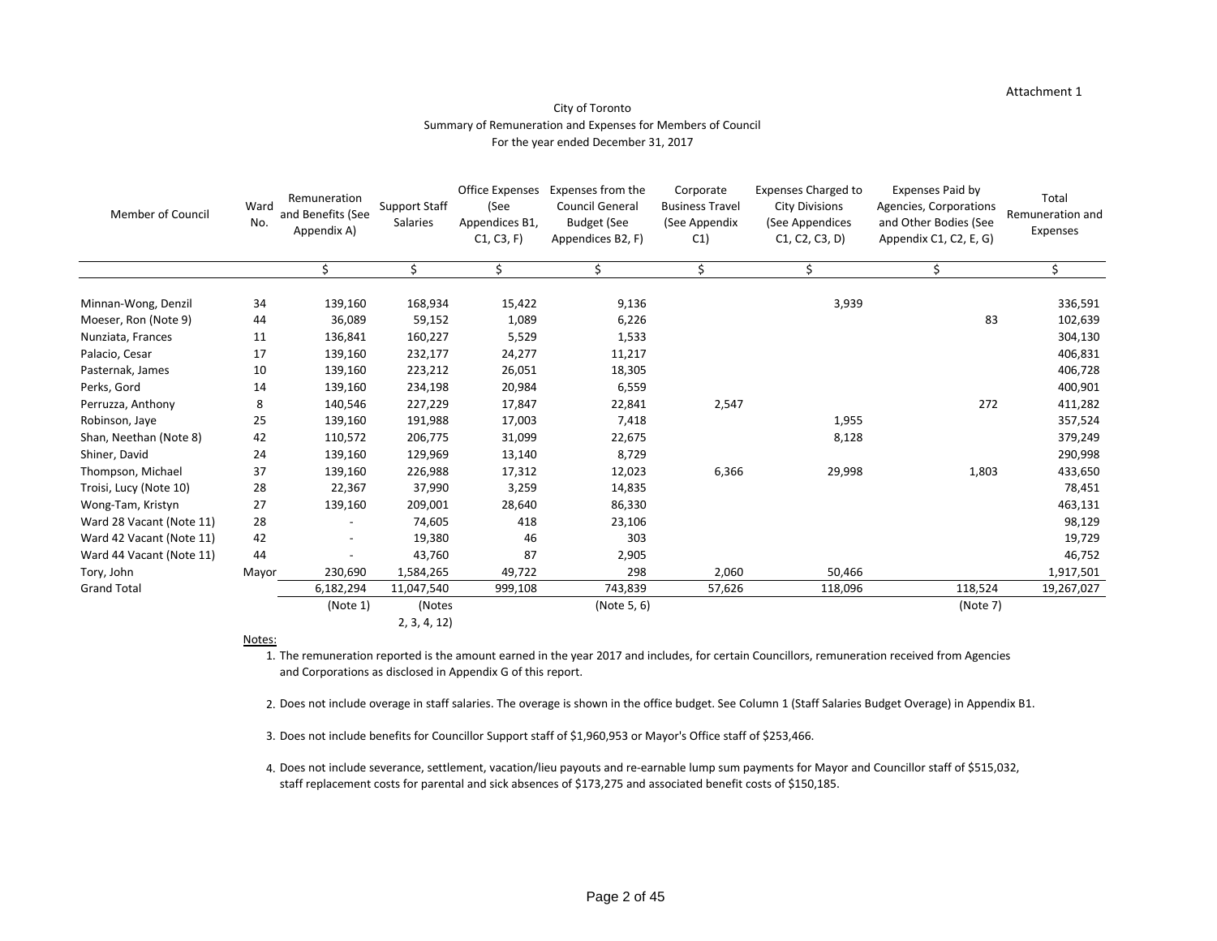Attachment 1

City of Toronto
Summary of Remuneration and Expenses for Members of Council
For the year ended December 31, 2017

| Member of Council | Ward No. | Remuneration and Benefits (See Appendix A) | Support Staff Salaries | Office Expenses (See Appendices B1, C1, C3, F) | Expenses from the Council General Budget (See Appendices B2, F) | Corporate Business Travel (See Appendix C1) | Expenses Charged to City Divisions (See Appendices C1, C2, C3, D) | Expenses Paid by Agencies, Corporations and Other Bodies (See Appendix C1, C2, E, G) | Total Remuneration and Expenses |
|---|---|---|---|---|---|---|---|---|---|
| | | $ | $ | $ | $ | $ | $ | $ | $ |
| Minnan-Wong, Denzil | 34 | 139,160 | 168,934 | 15,422 | 9,136 | | 3,939 | | 336,591 |
| Moeser, Ron (Note 9) | 44 | 36,089 | 59,152 | 1,089 | 6,226 | | | 83 | 102,639 |
| Nunziata, Frances | 11 | 136,841 | 160,227 | 5,529 | 1,533 | | | | 304,130 |
| Palacio, Cesar | 17 | 139,160 | 232,177 | 24,277 | 11,217 | | | | 406,831 |
| Pasternak, James | 10 | 139,160 | 223,212 | 26,051 | 18,305 | | | | 406,728 |
| Perks, Gord | 14 | 139,160 | 234,198 | 20,984 | 6,559 | | | | 400,901 |
| Perruzza, Anthony | 8 | 140,546 | 227,229 | 17,847 | 22,841 | 2,547 | | 272 | 411,282 |
| Robinson, Jaye | 25 | 139,160 | 191,988 | 17,003 | 7,418 | | 1,955 | | 357,524 |
| Shan, Neethan (Note 8) | 42 | 110,572 | 206,775 | 31,099 | 22,675 | | 8,128 | | 379,249 |
| Shiner, David | 24 | 139,160 | 129,969 | 13,140 | 8,729 | | | | 290,998 |
| Thompson, Michael | 37 | 139,160 | 226,988 | 17,312 | 12,023 | 6,366 | 29,998 | 1,803 | 433,650 |
| Troisi, Lucy (Note 10) | 28 | 22,367 | 37,990 | 3,259 | 14,835 | | | | 78,451 |
| Wong-Tam, Kristyn | 27 | 139,160 | 209,001 | 28,640 | 86,330 | | | | 463,131 |
| Ward 28 Vacant (Note 11) | 28 | - | 74,605 | 418 | 23,106 | | | | 98,129 |
| Ward 42 Vacant (Note 11) | 42 | - | 19,380 | 46 | 303 | | | | 19,729 |
| Ward 44 Vacant (Note 11) | 44 | - | 43,760 | 87 | 2,905 | | | | 46,752 |
| Tory, John | Mayor | 230,690 | 1,584,265 | 49,722 | 298 | 2,060 | 50,466 | | 1,917,501 |
| Grand Total | | 6,182,294 | 11,047,540 | 999,108 | 743,839 | 57,626 | 118,096 | 118,524 | 19,267,027 |
| | | (Note 1) | (Notes 2, 3, 4, 12) | | (Note 5, 6) | | | (Note 7) | |

Notes:

1. The remuneration reported is the amount earned in the year 2017 and includes, for certain Councillors, remuneration received from Agencies and Corporations as disclosed in Appendix G of this report.

2. Does not include overage in staff salaries. The overage is shown in the office budget. See Column 1 (Staff Salaries Budget Overage) in Appendix B1.

3. Does not include benefits for Councillor Support staff of $1,960,953 or Mayor's Office staff of $253,466.

4. Does not include severance, settlement, vacation/lieu payouts and re-earnable lump sum payments for Mayor and Councillor staff of $515,032, staff replacement costs for parental and sick absences of $173,275 and associated benefit costs of $150,185.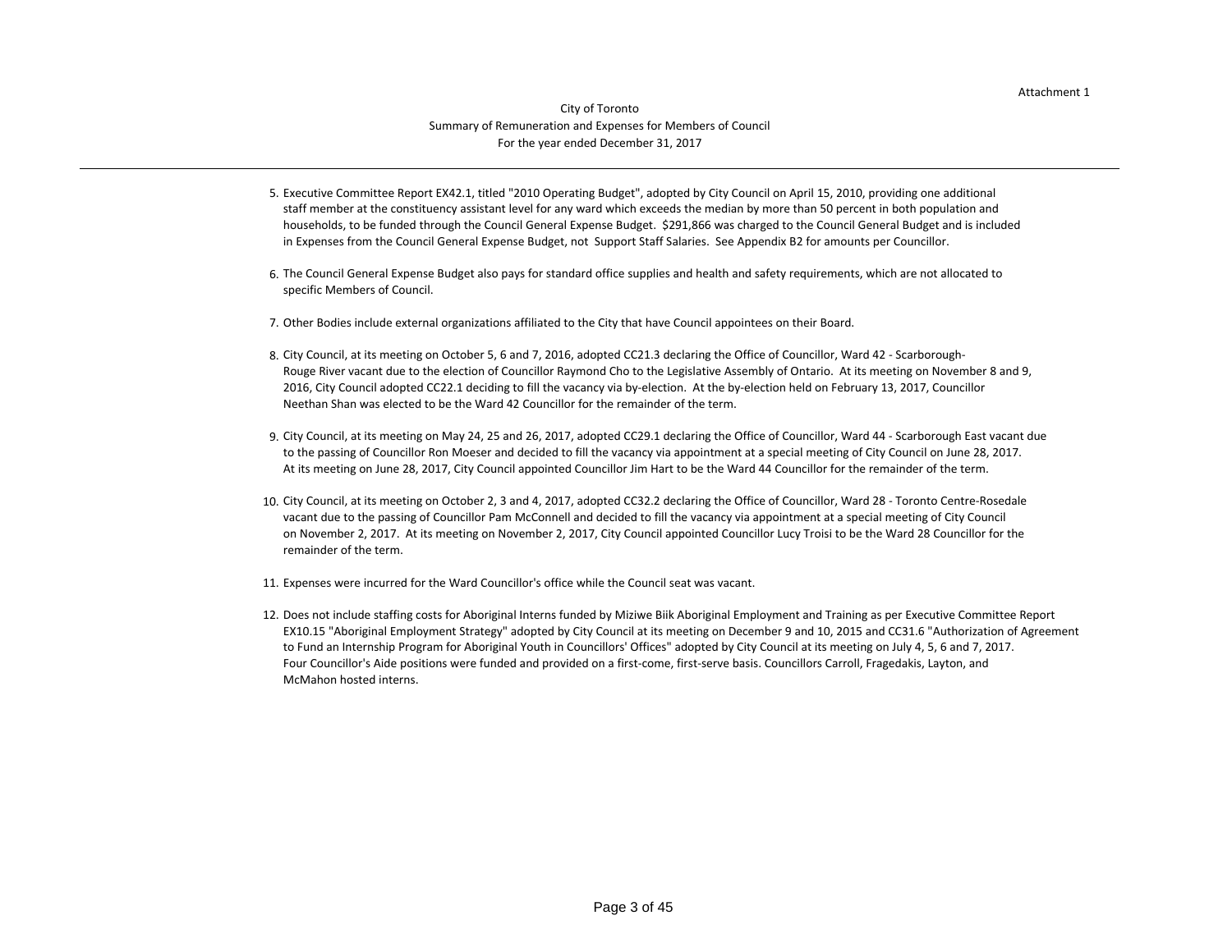Attachment 1

City of Toronto
Summary of Remuneration and Expenses for Members of Council
For the year ended December 31, 2017

5. Executive Committee Report EX42.1, titled "2010 Operating Budget", adopted by City Council on April 15, 2010, providing one additional staff member at the constituency assistant level for any ward which exceeds the median by more than 50 percent in both population and households, to be funded through the Council General Expense Budget. $291,866 was charged to the Council General Budget and is included in Expenses from the Council General Expense Budget, not Support Staff Salaries. See Appendix B2 for amounts per Councillor.

6. The Council General Expense Budget also pays for standard office supplies and health and safety requirements, which are not allocated to specific Members of Council.

7. Other Bodies include external organizations affiliated to the City that have Council appointees on their Board.

8. City Council, at its meeting on October 5, 6 and 7, 2016, adopted CC21.3 declaring the Office of Councillor, Ward 42 - Scarborough-Rouge River vacant due to the election of Councillor Raymond Cho to the Legislative Assembly of Ontario. At its meeting on November 8 and 9, 2016, City Council adopted CC22.1 deciding to fill the vacancy via by-election. At the by-election held on February 13, 2017, Councillor Neethan Shan was elected to be the Ward 42 Councillor for the remainder of the term.

9. City Council, at its meeting on May 24, 25 and 26, 2017, adopted CC29.1 declaring the Office of Councillor, Ward 44 - Scarborough East vacant due to the passing of Councillor Ron Moeser and decided to fill the vacancy via appointment at a special meeting of City Council on June 28, 2017. At its meeting on June 28, 2017, City Council appointed Councillor Jim Hart to be the Ward 44 Councillor for the remainder of the term.

10. City Council, at its meeting on October 2, 3 and 4, 2017, adopted CC32.2 declaring the Office of Councillor, Ward 28 - Toronto Centre-Rosedale vacant due to the passing of Councillor Pam McConnell and decided to fill the vacancy via appointment at a special meeting of City Council on November 2, 2017. At its meeting on November 2, 2017, City Council appointed Councillor Lucy Troisi to be the Ward 28 Councillor for the remainder of the term.

11. Expenses were incurred for the Ward Councillor's office while the Council seat was vacant.

12. Does not include staffing costs for Aboriginal Interns funded by Miziwe Biik Aboriginal Employment and Training as per Executive Committee Report EX10.15 "Aboriginal Employment Strategy" adopted by City Council at its meeting on December 9 and 10, 2015 and CC31.6 "Authorization of Agreement to Fund an Internship Program for Aboriginal Youth in Councillors' Offices" adopted by City Council at its meeting on July 4, 5, 6 and 7, 2017. Four Councillor's Aide positions were funded and provided on a first-come, first-serve basis. Councillors Carroll, Fragedakis, Layton, and McMahon hosted interns.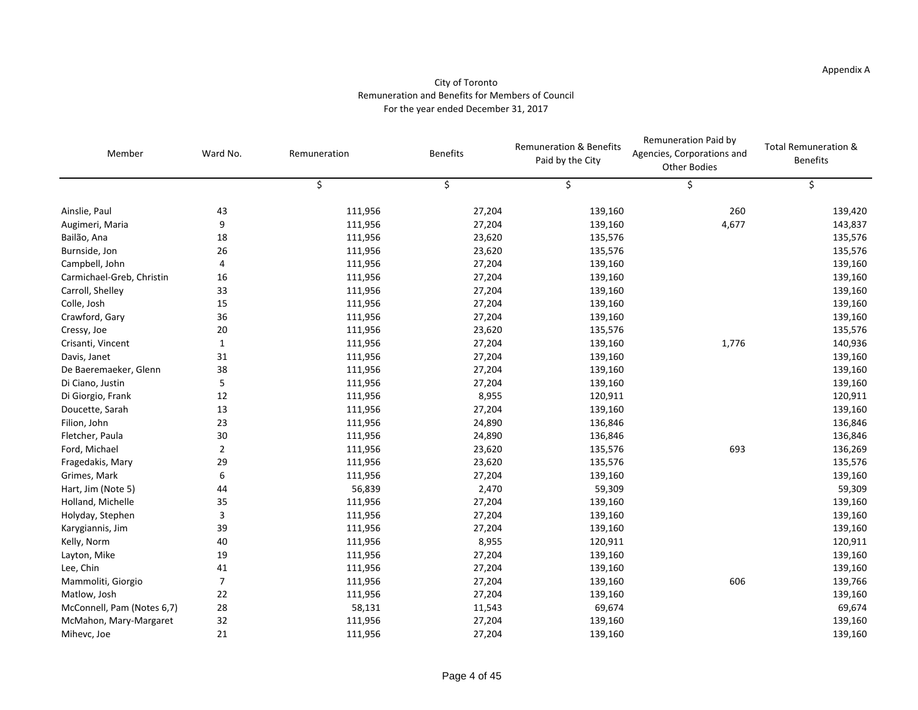Appendix A

City of Toronto
Remuneration and Benefits for Members of Council
For the year ended December 31, 2017

| Member | Ward No. | Remuneration | Benefits | Remuneration & Benefits Paid by the City | Remuneration Paid by Agencies, Corporations and Other Bodies | Total Remuneration & Benefits |
|---|---|---|---|---|---|---|
| | | $ | $ | $ | $ | $ |
| Ainslie, Paul | 43 | 111,956 | 27,204 | 139,160 | 260 | 139,420 |
| Augimeri, Maria | 9 | 111,956 | 27,204 | 139,160 | 4,677 | 143,837 |
| Bailão, Ana | 18 | 111,956 | 23,620 | 135,576 | | 135,576 |
| Burnside, Jon | 26 | 111,956 | 23,620 | 135,576 | | 135,576 |
| Campbell, John | 4 | 111,956 | 27,204 | 139,160 | | 139,160 |
| Carmichael-Greb, Christin | 16 | 111,956 | 27,204 | 139,160 | | 139,160 |
| Carroll, Shelley | 33 | 111,956 | 27,204 | 139,160 | | 139,160 |
| Colle, Josh | 15 | 111,956 | 27,204 | 139,160 | | 139,160 |
| Crawford, Gary | 36 | 111,956 | 27,204 | 139,160 | | 139,160 |
| Cressy, Joe | 20 | 111,956 | 23,620 | 135,576 | | 135,576 |
| Crisanti, Vincent | 1 | 111,956 | 27,204 | 139,160 | 1,776 | 140,936 |
| Davis, Janet | 31 | 111,956 | 27,204 | 139,160 | | 139,160 |
| De Baeremaeker, Glenn | 38 | 111,956 | 27,204 | 139,160 | | 139,160 |
| Di Ciano, Justin | 5 | 111,956 | 27,204 | 139,160 | | 139,160 |
| Di Giorgio, Frank | 12 | 111,956 | 8,955 | 120,911 | | 120,911 |
| Doucette, Sarah | 13 | 111,956 | 27,204 | 139,160 | | 139,160 |
| Filion, John | 23 | 111,956 | 24,890 | 136,846 | | 136,846 |
| Fletcher, Paula | 30 | 111,956 | 24,890 | 136,846 | | 136,846 |
| Ford, Michael | 2 | 111,956 | 23,620 | 135,576 | 693 | 136,269 |
| Fragedakis, Mary | 29 | 111,956 | 23,620 | 135,576 | | 135,576 |
| Grimes, Mark | 6 | 111,956 | 27,204 | 139,160 | | 139,160 |
| Hart, Jim (Note 5) | 44 | 56,839 | 2,470 | 59,309 | | 59,309 |
| Holland, Michelle | 35 | 111,956 | 27,204 | 139,160 | | 139,160 |
| Holyday, Stephen | 3 | 111,956 | 27,204 | 139,160 | | 139,160 |
| Karygiannis, Jim | 39 | 111,956 | 27,204 | 139,160 | | 139,160 |
| Kelly, Norm | 40 | 111,956 | 8,955 | 120,911 | | 120,911 |
| Layton, Mike | 19 | 111,956 | 27,204 | 139,160 | | 139,160 |
| Lee, Chin | 41 | 111,956 | 27,204 | 139,160 | | 139,160 |
| Mammoliti, Giorgio | 7 | 111,956 | 27,204 | 139,160 | 606 | 139,766 |
| Matlow, Josh | 22 | 111,956 | 27,204 | 139,160 | | 139,160 |
| McConnell, Pam (Notes 6,7) | 28 | 58,131 | 11,543 | 69,674 | | 69,674 |
| McMahon, Mary-Margaret | 32 | 111,956 | 27,204 | 139,160 | | 139,160 |
| Mihevc, Joe | 21 | 111,956 | 27,204 | 139,160 | | 139,160 |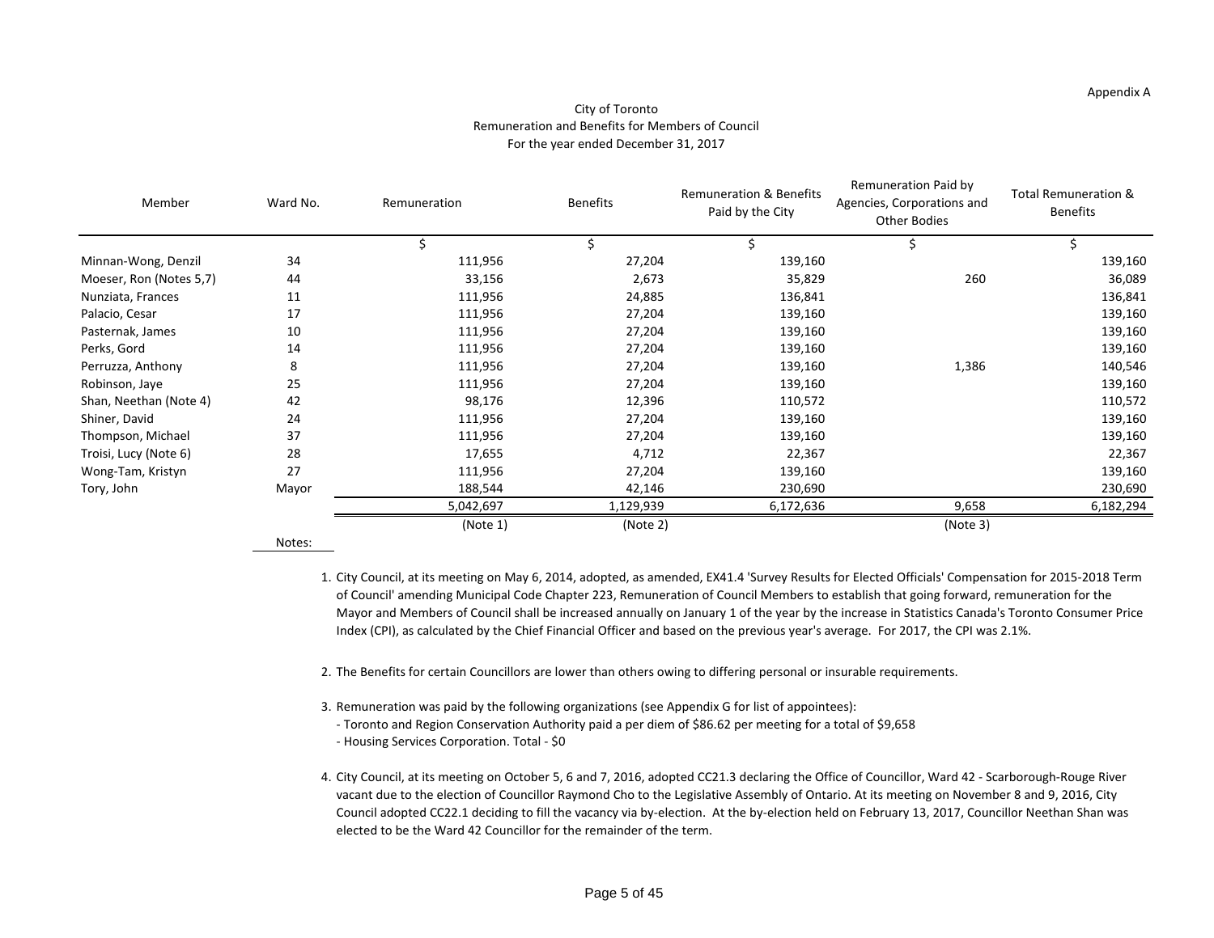Appendix A

City of Toronto
Remuneration and Benefits for Members of Council
For the year ended December 31, 2017

| Member | Ward No. | Remuneration | Benefits | Remuneration & Benefits Paid by the City | Remuneration Paid by Agencies, Corporations and Other Bodies | Total Remuneration & Benefits |
|---|---|---|---|---|---|---|
| | | $ | $ | $ | $ | $ |
| Minnan-Wong, Denzil | 34 | 111,956 | 27,204 | 139,160 | | 139,160 |
| Moeser, Ron (Notes 5,7) | 44 | 33,156 | 2,673 | 35,829 | 260 | 36,089 |
| Nunziata, Frances | 11 | 111,956 | 24,885 | 136,841 | | 136,841 |
| Palacio, Cesar | 17 | 111,956 | 27,204 | 139,160 | | 139,160 |
| Pasternak, James | 10 | 111,956 | 27,204 | 139,160 | | 139,160 |
| Perks, Gord | 14 | 111,956 | 27,204 | 139,160 | | 139,160 |
| Perruzza, Anthony | 8 | 111,956 | 27,204 | 139,160 | 1,386 | 140,546 |
| Robinson, Jaye | 25 | 111,956 | 27,204 | 139,160 | | 139,160 |
| Shan, Neethan (Note 4) | 42 | 98,176 | 12,396 | 110,572 | | 110,572 |
| Shiner, David | 24 | 111,956 | 27,204 | 139,160 | | 139,160 |
| Thompson, Michael | 37 | 111,956 | 27,204 | 139,160 | | 139,160 |
| Troisi, Lucy (Note 6) | 28 | 17,655 | 4,712 | 22,367 | | 22,367 |
| Wong-Tam, Kristyn | 27 | 111,956 | 27,204 | 139,160 | | 139,160 |
| Tory, John | Mayor | 188,544 | 42,146 | 230,690 | | 230,690 |
| | | 5,042,697 | 1,129,939 | 6,172,636 | 9,658 | 6,182,294 |
| | | (Note 1) | (Note 2) | | (Note 3) | |

Notes:

1. City Council, at its meeting on May 6, 2014, adopted, as amended, EX41.4 'Survey Results for Elected Officials' Compensation for 2015-2018 Term of Council' amending Municipal Code Chapter 223, Remuneration of Council Members to establish that going forward, remuneration for the Mayor and Members of Council shall be increased annually on January 1 of the year by the increase in Statistics Canada's Toronto Consumer Price Index (CPI), as calculated by the Chief Financial Officer and based on the previous year's average. For 2017, the CPI was 2.1%.

2. The Benefits for certain Councillors are lower than others owing to differing personal or insurable requirements.

3. Remuneration was paid by the following organizations (see Appendix G for list of appointees):
   - Toronto and Region Conservation Authority paid a per diem of $86.62 per meeting for a total of $9,658
   - Housing Services Corporation. Total - $0

4. City Council, at its meeting on October 5, 6 and 7, 2016, adopted CC21.3 declaring the Office of Councillor, Ward 42 - Scarborough-Rouge River vacant due to the election of Councillor Raymond Cho to the Legislative Assembly of Ontario. At its meeting on November 8 and 9, 2016, City Council adopted CC22.1 deciding to fill the vacancy via by-election. At the by-election held on February 13, 2017, Councillor Neethan Shan was elected to be the Ward 42 Councillor for the remainder of the term.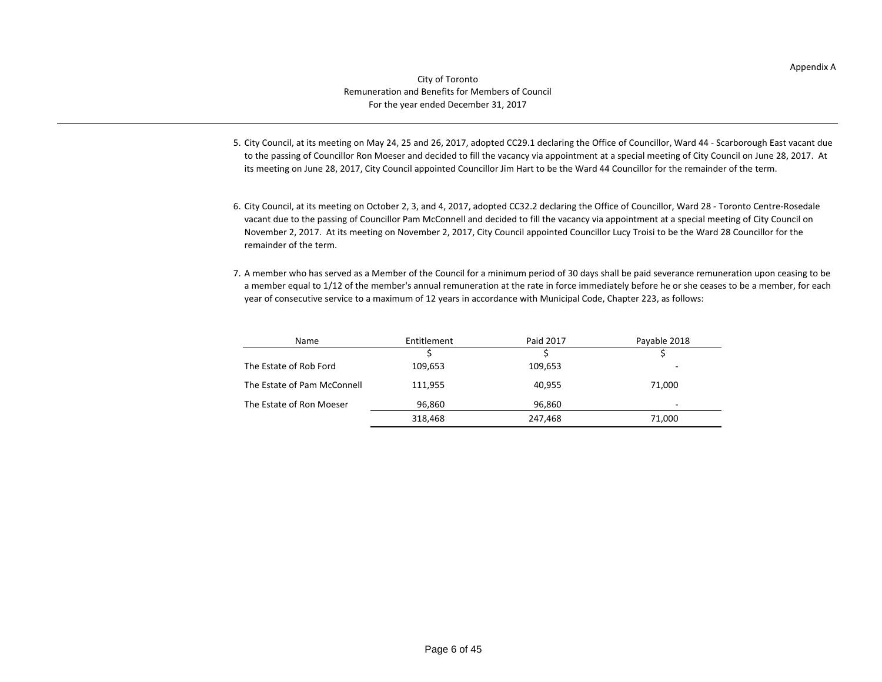Appendix A

City of Toronto
Remuneration and Benefits for Members of Council
For the year ended December 31, 2017

5. City Council, at its meeting on May 24, 25 and 26, 2017, adopted CC29.1 declaring the Office of Councillor, Ward 44 - Scarborough East vacant due to the passing of Councillor Ron Moeser and decided to fill the vacancy via appointment at a special meeting of City Council on June 28, 2017. At its meeting on June 28, 2017, City Council appointed Councillor Jim Hart to be the Ward 44 Councillor for the remainder of the term.

6. City Council, at its meeting on October 2, 3, and 4, 2017, adopted CC32.2 declaring the Office of Councillor, Ward 28 - Toronto Centre-Rosedale vacant due to the passing of Councillor Pam McConnell and decided to fill the vacancy via appointment at a special meeting of City Council on November 2, 2017. At its meeting on November 2, 2017, City Council appointed Councillor Lucy Troisi to be the Ward 28 Councillor for the remainder of the term.

7. A member who has served as a Member of the Council for a minimum period of 30 days shall be paid severance remuneration upon ceasing to be a member equal to 1/12 of the member's annual remuneration at the rate in force immediately before he or she ceases to be a member, for each year of consecutive service to a maximum of 12 years in accordance with Municipal Code, Chapter 223, as follows:

| Name | Entitlement | Paid 2017 | Payable 2018 |
|---|---|---|---|
| | $ | $ | $ |
| The Estate of Rob Ford | 109,653 | 109,653 | - |
| The Estate of Pam McConnell | 111,955 | 40,955 | 71,000 |
| The Estate of Ron Moeser | 96,860 | 96,860 | - |
| | 318,468 | 247,468 | 71,000 |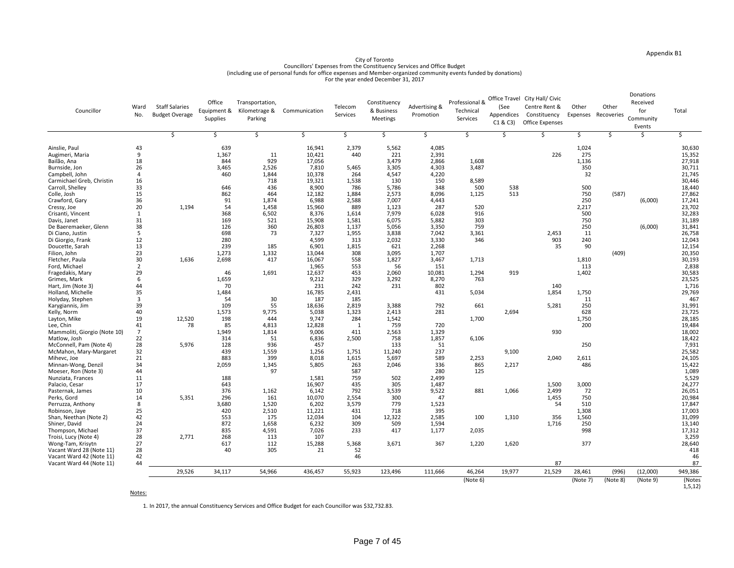Appendix B1

City of Toronto
Councillors' Expenses from the Constituency Services and Office Budget
(including use of personal funds for office expenses and Member-organized community events funded by donations)
For the year ended December 31, 2017

| Councillor | Ward No. | Staff Salaries Budget Overage | Office Equipment & Supplies | Transportation, Kilometrage & Parking | Communication | Telecom Services | Constituency & Business Meetings | Advertising & Promotion | Professional & Technical Services | Office Travel (See Appendices C1 & C3) | City Hall/ Civic Centre Rent & Constituency Office Expenses | Other Expenses | Other Recoveries | Donations Received for Community Events | Total |
|---|---|---|---|---|---|---|---|---|---|---|---|---|---|---|---|
| | | $ | $ | $ | $ | $ | $ | $ | $ | $ | $ | $ | $ | $ | $ |
| Ainslie, Paul | 43 | | 639 | | 16,941 | 2,379 | 5,562 | 4,085 | | | | 1,024 | | | 30,630 |
| Augimeri, Maria | 9 | | 1,367 | 11 | 10,421 | 440 | 221 | 2,391 | | | 226 | 275 | | | 15,352 |
| Bailão, Ana | 18 | | 844 | 929 | 17,056 | | 3,479 | 2,866 | 1,608 | | | 1,136 | | | 27,918 |
| Burnside, Jon | 26 | | 3,465 | 2,526 | 7,810 | 5,465 | 3,305 | 4,303 | 3,487 | | | 350 | | | 30,711 |
| Campbell, John | 4 | | 460 | 1,844 | 10,378 | 264 | 4,547 | 4,220 | | | | 32 | | | 21,745 |
| Carmichael Greb, Christin | 16 | | | 718 | 19,321 | 1,538 | 130 | 150 | 8,589 | | | | | | 30,446 |
| Carroll, Shelley | 33 | | 646 | 436 | 8,900 | 786 | 5,786 | 348 | 500 | 538 | | 500 | | | 18,440 |
| Colle, Josh | 15 | | 862 | 464 | 12,182 | 1,884 | 2,573 | 8,096 | 1,125 | 513 | | 750 | (587) | | 27,862 |
| Crawford, Gary | 36 | | 91 | 1,874 | 6,988 | 2,588 | 7,007 | 4,443 | | | | 250 | | (6,000) | 17,241 |
| Cressy, Joe | 20 | 1,194 | 54 | 1,458 | 15,960 | 889 | 1,123 | 287 | 520 | | | 2,217 | | | 23,702 |
| Crisanti, Vincent | 1 | | 368 | 6,502 | 8,376 | 1,614 | 7,979 | 6,028 | 916 | | | 500 | | | 32,283 |
| Davis, Janet | 31 | | 169 | 521 | 15,908 | 1,581 | 6,075 | 5,882 | 303 | | | 750 | | | 31,189 |
| De Baeremaeker, Glenn | 38 | | 126 | 360 | 26,803 | 1,137 | 5,056 | 3,350 | 759 | | | 250 | | (6,000) | 31,841 |
| Di Ciano, Justin | 5 | | 698 | 73 | 7,327 | 1,955 | 3,838 | 7,042 | 3,361 | | 2,453 | 11 | | | 26,758 |
| Di Giorgio, Frank | 12 | | 280 | | 4,599 | 313 | 2,032 | 3,330 | 346 | | 903 | 240 | | | 12,043 |
| Doucette, Sarah | 13 | | 239 | 185 | 6,901 | 1,815 | 621 | 2,268 | | | 35 | 90 | | | 12,154 |
| Filion, John | 23 | | 1,273 | 1,332 | 13,044 | 308 | 3,095 | 1,707 | | | | | (409) | | 20,350 |
| Fletcher, Paula | 30 | 1,636 | 2,698 | 417 | 16,067 | 558 | 1,827 | 3,467 | 1,713 | | | 1,810 | | | 30,193 |
| Ford, Michael | 2 | | | | 1,965 | 553 | 56 | 151 | | | | 113 | | | 2,838 |
| Fragedakis, Mary | 29 | | 46 | 1,691 | 12,637 | 453 | 2,060 | 10,081 | 1,294 | 919 | | 1,402 | | | 30,583 |
| Grimes, Mark | 6 | | 1,659 | | 9,212 | 329 | 3,292 | 8,270 | 763 | | | | | | 23,525 |
| Hart, Jim (Note 3) | 44 | | 70 | | 231 | 242 | 231 | 802 | | | 140 | | | | 1,716 |
| Holland, Michelle | 35 | | 1,484 | | 16,785 | 2,431 | | 431 | 5,034 | | 1,854 | 1,750 | | | 29,769 |
| Holyday, Stephen | 3 | | 54 | 30 | 187 | 185 | | | | | | 11 | | | 467 |
| Karygiannis, Jim | 39 | | 109 | 55 | 18,636 | 2,819 | 3,388 | 792 | 661 | | 5,281 | 250 | | | 31,991 |
| Kelly, Norm | 40 | | 1,573 | 9,775 | 5,038 | 1,323 | 2,413 | 281 | | 2,694 | | 628 | | | 23,725 |
| Layton, Mike | 19 | 12,520 | 198 | 444 | 9,747 | 284 | 1,542 | | 1,700 | | | 1,750 | | | 28,185 |
| Lee, Chin | 41 | 78 | 85 | 4,813 | 12,828 | 1 | 759 | 720 | | | | 200 | | | 19,484 |
| Mammoliti, Giorgio (Note 10) | 7 | | 1,949 | 1,814 | 9,006 | 411 | 2,563 | 1,329 | | | 930 | | | | 18,002 |
| Matlow, Josh | 22 | | 314 | 51 | 6,836 | 2,500 | 758 | 1,857 | 6,106 | | | | | | 18,422 |
| McConnell, Pam (Note 4) | 28 | 5,976 | 128 | 936 | 457 | | 133 | 51 | | | | 250 | | | 7,931 |
| McMahon, Mary-Margaret | 32 | | 439 | 1,559 | 1,256 | 1,751 | 11,240 | 237 | | 9,100 | | | | | 25,582 |
| Mihevc, Joe | 21 | | 883 | 399 | 8,018 | 1,615 | 5,697 | 589 | 2,253 | | 2,040 | 2,611 | | | 24,105 |
| Minnan-Wong, Denzil | 34 | | 2,059 | 1,345 | 5,805 | 263 | 2,046 | 336 | 865 | 2,217 | | 486 | | | 15,422 |
| Moeser, Ron (Note 3) | 44 | | | 97 | | 587 | | 280 | 125 | | | | | | 1,089 |
| Nunziata, Frances | 11 | | 188 | | 1,581 | 759 | 502 | 2,499 | | | | | | | 5,529 |
| Palacio, Cesar | 17 | | 643 | | 16,907 | 435 | 305 | 1,487 | | | 1,500 | 3,000 | | | 24,277 |
| Pasternak, James | 10 | | 376 | 1,162 | 6,142 | 792 | 3,539 | 9,522 | 881 | 1,066 | 2,499 | 72 | | | 26,051 |
| Perks, Gord | 14 | 5,351 | 296 | 161 | 10,070 | 2,554 | 300 | 47 | | | 1,455 | 750 | | | 20,984 |
| Perruzza, Anthony | 8 | | 3,680 | 1,520 | 6,202 | 3,579 | 779 | 1,523 | | | 54 | 510 | | | 17,847 |
| Robinson, Jaye | 25 | | 420 | 2,510 | 11,221 | 431 | 718 | 395 | | | | 1,308 | | | 17,003 |
| Shan, Neethan (Note 2) | 42 | | 553 | 175 | 12,034 | 104 | 12,322 | 2,585 | 100 | 1,310 | 356 | 1,560 | | | 31,099 |
| Shiner, David | 24 | | 872 | 1,658 | 6,232 | 309 | 509 | 1,594 | | | 1,716 | 250 | | | 13,140 |
| Thompson, Michael | 37 | | 835 | 4,591 | 7,026 | 233 | 417 | 1,177 | 2,035 | | | 998 | | | 17,312 |
| Troisi, Lucy (Note 4) | 28 | 2,771 | 268 | 113 | 107 | | | | | | | | | | 3,259 |
| Wong-Tam, Krisytn | 27 | | 617 | 112 | 15,288 | 5,368 | 3,671 | 367 | 1,220 | 1,620 | | 377 | | | 28,640 |
| Vacant Ward 28 (Note 11) | 28 | | 40 | 305 | 21 | 52 | | | | | | | | | 418 |
| Vacant Ward 42 (Note 11) | 42 | | | | | 46 | | | | | | | | | 46 |
| Vacant Ward 44 (Note 11) | 44 | | | | | | | | | | 87 | | | | 87 |
| | | 29,526 | 34,117 | 54,966 | 436,457 | 55,923 | 123,496 | 111,666 | 46,264 | 19,977 | 21,529 | 28,461 | (996) | (12,000) | 949,386 |
| | | | | | | | | | (Note 6) | | | (Note 7) | (Note 8) | (Note 9) | (Notes 1,5,12) |

Notes:

1. In 2017, the annual Constituency Services and Office Budget for each Councillor was $32,732.83.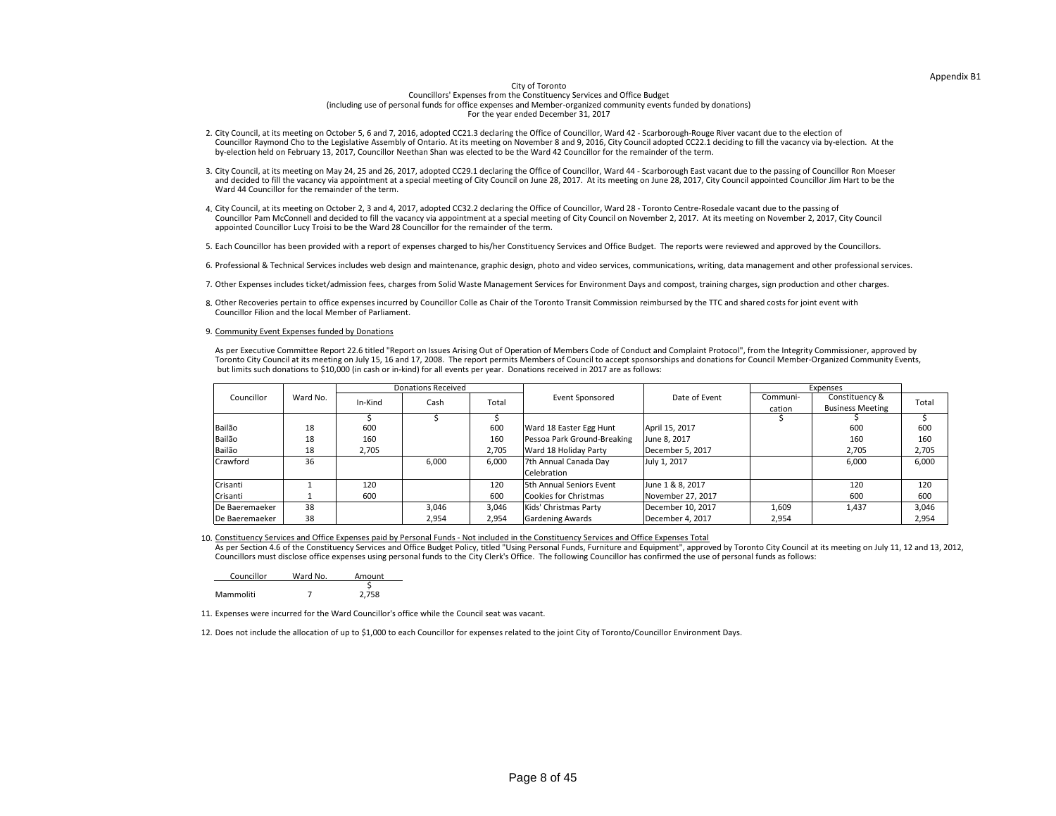Appendix B1

City of Toronto
Councillors' Expenses from the Constituency Services and Office Budget
(including use of personal funds for office expenses and Member-organized community events funded by donations)
For the year ended December 31, 2017

2. City Council, at its meeting on October 5, 6 and 7, 2016, adopted CC21.3 declaring the Office of Councillor, Ward 42 - Scarborough-Rouge River vacant due to the election of Councillor Raymond Cho to the Legislative Assembly of Ontario. At its meeting on November 8 and 9, 2016, City Council adopted CC22.1 deciding to fill the vacancy via by-election. At the by-election held on February 13, 2017, Councillor Neethan Shan was elected to be the Ward 42 Councillor for the remainder of the term.

3. City Council, at its meeting on May 24, 25 and 26, 2017, adopted CC29.1 declaring the Office of Councillor, Ward 44 - Scarborough East vacant due to the passing of Councillor Ron Moeser and decided to fill the vacancy via appointment at a special meeting of City Council on June 28, 2017. At its meeting on June 28, 2017, City Council appointed Councillor Jim Hart to be the Ward 44 Councillor for the remainder of the term.

4. City Council, at its meeting on October 2, 3 and 4, 2017, adopted CC32.2 declaring the Office of Councillor, Ward 28 - Toronto Centre-Rosedale vacant due to the passing of Councillor Pam McConnell and decided to fill the vacancy via appointment at a special meeting of City Council on November 2, 2017. At its meeting on November 2, 2017, City Council appointed Councillor Lucy Troisi to be the Ward 28 Councillor for the remainder of the term.

5. Each Councillor has been provided with a report of expenses charged to his/her Constituency Services and Office Budget. The reports were reviewed and approved by the Councillors.

6. Professional & Technical Services includes web design and maintenance, graphic design, photo and video services, communications, writing, data management and other professional services.

7. Other Expenses includes ticket/admission fees, charges from Solid Waste Management Services for Environment Days and compost, training charges, sign production and other charges.

8. Other Recoveries pertain to office expenses incurred by Councillor Colle as Chair of the Toronto Transit Commission reimbursed by the TTC and shared costs for joint event with Councillor Filion and the local Member of Parliament.

9. Community Event Expenses funded by Donations

As per Executive Committee Report 22.6 titled "Report on Issues Arising Out of Operation of Members Code of Conduct and Complaint Protocol", from the Integrity Commissioner, approved by Toronto City Council at its meeting on July 15, 16 and 17, 2008. The report permits Members of Council to accept sponsorships and donations for Council Member-Organized Community Events, but limits such donations to $10,000 (in cash or in-kind) for all events per year. Donations received in 2017 are as follows:

| Councillor | Ward No. | Donations Received | | | Event Sponsored | Date of Event | Expenses | | |
|---|---|---|---|---|---|---|---|---|---|
| | | In-Kind | Cash | Total | | | Communi-cation | Constituency & Business Meeting | Total |
| | | $ | $ | $ | | | $ | $ | $ |
| Bailão | 18 | 600 | | 600 | Ward 18 Easter Egg Hunt | April 15, 2017 | | 600 | 600 |
| Bailão | 18 | 160 | | 160 | Pessoa Park Ground-Breaking | June 8, 2017 | | 160 | 160 |
| Bailão | 18 | 2,705 | | 2,705 | Ward 18 Holiday Party | December 5, 2017 | | 2,705 | 2,705 |
| Crawford | 36 | | 6,000 | 6,000 | 7th Annual Canada Day Celebration | July 1, 2017 | | 6,000 | 6,000 |
| Crisanti | 1 | 120 | | 120 | 5th Annual Seniors Event | June 1 & 8, 2017 | | 120 | 120 |
| Crisanti | 1 | 600 | | 600 | Cookies for Christmas | November 27, 2017 | | 600 | 600 |
| De Baeremaeker | 38 | | 3,046 | 3,046 | Kids' Christmas Party | December 10, 2017 | 1,609 | 1,437 | 3,046 |
| De Baeremaeker | 38 | | 2,954 | 2,954 | Gardening Awards | December 4, 2017 | 2,954 | | 2,954 |

10. Constituency Services and Office Expenses paid by Personal Funds - Not included in the Constituency Services and Office Expenses Total

As per Section 4.6 of the Constituency Services and Office Budget Policy, titled "Using Personal Funds, Furniture and Equipment", approved by Toronto City Council at its meeting on July 11, 12 and 13, 2012, Councillors must disclose office expenses using personal funds to the City Clerk's Office. The following Councillor has confirmed the use of personal funds as follows:

| Councillor | Ward No. | Amount |
|---|---|---|
| | | $ |
| Mammoliti | 7 | 2,758 |

11. Expenses were incurred for the Ward Councillor's office while the Council seat was vacant.

12. Does not include the allocation of up to $1,000 to each Councillor for expenses related to the joint City of Toronto/Councillor Environment Days.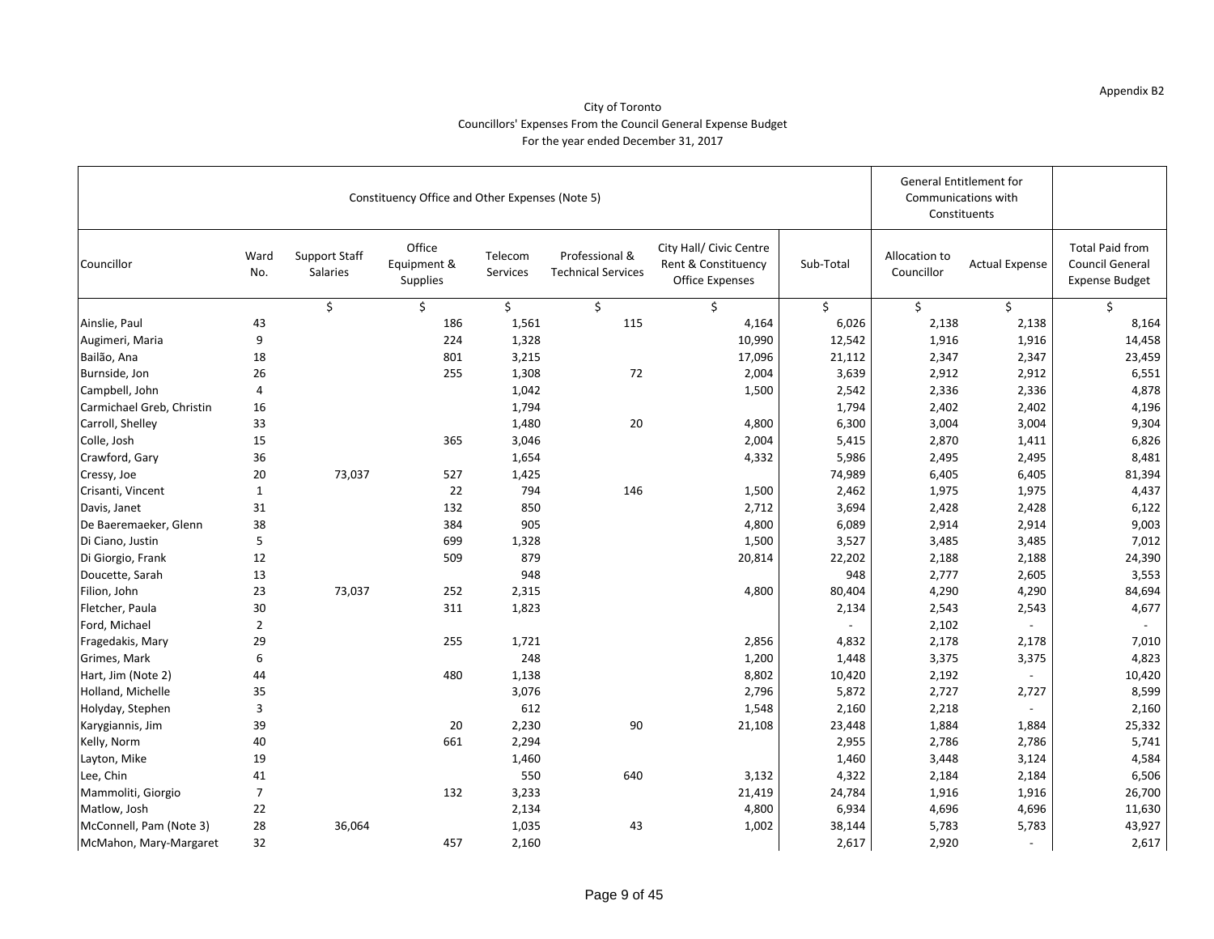Appendix B2

City of Toronto
Councillors' Expenses From the Council General Expense Budget
For the year ended December 31, 2017

| Constituency Office and Other Expenses (Note 5) | | | | | | | | General Entitlement for Communications with Constituents | | |
|---|---|---|---|---|---|---|---|---|---|---|
| Councillor | Ward No. | Support Staff Salaries | Office Equipment & Supplies | Telecom Services | Professional & Technical Services | City Hall/ Civic Centre Rent & Constituency Office Expenses | Sub-Total | Allocation to Councillor | Actual Expense | Total Paid from Council General Expense Budget |
| | | $ | $ | $ | $ | $ | $ | $ | $ | $ |
| Ainslie, Paul | 43 | | 186 | 1,561 | 115 | 4,164 | 6,026 | 2,138 | 2,138 | 8,164 |
| Augimeri, Maria | 9 | | 224 | 1,328 | | 10,990 | 12,542 | 1,916 | 1,916 | 14,458 |
| Bailão, Ana | 18 | | 801 | 3,215 | | 17,096 | 21,112 | 2,347 | 2,347 | 23,459 |
| Burnside, Jon | 26 | | 255 | 1,308 | 72 | 2,004 | 3,639 | 2,912 | 2,912 | 6,551 |
| Campbell, John | 4 | | | 1,042 | | 1,500 | 2,542 | 2,336 | 2,336 | 4,878 |
| Carmichael Greb, Christin | 16 | | | 1,794 | | | 1,794 | 2,402 | 2,402 | 4,196 |
| Carroll, Shelley | 33 | | | 1,480 | 20 | 4,800 | 6,300 | 3,004 | 3,004 | 9,304 |
| Colle, Josh | 15 | | 365 | 3,046 | | 2,004 | 5,415 | 2,870 | 1,411 | 6,826 |
| Crawford, Gary | 36 | | | 1,654 | | 4,332 | 5,986 | 2,495 | 2,495 | 8,481 |
| Cressy, Joe | 20 | 73,037 | 527 | 1,425 | | | 74,989 | 6,405 | 6,405 | 81,394 |
| Crisanti, Vincent | 1 | | 22 | 794 | 146 | 1,500 | 2,462 | 1,975 | 1,975 | 4,437 |
| Davis, Janet | 31 | | 132 | 850 | | 2,712 | 3,694 | 2,428 | 2,428 | 6,122 |
| De Baeremaeker, Glenn | 38 | | 384 | 905 | | 4,800 | 6,089 | 2,914 | 2,914 | 9,003 |
| Di Ciano, Justin | 5 | | 699 | 1,328 | | 1,500 | 3,527 | 3,485 | 3,485 | 7,012 |
| Di Giorgio, Frank | 12 | | 509 | 879 | | 20,814 | 22,202 | 2,188 | 2,188 | 24,390 |
| Doucette, Sarah | 13 | | | 948 | | | 948 | 2,777 | 2,605 | 3,553 |
| Filion, John | 23 | 73,037 | 252 | 2,315 | | 4,800 | 80,404 | 4,290 | 4,290 | 84,694 |
| Fletcher, Paula | 30 | | 311 | 1,823 | | | 2,134 | 2,543 | 2,543 | 4,677 |
| Ford, Michael | 2 | | | | | | - | 2,102 | - | - |
| Fragedakis, Mary | 29 | | 255 | 1,721 | | 2,856 | 4,832 | 2,178 | 2,178 | 7,010 |
| Grimes, Mark | 6 | | | 248 | | 1,200 | 1,448 | 3,375 | 3,375 | 4,823 |
| Hart, Jim (Note 2) | 44 | | 480 | 1,138 | | 8,802 | 10,420 | 2,192 | - | 10,420 |
| Holland, Michelle | 35 | | | 3,076 | | 2,796 | 5,872 | 2,727 | 2,727 | 8,599 |
| Holyday, Stephen | 3 | | | 612 | | 1,548 | 2,160 | 2,218 | - | 2,160 |
| Karygiannis, Jim | 39 | | 20 | 2,230 | 90 | 21,108 | 23,448 | 1,884 | 1,884 | 25,332 |
| Kelly, Norm | 40 | | 661 | 2,294 | | | 2,955 | 2,786 | 2,786 | 5,741 |
| Layton, Mike | 19 | | | 1,460 | | | 1,460 | 3,448 | 3,124 | 4,584 |
| Lee, Chin | 41 | | | 550 | 640 | 3,132 | 4,322 | 2,184 | 2,184 | 6,506 |
| Mammoliti, Giorgio | 7 | | 132 | 3,233 | | 21,419 | 24,784 | 1,916 | 1,916 | 26,700 |
| Matlow, Josh | 22 | | | 2,134 | | 4,800 | 6,934 | 4,696 | 4,696 | 11,630 |
| McConnell, Pam (Note 3) | 28 | 36,064 | | 1,035 | 43 | 1,002 | 38,144 | 5,783 | 5,783 | 43,927 |
| McMahon, Mary-Margaret | 32 | | 457 | 2,160 | | | 2,617 | 2,920 | - | 2,617 |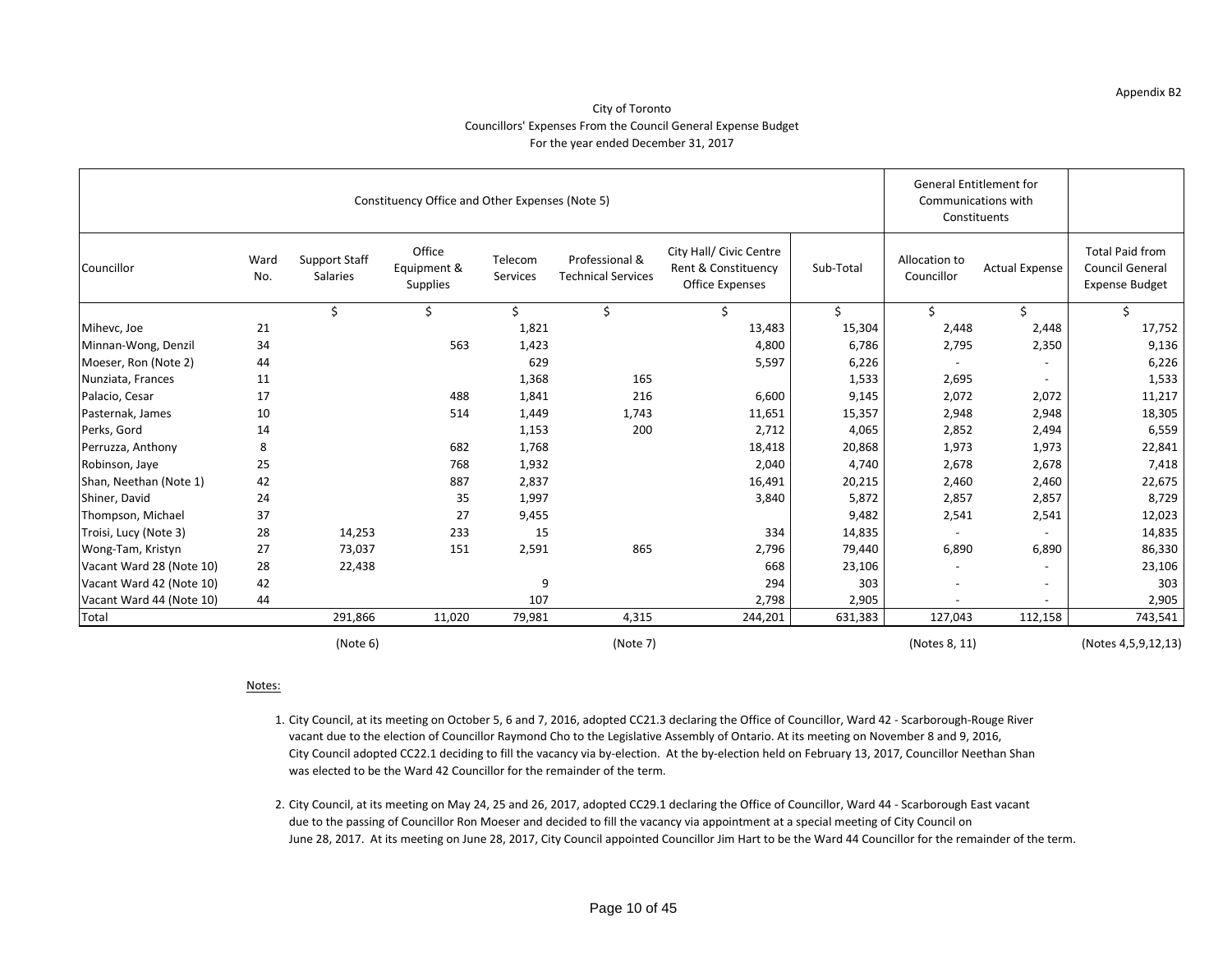Appendix B2

City of Toronto
Councillors' Expenses From the Council General Expense Budget
For the year ended December 31, 2017

| Constituency Office and Other Expenses (Note 5) | | | | | | | | General Entitlement for Communications with Constituents | | |
|---|---|---|---|---|---|---|---|---|---|---|
| Councillor | Ward No. | Support Staff Salaries | Office Equipment & Supplies | Telecom Services | Professional & Technical Services | City Hall/ Civic Centre Rent & Constituency Office Expenses | Sub-Total | Allocation to Councillor | Actual Expense | Total Paid from Council General Expense Budget |
| | | $ | $ | $ | $ | $ | $ | $ | $ | $ |
| Mihevc, Joe | 21 | | | 1,821 | | 13,483 | 15,304 | 2,448 | 2,448 | 17,752 |
| Minnan-Wong, Denzil | 34 | | 563 | 1,423 | | 4,800 | 6,786 | 2,795 | 2,350 | 9,136 |
| Moeser, Ron (Note 2) | 44 | | | 629 | | 5,597 | 6,226 | - | - | 6,226 |
| Nunziata, Frances | 11 | | | 1,368 | 165 | | 1,533 | 2,695 | - | 1,533 |
| Palacio, Cesar | 17 | | 488 | 1,841 | 216 | 6,600 | 9,145 | 2,072 | 2,072 | 11,217 |
| Pasternak, James | 10 | | 514 | 1,449 | 1,743 | 11,651 | 15,357 | 2,948 | 2,948 | 18,305 |
| Perks, Gord | 14 | | | 1,153 | 200 | 2,712 | 4,065 | 2,852 | 2,494 | 6,559 |
| Perruzza, Anthony | 8 | | 682 | 1,768 | | 18,418 | 20,868 | 1,973 | 1,973 | 22,841 |
| Robinson, Jaye | 25 | | 768 | 1,932 | | 2,040 | 4,740 | 2,678 | 2,678 | 7,418 |
| Shan, Neethan (Note 1) | 42 | | 887 | 2,837 | | 16,491 | 20,215 | 2,460 | 2,460 | 22,675 |
| Shiner, David | 24 | | 35 | 1,997 | | 3,840 | 5,872 | 2,857 | 2,857 | 8,729 |
| Thompson, Michael | 37 | | 27 | 9,455 | | | 9,482 | 2,541 | 2,541 | 12,023 |
| Troisi, Lucy (Note 3) | 28 | 14,253 | 233 | 15 | | 334 | 14,835 | - | - | 14,835 |
| Wong-Tam, Kristyn | 27 | 73,037 | 151 | 2,591 | 865 | 2,796 | 79,440 | 6,890 | 6,890 | 86,330 |
| Vacant Ward 28 (Note 10) | 28 | 22,438 | | | | 668 | 23,106 | - | - | 23,106 |
| Vacant Ward 42 (Note 10) | 42 | | | 9 | | 294 | 303 | - | - | 303 |
| Vacant Ward 44 (Note 10) | 44 | | | 107 | | 2,798 | 2,905 | - | - | 2,905 |
| Total | | 291,866 | 11,020 | 79,981 | 4,315 | 244,201 | 631,383 | 127,043 | 112,158 | 743,541 |
| | | (Note 6) | | | (Note 7) | | | (Notes 8, 11) | | (Notes 4,5,9,12,13) |

Notes:

1. City Council, at its meeting on October 5, 6 and 7, 2016, adopted CC21.3 declaring the Office of Councillor, Ward 42 - Scarborough-Rouge River vacant due to the election of Councillor Raymond Cho to the Legislative Assembly of Ontario. At its meeting on November 8 and 9, 2016, City Council adopted CC22.1 deciding to fill the vacancy via by-election. At the by-election held on February 13, 2017, Councillor Neethan Shan was elected to be the Ward 42 Councillor for the remainder of the term.

2. City Council, at its meeting on May 24, 25 and 26, 2017, adopted CC29.1 declaring the Office of Councillor, Ward 44 - Scarborough East vacant due to the passing of Councillor Ron Moeser and decided to fill the vacancy via appointment at a special meeting of City Council on June 28, 2017. At its meeting on June 28, 2017, City Council appointed Councillor Jim Hart to be the Ward 44 Councillor for the remainder of the term.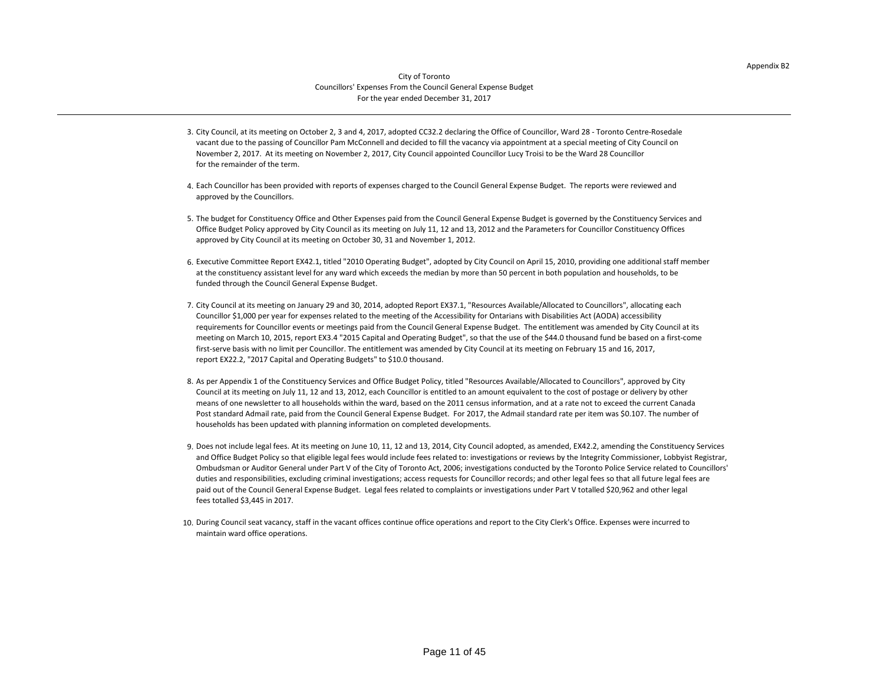Appendix B2

City of Toronto
Councillors' Expenses From the Council General Expense Budget
For the year ended December 31, 2017

3. City Council, at its meeting on October 2, 3 and 4, 2017, adopted CC32.2 declaring the Office of Councillor, Ward 28 - Toronto Centre-Rosedale vacant due to the passing of Councillor Pam McConnell and decided to fill the vacancy via appointment at a special meeting of City Council on November 2, 2017. At its meeting on November 2, 2017, City Council appointed Councillor Lucy Troisi to be the Ward 28 Councillor for the remainder of the term.

4. Each Councillor has been provided with reports of expenses charged to the Council General Expense Budget. The reports were reviewed and approved by the Councillors.

5. The budget for Constituency Office and Other Expenses paid from the Council General Expense Budget is governed by the Constituency Services and Office Budget Policy approved by City Council as its meeting on July 11, 12 and 13, 2012 and the Parameters for Councillor Constituency Offices approved by City Council at its meeting on October 30, 31 and November 1, 2012.

6. Executive Committee Report EX42.1, titled "2010 Operating Budget", adopted by City Council on April 15, 2010, providing one additional staff member at the constituency assistant level for any ward which exceeds the median by more than 50 percent in both population and households, to be funded through the Council General Expense Budget.

7. City Council at its meeting on January 29 and 30, 2014, adopted Report EX37.1, "Resources Available/Allocated to Councillors", allocating each Councillor $1,000 per year for expenses related to the meeting of the Accessibility for Ontarians with Disabilities Act (AODA) accessibility requirements for Councillor events or meetings paid from the Council General Expense Budget. The entitlement was amended by City Council at its meeting on March 10, 2015, report EX3.4 "2015 Capital and Operating Budget", so that the use of the $44.0 thousand fund be based on a first-come first-serve basis with no limit per Councillor. The entitlement was amended by City Council at its meeting on February 15 and 16, 2017, report EX22.2, "2017 Capital and Operating Budgets" to $10.0 thousand.

8. As per Appendix 1 of the Constituency Services and Office Budget Policy, titled "Resources Available/Allocated to Councillors", approved by City Council at its meeting on July 11, 12 and 13, 2012, each Councillor is entitled to an amount equivalent to the cost of postage or delivery by other means of one newsletter to all households within the ward, based on the 2011 census information, and at a rate not to exceed the current Canada Post standard Admail rate, paid from the Council General Expense Budget. For 2017, the Admail standard rate per item was $0.107. The number of households has been updated with planning information on completed developments.

9. Does not include legal fees. At its meeting on June 10, 11, 12 and 13, 2014, City Council adopted, as amended, EX42.2, amending the Constituency Services and Office Budget Policy so that eligible legal fees would include fees related to: investigations or reviews by the Integrity Commissioner, Lobbyist Registrar, Ombudsman or Auditor General under Part V of the City of Toronto Act, 2006; investigations conducted by the Toronto Police Service related to Councillors' duties and responsibilities, excluding criminal investigations; access requests for Councillor records; and other legal fees so that all future legal fees are paid out of the Council General Expense Budget. Legal fees related to complaints or investigations under Part V totalled $20,962 and other legal fees totalled $3,445 in 2017.

10. During Council seat vacancy, staff in the vacant offices continue office operations and report to the City Clerk's Office. Expenses were incurred to maintain ward office operations.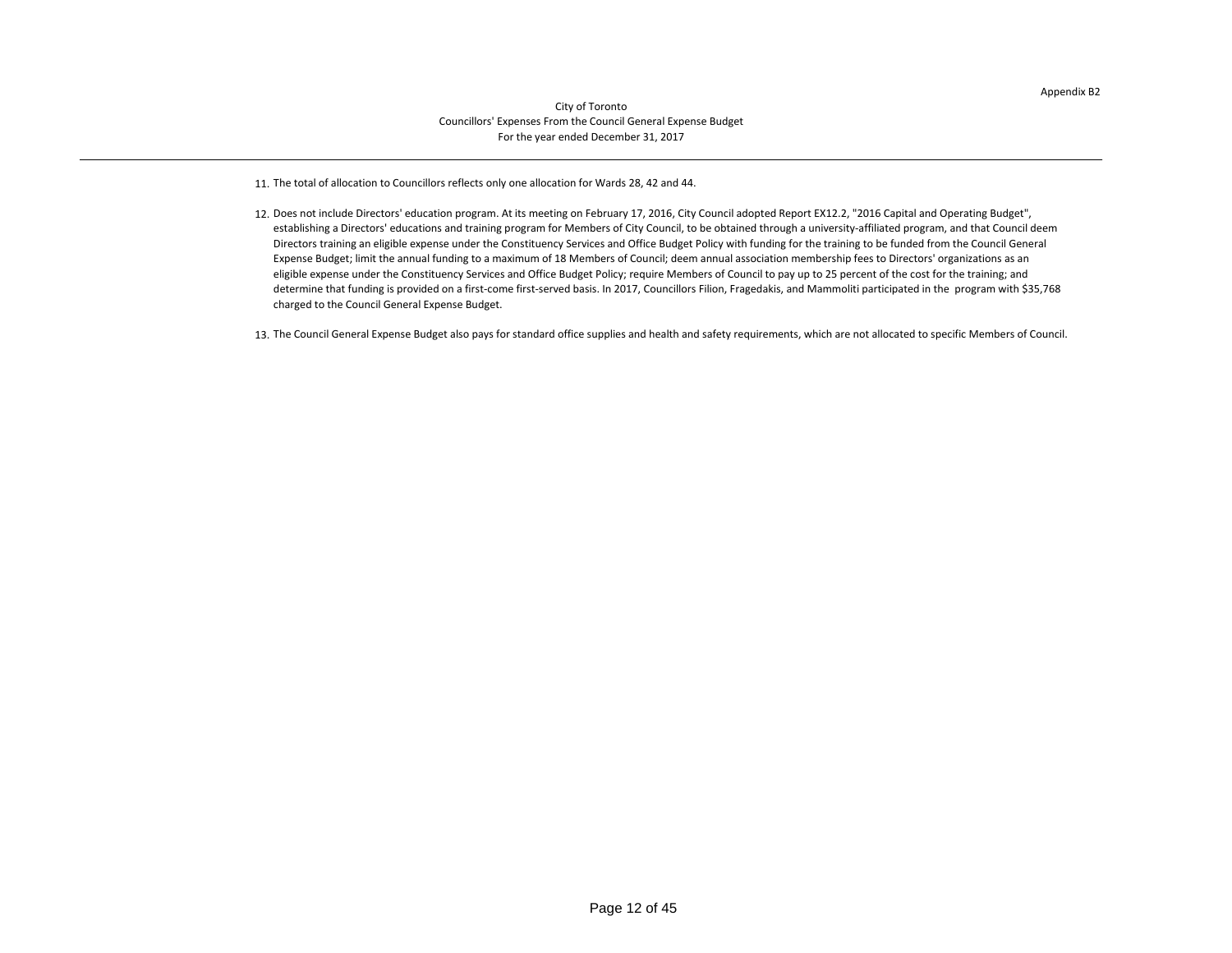Appendix B2

City of Toronto
Councillors' Expenses From the Council General Expense Budget
For the year ended December 31, 2017

11. The total of allocation to Councillors reflects only one allocation for Wards 28, 42 and 44.

12. Does not include Directors' education program. At its meeting on February 17, 2016, City Council adopted Report EX12.2, "2016 Capital and Operating Budget", establishing a Directors' educations and training program for Members of City Council, to be obtained through a university-affiliated program, and that Council deem Directors training an eligible expense under the Constituency Services and Office Budget Policy with funding for the training to be funded from the Council General Expense Budget; limit the annual funding to a maximum of 18 Members of Council; deem annual association membership fees to Directors' organizations as an eligible expense under the Constituency Services and Office Budget Policy; require Members of Council to pay up to 25 percent of the cost for the training; and determine that funding is provided on a first-come first-served basis. In 2017, Councillors Filion, Fragedakis, and Mammoliti participated in the program with $35,768 charged to the Council General Expense Budget.

13. The Council General Expense Budget also pays for standard office supplies and health and safety requirements, which are not allocated to specific Members of Council.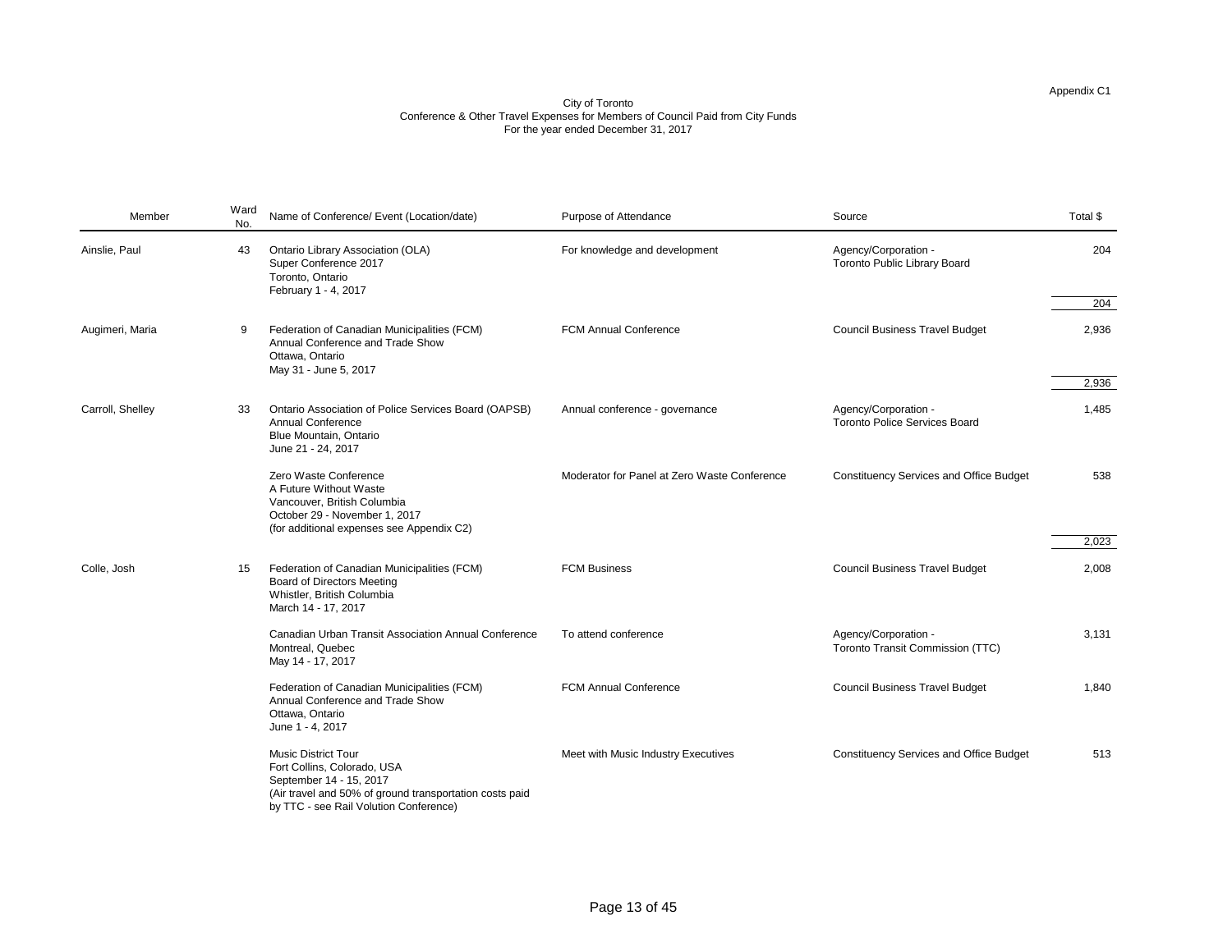Appendix C1

City of Toronto
Conference & Other Travel Expenses for Members of Council Paid from City Funds
For the year ended December 31, 2017

| Member | Ward No. | Name of Conference/ Event (Location/date) | Purpose of Attendance | Source | Total $ |
|---|---|---|---|---|---|
| Ainslie, Paul | 43 | Ontario Library Association (OLA) Super Conference 2017 Toronto, Ontario February 1 - 4, 2017 | For knowledge and development | Agency/Corporation - Toronto Public Library Board | 204 |
| | | | | | 204 |
| Augimeri, Maria | 9 | Federation of Canadian Municipalities (FCM) Annual Conference and Trade Show Ottawa, Ontario May 31 - June 5, 2017 | FCM Annual Conference | Council Business Travel Budget | 2,936 |
| | | | | | 2,936 |
| Carroll, Shelley | 33 | Ontario Association of Police Services Board (OAPSB) Annual Conference Blue Mountain, Ontario June 21 - 24, 2017 | Annual conference - governance | Agency/Corporation - Toronto Police Services Board | 1,485 |
| | | Zero Waste Conference A Future Without Waste Vancouver, British Columbia October 29 - November 1, 2017 (for additional expenses see Appendix C2) | Moderator for Panel at Zero Waste Conference | Constituency Services and Office Budget | 538 |
| | | | | | 2,023 |
| Colle, Josh | 15 | Federation of Canadian Municipalities (FCM) Board of Directors Meeting Whistler, British Columbia March 14 - 17, 2017 | FCM Business | Council Business Travel Budget | 2,008 |
| | | Canadian Urban Transit Association Annual Conference Montreal, Quebec May 14 - 17, 2017 | To attend conference | Agency/Corporation - Toronto Transit Commission (TTC) | 3,131 |
| | | Federation of Canadian Municipalities (FCM) Annual Conference and Trade Show Ottawa, Ontario June 1 - 4, 2017 | FCM Annual Conference | Council Business Travel Budget | 1,840 |
| | | Music District Tour Fort Collins, Colorado, USA September 14 - 15, 2017 (Air travel and 50% of ground transportation costs paid by TTC - see Rail Volution Conference) | Meet with Music Industry Executives | Constituency Services and Office Budget | 513 |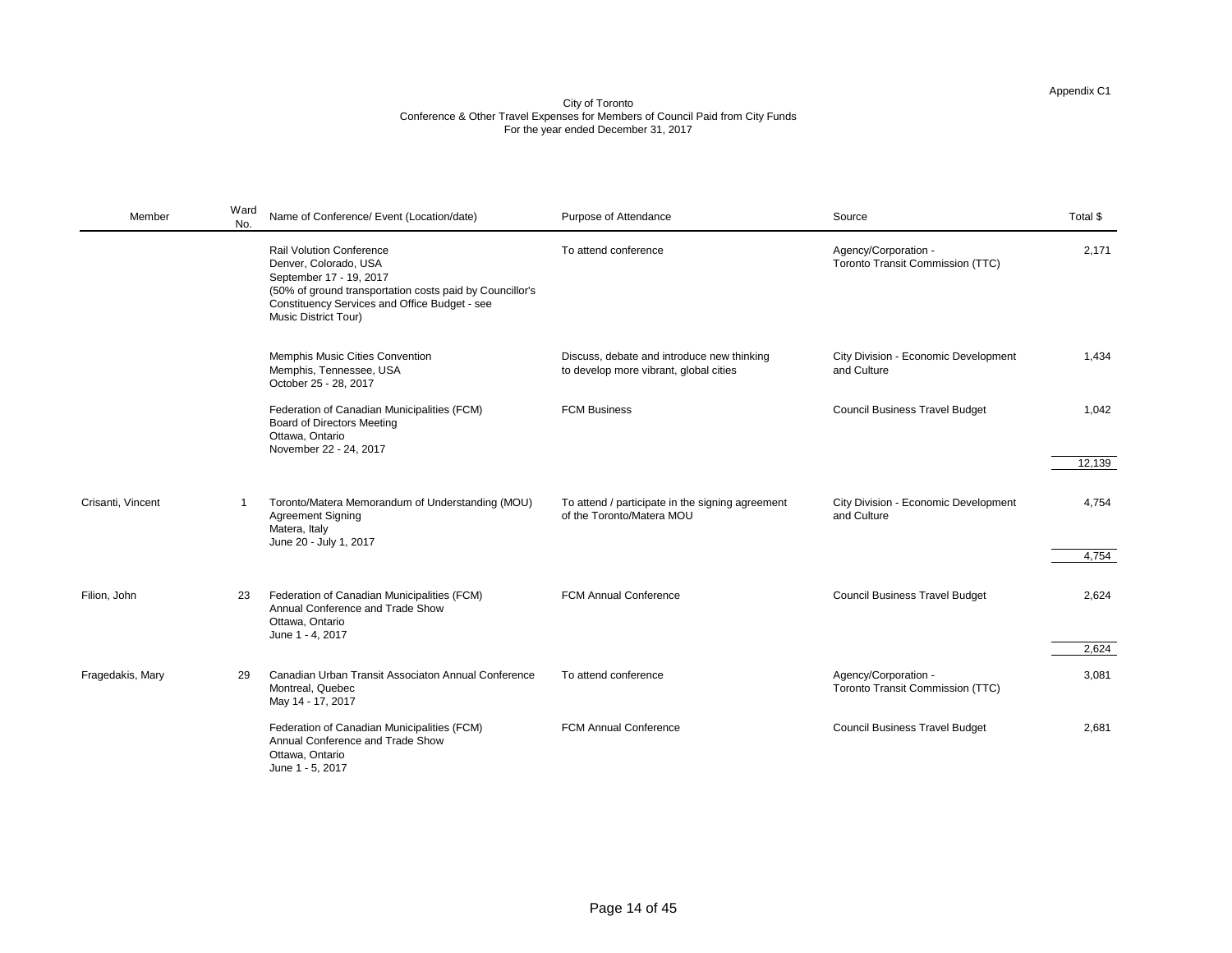Appendix C1

City of Toronto
Conference & Other Travel Expenses for Members of Council Paid from City Funds
For the year ended December 31, 2017

| Member | Ward No. | Name of Conference/ Event (Location/date) | Purpose of Attendance | Source | Total $ |
|---|---|---|---|---|---|
| | | Rail Volution Conference<br>Denver, Colorado, USA<br>September 17 - 19, 2017<br>(50% of ground transportation costs paid by Councillor's Constituency Services and Office Budget - see Music District Tour) | To attend conference | Agency/Corporation - Toronto Transit Commission (TTC) | 2,171 |
| | | Memphis Music Cities Convention<br>Memphis, Tennessee, USA<br>October 25 - 28, 2017 | Discuss, debate and introduce new thinking to develop more vibrant, global cities | City Division - Economic Development and Culture | 1,434 |
| | | Federation of Canadian Municipalities (FCM)<br>Board of Directors Meeting<br>Ottawa, Ontario<br>November 22 - 24, 2017 | FCM Business | Council Business Travel Budget | 1,042 |
| | | | | | 12,139 |
| Crisanti, Vincent | 1 | Toronto/Matera Memorandum of Understanding (MOU) Agreement Signing<br>Matera, Italy<br>June 20 - July 1, 2017 | To attend / participate in the signing agreement of the Toronto/Matera MOU | City Division - Economic Development and Culture | 4,754 |
| | | | | | 4,754 |
| Filion, John | 23 | Federation of Canadian Municipalities (FCM)<br>Annual Conference and Trade Show<br>Ottawa, Ontario<br>June 1 - 4, 2017 | FCM Annual Conference | Council Business Travel Budget | 2,624 |
| | | | | | 2,624 |
| Fragedakis, Mary | 29 | Canadian Urban Transit Associaton Annual Conference<br>Montreal, Quebec<br>May 14 - 17, 2017 | To attend conference | Agency/Corporation - Toronto Transit Commission (TTC) | 3,081 |
| | | Federation of Canadian Municipalities (FCM)<br>Annual Conference and Trade Show<br>Ottawa, Ontario<br>June 1 - 5, 2017 | FCM Annual Conference | Council Business Travel Budget | 2,681 |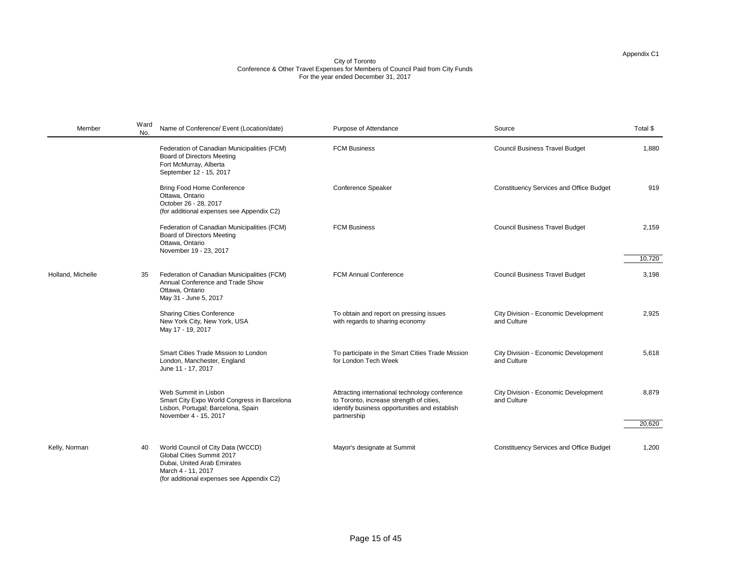Appendix C1

City of Toronto
Conference & Other Travel Expenses for Members of Council Paid from City Funds
For the year ended December 31, 2017

| Member | Ward No. | Name of Conference/ Event (Location/date) | Purpose of Attendance | Source | Total $ |
|---|---|---|---|---|---|
| | | Federation of Canadian Municipalities (FCM) Board of Directors Meeting Fort McMurray, Alberta September 12 - 15, 2017 | FCM Business | Council Business Travel Budget | 1,880 |
| | | Bring Food Home Conference Ottawa, Ontario October 26 - 28, 2017 (for additional expenses see Appendix C2) | Conference Speaker | Constituency Services and Office Budget | 919 |
| | | Federation of Canadian Municipalities (FCM) Board of Directors Meeting Ottawa, Ontario November 19 - 23, 2017 | FCM Business | Council Business Travel Budget | 2,159 |
| | | | | | 10,720 |
| Holland, Michelle | 35 | Federation of Canadian Municipalities (FCM) Annual Conference and Trade Show Ottawa, Ontario May 31 - June 5, 2017 | FCM Annual Conference | Council Business Travel Budget | 3,198 |
| | | Sharing Cities Conference New York City, New York, USA May 17 - 19, 2017 | To obtain and report on pressing issues with regards to sharing economy | City Division - Economic Development and Culture | 2,925 |
| | | Smart Cities Trade Mission to London London, Manchester, England June 11 - 17, 2017 | To participate in the Smart Cities Trade Mission for London Tech Week | City Division - Economic Development and Culture | 5,618 |
| | | Web Summit in Lisbon Smart City Expo World Congress in Barcelona Lisbon, Portugal; Barcelona, Spain November 4 - 15, 2017 | Attracting international technology conference to Toronto, increase strength of cities, identify business opportunities and establish partnership | City Division - Economic Development and Culture | 8,879 |
| | | | | | 20,620 |
| Kelly, Norman | 40 | World Council of City Data (WCCD) Global Cities Summit 2017 Dubai, United Arab Emirates March 4 - 11, 2017 (for additional expenses see Appendix C2) | Mayor's designate at Summit | Constituency Services and Office Budget | 1,200 |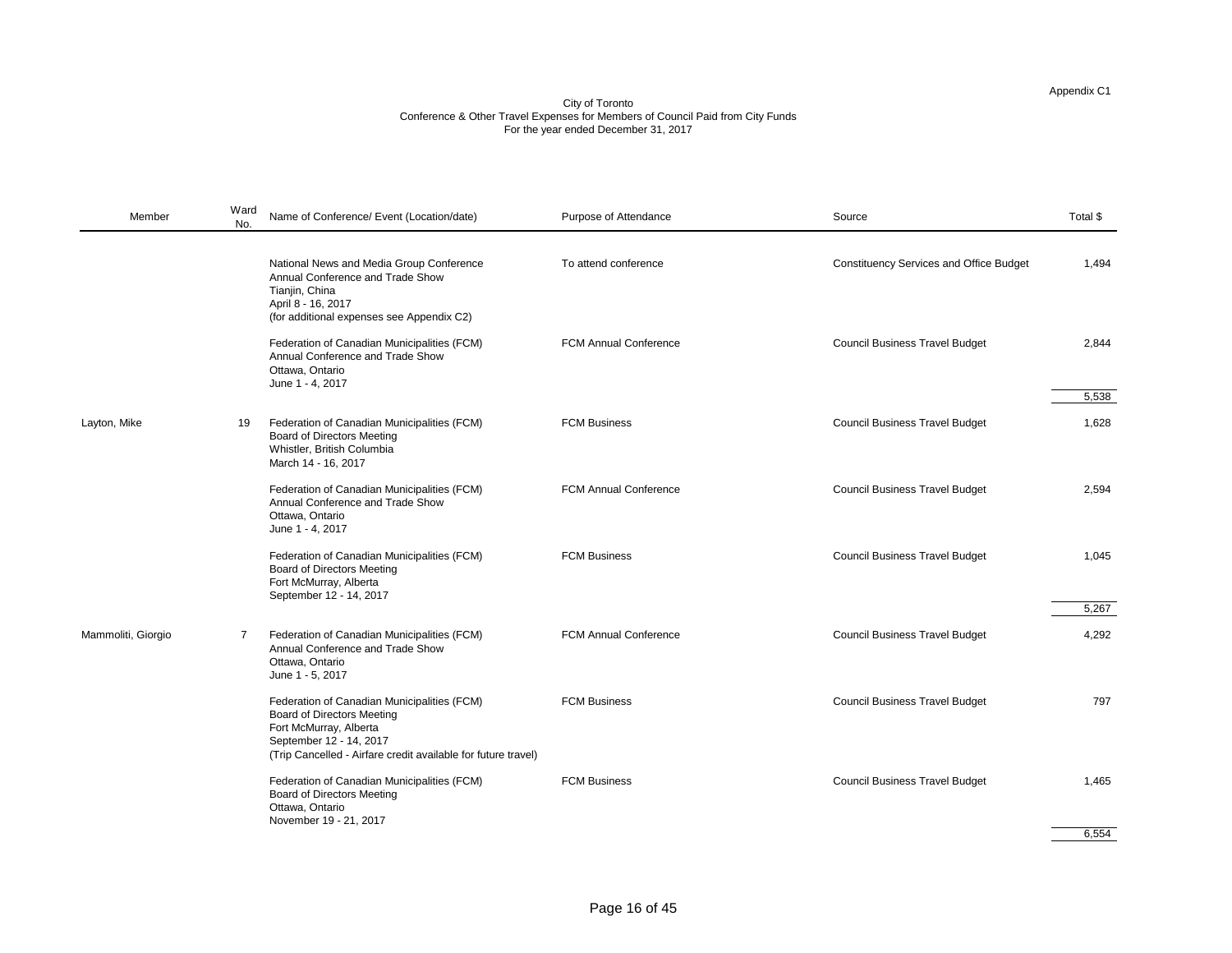Appendix C1

City of Toronto
Conference & Other Travel Expenses for Members of Council Paid from City Funds
For the year ended December 31, 2017

| Member | Ward No. | Name of Conference/ Event (Location/date) | Purpose of Attendance | Source | Total $ |
|---|---|---|---|---|---|
| | | National News and Media Group Conference<br>Annual Conference and Trade Show<br>Tianjin, China<br>April 8 - 16, 2017<br>(for additional expenses see Appendix C2) | To attend conference | Constituency Services and Office Budget | 1,494 |
| | | Federation of Canadian Municipalities (FCM)<br>Annual Conference and Trade Show<br>Ottawa, Ontario<br>June 1 - 4, 2017 | FCM Annual Conference | Council Business Travel Budget | 2,844 |
| | | | | | 5,538 |
| Layton, Mike | 19 | Federation of Canadian Municipalities (FCM)<br>Board of Directors Meeting<br>Whistler, British Columbia<br>March 14 - 16, 2017 | FCM Business | Council Business Travel Budget | 1,628 |
| | | Federation of Canadian Municipalities (FCM)<br>Annual Conference and Trade Show<br>Ottawa, Ontario<br>June 1 - 4, 2017 | FCM Annual Conference | Council Business Travel Budget | 2,594 |
| | | Federation of Canadian Municipalities (FCM)<br>Board of Directors Meeting<br>Fort McMurray, Alberta<br>September 12 - 14, 2017 | FCM Business | Council Business Travel Budget | 1,045 |
| | | | | | 5,267 |
| Mammoliti, Giorgio | 7 | Federation of Canadian Municipalities (FCM)<br>Annual Conference and Trade Show<br>Ottawa, Ontario<br>June 1 - 5, 2017 | FCM Annual Conference | Council Business Travel Budget | 4,292 |
| | | Federation of Canadian Municipalities (FCM)<br>Board of Directors Meeting<br>Fort McMurray, Alberta<br>September 12 - 14, 2017<br>(Trip Cancelled - Airfare credit available for future travel) | FCM Business | Council Business Travel Budget | 797 |
| | | Federation of Canadian Municipalities (FCM)<br>Board of Directors Meeting<br>Ottawa, Ontario<br>November 19 - 21, 2017 | FCM Business | Council Business Travel Budget | 1,465 |
| | | | | | 6,554 |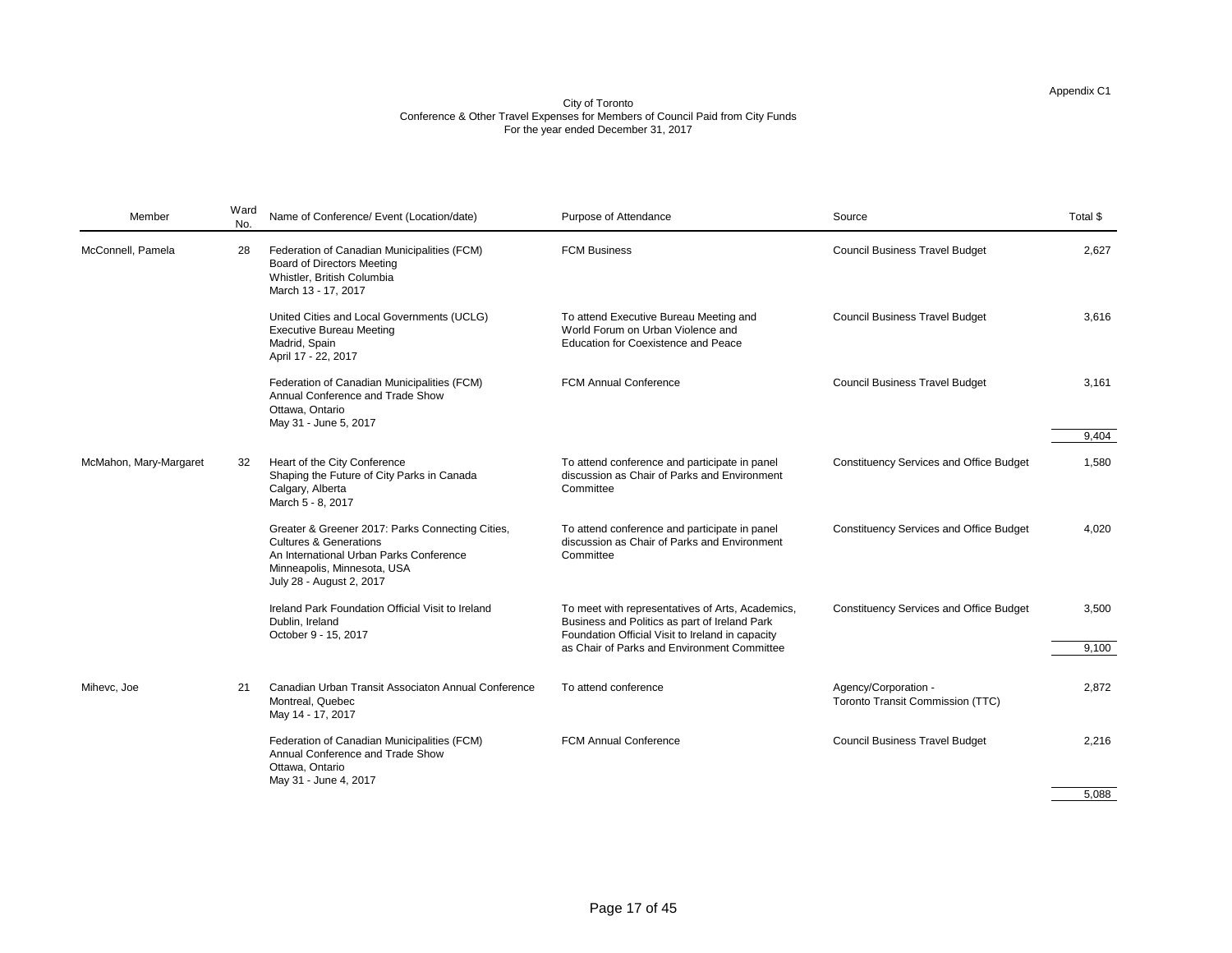Appendix C1

City of Toronto
Conference & Other Travel Expenses for Members of Council Paid from City Funds
For the year ended December 31, 2017

| Member | Ward No. | Name of Conference/ Event (Location/date) | Purpose of Attendance | Source | Total $ |
|---|---|---|---|---|---|
| McConnell, Pamela | 28 | Federation of Canadian Municipalities (FCM) Board of Directors Meeting Whistler, British Columbia March 13 - 17, 2017 | FCM Business | Council Business Travel Budget | 2,627 |
| | | United Cities and Local Governments (UCLG) Executive Bureau Meeting Madrid, Spain April 17 - 22, 2017 | To attend Executive Bureau Meeting and World Forum on Urban Violence and Education for Coexistence and Peace | Council Business Travel Budget | 3,616 |
| | | Federation of Canadian Municipalities (FCM) Annual Conference and Trade Show Ottawa, Ontario May 31 - June 5, 2017 | FCM Annual Conference | Council Business Travel Budget | 3,161 |
| | | | | | 9,404 |
| McMahon, Mary-Margaret | 32 | Heart of the City Conference Shaping the Future of City Parks in Canada Calgary, Alberta March 5 - 8, 2017 | To attend conference and participate in panel discussion as Chair of Parks and Environment Committee | Constituency Services and Office Budget | 1,580 |
| | | Greater & Greener 2017: Parks Connecting Cities, Cultures & Generations An International Urban Parks Conference Minneapolis, Minnesota, USA July 28 - August 2, 2017 | To attend conference and participate in panel discussion as Chair of Parks and Environment Committee | Constituency Services and Office Budget | 4,020 |
| | | Ireland Park Foundation Official Visit to Ireland Dublin, Ireland October 9 - 15, 2017 | To meet with representatives of Arts, Academics, Business and Politics as part of Ireland Park Foundation Official Visit to Ireland in capacity as Chair of Parks and Environment Committee | Constituency Services and Office Budget | 3,500 |
| | | | | | 9,100 |
| Mihevc, Joe | 21 | Canadian Urban Transit Associaton Annual Conference Montreal, Quebec May 14 - 17, 2017 | To attend conference | Agency/Corporation - Toronto Transit Commission (TTC) | 2,872 |
| | | Federation of Canadian Municipalities (FCM) Annual Conference and Trade Show Ottawa, Ontario May 31 - June 4, 2017 | FCM Annual Conference | Council Business Travel Budget | 2,216 |
| | | | | | 5,088 |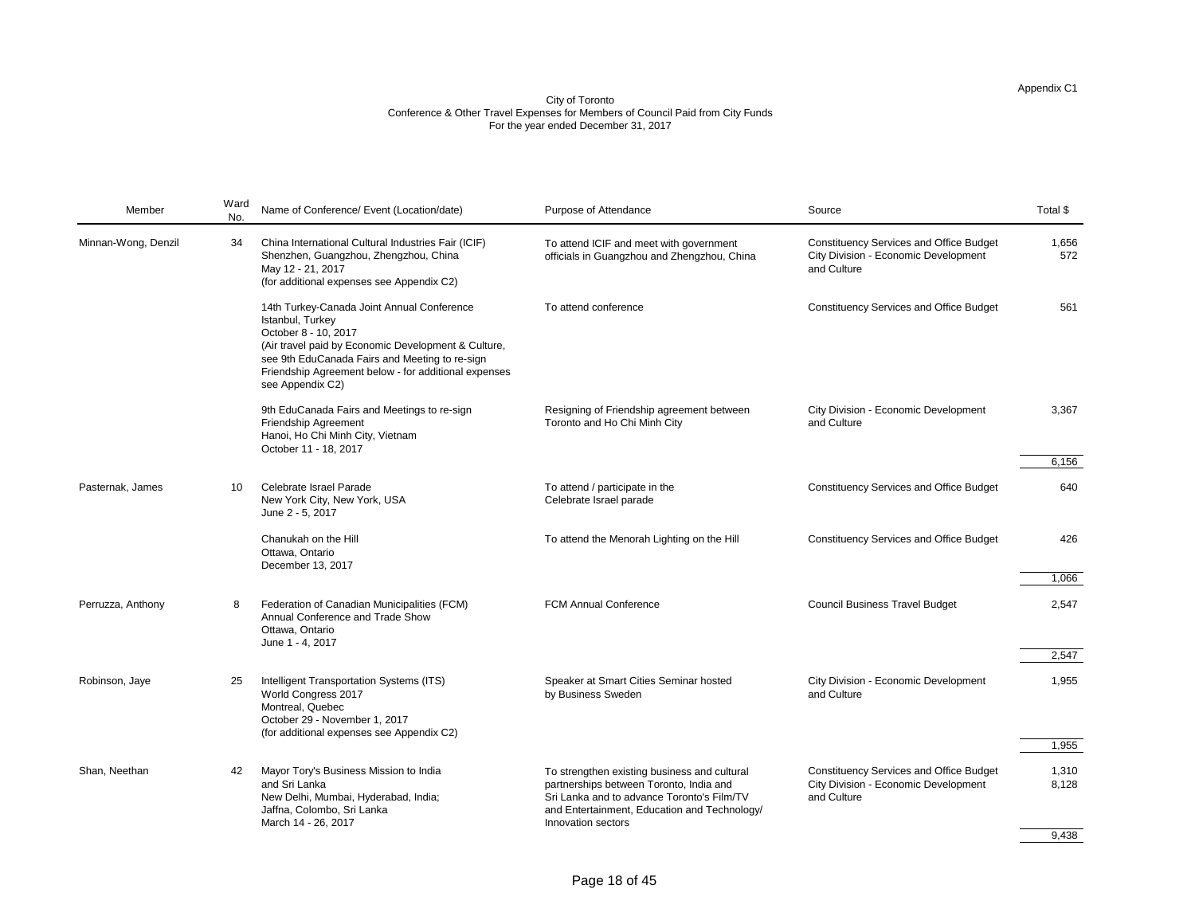Appendix C1

City of Toronto
Conference & Other Travel Expenses for Members of Council Paid from City Funds
For the year ended December 31, 2017

| Member | Ward No. | Name of Conference/ Event (Location/date) | Purpose of Attendance | Source | Total $ |
|---|---|---|---|---|---|
| Minnan-Wong, Denzil | 34 | China International Cultural Industries Fair (ICIF) Shenzhen, Guangzhou, Zhengzhou, China May 12 - 21, 2017 (for additional expenses see Appendix C2) | To attend ICIF and meet with government officials in Guangzhou and Zhengzhou, China | Constituency Services and Office Budget<br>City Division - Economic Development and Culture | 1,656<br>572 |
| | | 14th Turkey-Canada Joint Annual Conference Istanbul, Turkey October 8 - 10, 2017 (Air travel paid by Economic Development & Culture, see 9th EduCanada Fairs and Meeting to re-sign Friendship Agreement below - for additional expenses see Appendix C2) | To attend conference | Constituency Services and Office Budget | 561 |
| | | 9th EduCanada Fairs and Meetings to re-sign Friendship Agreement Hanoi, Ho Chi Minh City, Vietnam October 11 - 18, 2017 | Resigning of Friendship agreement between Toronto and Ho Chi Minh City | City Division - Economic Development and Culture | 3,367 |
| | | | | | 6,156 |
| Pasternak, James | 10 | Celebrate Israel Parade New York City, New York, USA June 2 - 5, 2017 | To attend / participate in the Celebrate Israel parade | Constituency Services and Office Budget | 640 |
| | | Chanukah on the Hill Ottawa, Ontario December 13, 2017 | To attend the Menorah Lighting on the Hill | Constituency Services and Office Budget | 426 |
| | | | | | 1,066 |
| Perruzza, Anthony | 8 | Federation of Canadian Municipalities (FCM) Annual Conference and Trade Show Ottawa, Ontario June 1 - 4, 2017 | FCM Annual Conference | Council Business Travel Budget | 2,547 |
| | | | | | 2,547 |
| Robinson, Jaye | 25 | Intelligent Transportation Systems (ITS) World Congress 2017 Montreal, Quebec October 29 - November 1, 2017 (for additional expenses see Appendix C2) | Speaker at Smart Cities Seminar hosted by Business Sweden | City Division - Economic Development and Culture | 1,955 |
| | | | | | 1,955 |
| Shan, Neethan | 42 | Mayor Tory's Business Mission to India and Sri Lanka New Delhi, Mumbai, Hyderabad, India; Jaffna, Colombo, Sri Lanka March 14 - 26, 2017 | To strengthen existing business and cultural partnerships between Toronto, India and Sri Lanka and to advance Toronto's Film/TV and Entertainment, Education and Technology/ Innovation sectors | Constituency Services and Office Budget<br>City Division - Economic Development and Culture | 1,310<br>8,128 |
| | | | | | 9,438 |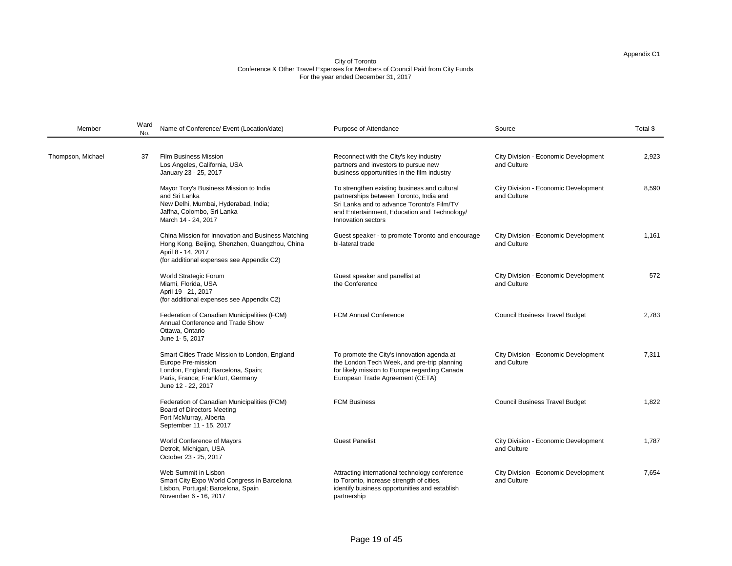Appendix C1

City of Toronto
Conference & Other Travel Expenses for Members of Council Paid from City Funds
For the year ended December 31, 2017

| Member | Ward No. | Name of Conference/ Event (Location/date) | Purpose of Attendance | Source | Total $ |
|---|---|---|---|---|---|
| Thompson, Michael | 37 | Film Business Mission<br>Los Angeles, California, USA<br>January 23 - 25, 2017 | Reconnect with the City's key industry partners and investors to pursue new business opportunities in the film industry | City Division - Economic Development and Culture | 2,923 |
| | | Mayor Tory's Business Mission to India and Sri Lanka<br>New Delhi, Mumbai, Hyderabad, India;<br>Jaffna, Colombo, Sri Lanka<br>March 14 - 24, 2017 | To strengthen existing business and cultural partnerships between Toronto, India and Sri Lanka and to advance Toronto's Film/TV and Entertainment, Education and Technology/ Innovation sectors | City Division - Economic Development and Culture | 8,590 |
| | | China Mission for Innovation and Business Matching<br>Hong Kong, Beijing, Shenzhen, Guangzhou, China<br>April 8 - 14, 2017<br>(for additional expenses see Appendix C2) | Guest speaker - to promote Toronto and encourage bi-lateral trade | City Division - Economic Development and Culture | 1,161 |
| | | World Strategic Forum<br>Miami, Florida, USA<br>April 19 - 21, 2017<br>(for additional expenses see Appendix C2) | Guest speaker and panellist at the Conference | City Division - Economic Development and Culture | 572 |
| | | Federation of Canadian Municipalities (FCM) Annual Conference and Trade Show<br>Ottawa, Ontario<br>June 1- 5, 2017 | FCM Annual Conference | Council Business Travel Budget | 2,783 |
| | | Smart Cities Trade Mission to London, England Europe Pre-mission<br>London, England; Barcelona, Spain;<br>Paris, France; Frankfurt, Germany<br>June 12 - 22, 2017 | To promote the City's innovation agenda at the London Tech Week, and pre-trip planning for likely mission to Europe regarding Canada European Trade Agreement (CETA) | City Division - Economic Development and Culture | 7,311 |
| | | Federation of Canadian Municipalities (FCM) Board of Directors Meeting<br>Fort McMurray, Alberta<br>September 11 - 15, 2017 | FCM Business | Council Business Travel Budget | 1,822 |
| | | World Conference of Mayors<br>Detroit, Michigan, USA<br>October 23 - 25, 2017 | Guest Panelist | City Division - Economic Development and Culture | 1,787 |
| | | Web Summit in Lisbon<br>Smart City Expo World Congress in Barcelona<br>Lisbon, Portugal; Barcelona, Spain<br>November 6 - 16, 2017 | Attracting international technology conference to Toronto, increase strength of cities, identify business opportunities and establish partnership | City Division - Economic Development and Culture | 7,654 |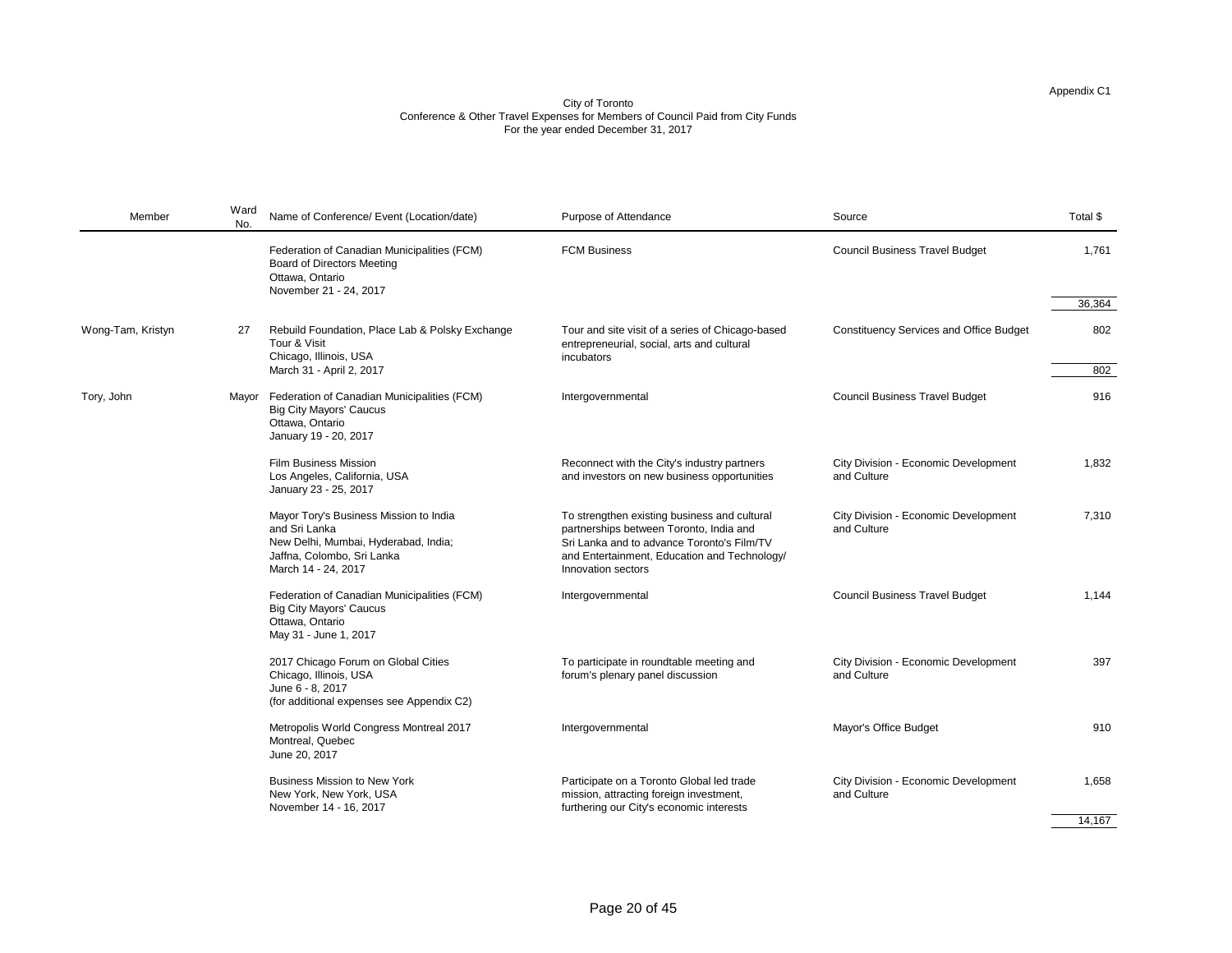Appendix C1

City of Toronto
Conference & Other Travel Expenses for Members of Council Paid from City Funds
For the year ended December 31, 2017

| Member | Ward No. | Name of Conference/ Event (Location/date) | Purpose of Attendance | Source | Total $ |
|---|---|---|---|---|---|
| | | Federation of Canadian Municipalities (FCM) Board of Directors Meeting Ottawa, Ontario November 21 - 24, 2017 | FCM Business | Council Business Travel Budget | 1,761 |
| | | | | | 36,364 |
| Wong-Tam, Kristyn | 27 | Rebuild Foundation, Place Lab & Polsky Exchange Tour & Visit Chicago, Illinois, USA March 31 - April 2, 2017 | Tour and site visit of a series of Chicago-based entrepreneurial, social, arts and cultural incubators | Constituency Services and Office Budget | 802 |
| | | | | | 802 |
| Tory, John | Mayor | Federation of Canadian Municipalities (FCM) Big City Mayors' Caucus Ottawa, Ontario January 19 - 20, 2017 | Intergovernmental | Council Business Travel Budget | 916 |
| | | Film Business Mission Los Angeles, California, USA January 23 - 25, 2017 | Reconnect with the City's industry partners and investors on new business opportunities | City Division - Economic Development and Culture | 1,832 |
| | | Mayor Tory's Business Mission to India and Sri Lanka New Delhi, Mumbai, Hyderabad, India; Jaffna, Colombo, Sri Lanka March 14 - 24, 2017 | To strengthen existing business and cultural partnerships between Toronto, India and Sri Lanka and to advance Toronto's Film/TV and Entertainment, Education and Technology/ Innovation sectors | City Division - Economic Development and Culture | 7,310 |
| | | Federation of Canadian Municipalities (FCM) Big City Mayors' Caucus Ottawa, Ontario May 31 - June 1, 2017 | Intergovernmental | Council Business Travel Budget | 1,144 |
| | | 2017 Chicago Forum on Global Cities Chicago, Illinois, USA June 6 - 8, 2017 (for additional expenses see Appendix C2) | To participate in roundtable meeting and forum's plenary panel discussion | City Division - Economic Development and Culture | 397 |
| | | Metropolis World Congress Montreal 2017 Montreal, Quebec June 20, 2017 | Intergovernmental | Mayor's Office Budget | 910 |
| | | Business Mission to New York New York, New York, USA November 14 - 16, 2017 | Participate on a Toronto Global led trade mission, attracting foreign investment, furthering our City's economic interests | City Division - Economic Development and Culture | 1,658 |
| | | | | | 14,167 |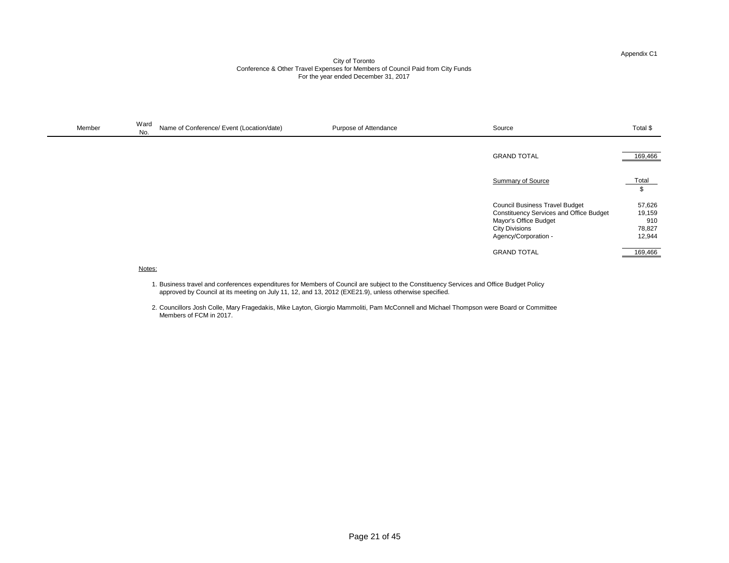Appendix C1

City of Toronto
Conference & Other Travel Expenses for Members of Council Paid from City Funds
For the year ended December 31, 2017

| Member | Ward No. | Name of Conference/ Event (Location/date) | Purpose of Attendance | Source | Total $ |
|---|---|---|---|---|---|
| | | | | GRAND TOTAL | 169,466 |

| Summary of Source | Total $ |
|---|---|
| Council Business Travel Budget | 57,626 |
| Constituency Services and Office Budget | 19,159 |
| Mayor's Office Budget | 910 |
| City Divisions | 78,827 |
| Agency/Corporation - | 12,944 |
| GRAND TOTAL | 169,466 |

Notes:

1. Business travel and conferences expenditures for Members of Council are subject to the Constituency Services and Office Budget Policy approved by Council at its meeting on July 11, 12, and 13, 2012 (EXE21.9), unless otherwise specified.

2. Councillors Josh Colle, Mary Fragedakis, Mike Layton, Giorgio Mammoliti, Pam McConnell and Michael Thompson were Board or Committee Members of FCM in 2017.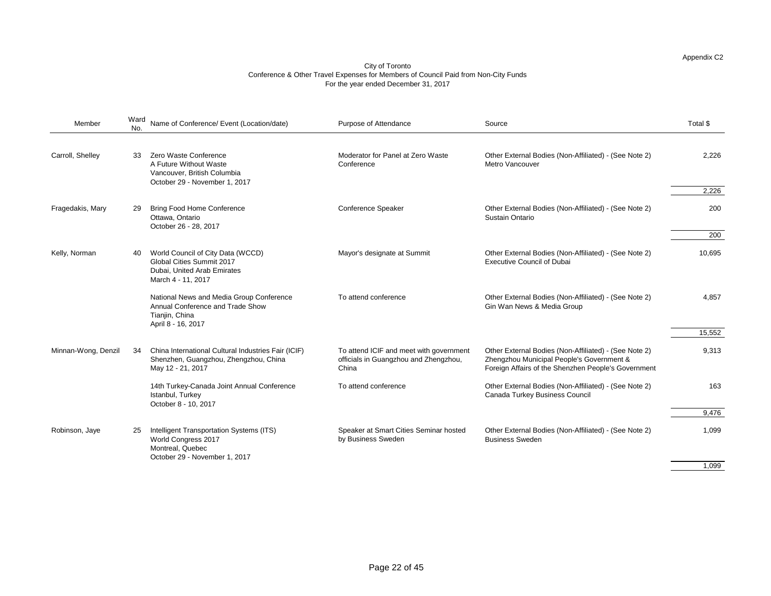Appendix C2

City of Toronto
Conference & Other Travel Expenses for Members of Council Paid from Non-City Funds
For the year ended December 31, 2017

| Member | Ward No. | Name of Conference/ Event (Location/date) | Purpose of Attendance | Source | Total $ |
|---|---|---|---|---|---|
| Carroll, Shelley | 33 | Zero Waste Conference<br>A Future Without Waste<br>Vancouver, British Columbia<br>October 29 - November 1, 2017 | Moderator for Panel at Zero Waste Conference | Other External Bodies (Non-Affiliated) - (See Note 2)<br>Metro Vancouver | 2,226 |
| | | | | | 2,226 |
| Fragedakis, Mary | 29 | Bring Food Home Conference<br>Ottawa, Ontario<br>October 26 - 28, 2017 | Conference Speaker | Other External Bodies (Non-Affiliated) - (See Note 2)<br>Sustain Ontario | 200 |
| | | | | | 200 |
| Kelly, Norman | 40 | World Council of City Data (WCCD)<br>Global Cities Summit 2017<br>Dubai, United Arab Emirates<br>March 4 - 11, 2017 | Mayor's designate at Summit | Other External Bodies (Non-Affiliated) - (See Note 2)<br>Executive Council of Dubai | 10,695 |
| | | National News and Media Group Conference<br>Annual Conference and Trade Show<br>Tianjin, China<br>April 8 - 16, 2017 | To attend conference | Other External Bodies (Non-Affiliated) - (See Note 2)<br>Gin Wan News & Media Group | 4,857 |
| | | | | | 15,552 |
| Minnan-Wong, Denzil | 34 | China International Cultural Industries Fair (ICIF)<br>Shenzhen, Guangzhou, Zhengzhou, China<br>May 12 - 21, 2017 | To attend ICIF and meet with government officials in Guangzhou and Zhengzhou, China | Other External Bodies (Non-Affiliated) - (See Note 2)<br>Zhengzhou Municipal People's Government &<br>Foreign Affairs of the Shenzhen People's Government | 9,313 |
| | | 14th Turkey-Canada Joint Annual Conference<br>Istanbul, Turkey<br>October 8 - 10, 2017 | To attend conference | Other External Bodies (Non-Affiliated) - (See Note 2)<br>Canada Turkey Business Council | 163 |
| | | | | | 9,476 |
| Robinson, Jaye | 25 | Intelligent Transportation Systems (ITS)<br>World Congress 2017<br>Montreal, Quebec<br>October 29 - November 1, 2017 | Speaker at Smart Cities Seminar hosted by Business Sweden | Other External Bodies (Non-Affiliated) - (See Note 2)<br>Business Sweden | 1,099 |
| | | | | | 1,099 |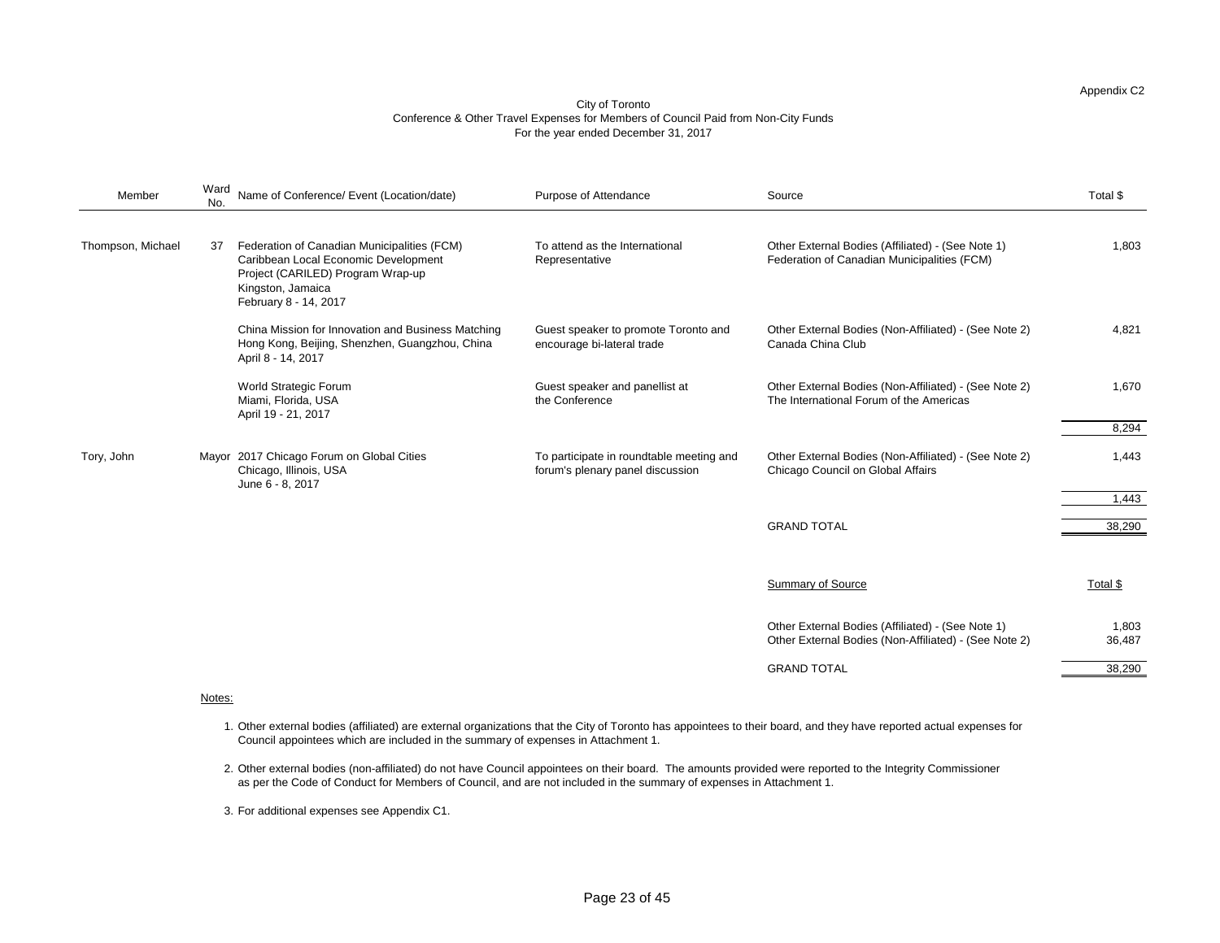Appendix C2

City of Toronto
Conference & Other Travel Expenses for Members of Council Paid from Non-City Funds
For the year ended December 31, 2017

| Member | Ward No. | Name of Conference/ Event (Location/date) | Purpose of Attendance | Source | Total $ |
|---|---|---|---|---|---|
| Thompson, Michael | 37 | Federation of Canadian Municipalities (FCM) Caribbean Local Economic Development Project (CARILED) Program Wrap-up Kingston, Jamaica February 8 - 14, 2017 | To attend as the International Representative | Other External Bodies (Affiliated) - (See Note 1) Federation of Canadian Municipalities (FCM) | 1,803 |
| | | China Mission for Innovation and Business Matching Hong Kong, Beijing, Shenzhen, Guangzhou, China April 8 - 14, 2017 | Guest speaker to promote Toronto and encourage bi-lateral trade | Other External Bodies (Non-Affiliated) - (See Note 2) Canada China Club | 4,821 |
| | | World Strategic Forum Miami, Florida, USA April 19 - 21, 2017 | Guest speaker and panellist at the Conference | Other External Bodies (Non-Affiliated) - (See Note 2) The International Forum of the Americas | 1,670 |
| | | | | | 8,294 |
| Tory, John | Mayor | 2017 Chicago Forum on Global Cities Chicago, Illinois, USA June 6 - 8, 2017 | To participate in roundtable meeting and forum's plenary panel discussion | Other External Bodies (Non-Affiliated) - (See Note 2) Chicago Council on Global Affairs | 1,443 |
| | | | | | 1,443 |
| | | | | GRAND TOTAL | 38,290 |

| Summary of Source | Total $ |
|---|---|
| Other External Bodies (Affiliated) - (See Note 1) | 1,803 |
| Other External Bodies (Non-Affiliated) - (See Note 2) | 36,487 |
| GRAND TOTAL | 38,290 |

Notes:

1. Other external bodies (affiliated) are external organizations that the City of Toronto has appointees to their board, and they have reported actual expenses for Council appointees which are included in the summary of expenses in Attachment 1.

2. Other external bodies (non-affiliated) do not have Council appointees on their board. The amounts provided were reported to the Integrity Commissioner as per the Code of Conduct for Members of Council, and are not included in the summary of expenses in Attachment 1.

3. For additional expenses see Appendix C1.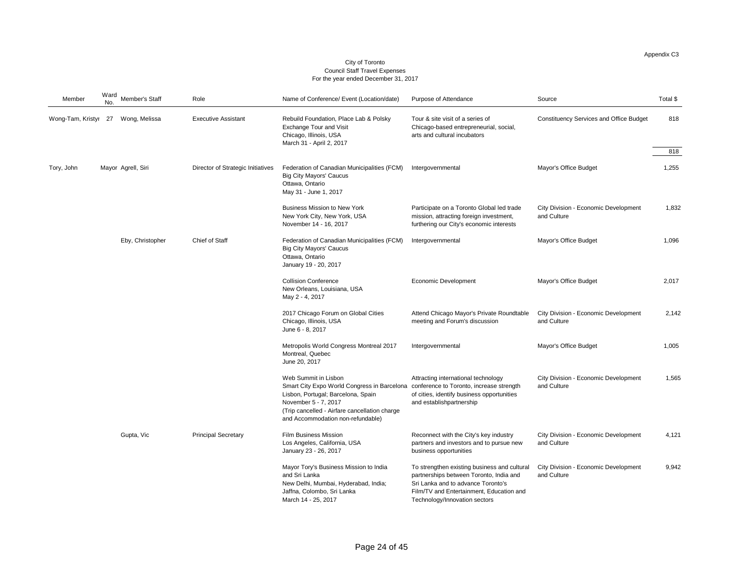Appendix C3

City of Toronto
Council Staff Travel Expenses
For the year ended December 31, 2017

| Member | Ward No. | Member's Staff | Role | Name of Conference/ Event (Location/date) | Purpose of Attendance | Source | Total $ |
|---|---|---|---|---|---|---|---|
| Wong-Tam, Kristyn | 27 | Wong, Melissa | Executive Assistant | Rebuild Foundation, Place Lab & Polsky Exchange Tour and Visit<br>Chicago, Illinois, USA<br>March 31 - April 2, 2017 | Tour & site visit of a series of Chicago-based entrepreneurial, social, arts and cultural incubators | Constituency Services and Office Budget | 818 |
| | | | | | | | 818 |
| Tory, John | Mayor | Agrell, Siri | Director of Strategic Initiatives | Federation of Canadian Municipalities (FCM) Big City Mayors' Caucus<br>Ottawa, Ontario<br>May 31 - June 1, 2017 | Intergovernmental | Mayor's Office Budget | 1,255 |
| | | | | Business Mission to New York<br>New York City, New York, USA<br>November 14 - 16, 2017 | Participate on a Toronto Global led trade mission, attracting foreign investment, furthering our City's economic interests | City Division - Economic Development and Culture | 1,832 |
| | | Eby, Christopher | Chief of Staff | Federation of Canadian Municipalities (FCM) Big City Mayors' Caucus<br>Ottawa, Ontario<br>January 19 - 20, 2017 | Intergovernmental | Mayor's Office Budget | 1,096 |
| | | | | Collision Conference<br>New Orleans, Louisiana, USA<br>May 2 - 4, 2017 | Economic Development | Mayor's Office Budget | 2,017 |
| | | | | 2017 Chicago Forum on Global Cities<br>Chicago, Illinois, USA<br>June 6 - 8, 2017 | Attend Chicago Mayor's Private Roundtable meeting and Forum's discussion | City Division - Economic Development and Culture | 2,142 |
| | | | | Metropolis World Congress Montreal 2017<br>Montreal, Quebec<br>June 20, 2017 | Intergovernmental | Mayor's Office Budget | 1,005 |
| | | | | Web Summit in Lisbon<br>Smart City Expo World Congress in Barcelona<br>Lisbon, Portugal; Barcelona, Spain<br>November 5 - 7, 2017<br>(Trip cancelled - Airfare cancellation charge and Accommodation non-refundable) | Attracting international technology conference to Toronto, increase strength of cities, identify business opportunities and establishpartnership | City Division - Economic Development and Culture | 1,565 |
| | | Gupta, Vic | Principal Secretary | Film Business Mission<br>Los Angeles, California, USA<br>January 23 - 26, 2017 | Reconnect with the City's key industry partners and investors and to pursue new business opportunities | City Division - Economic Development and Culture | 4,121 |
| | | | | Mayor Tory's Business Mission to India and Sri Lanka<br>New Delhi, Mumbai, Hyderabad, India; Jaffna, Colombo, Sri Lanka<br>March 14 - 25, 2017 | To strengthen existing business and cultural partnerships between Toronto, India and Sri Lanka and to advance Toronto's Film/TV and Entertainment, Education and Technology/Innovation sectors | City Division - Economic Development and Culture | 9,942 |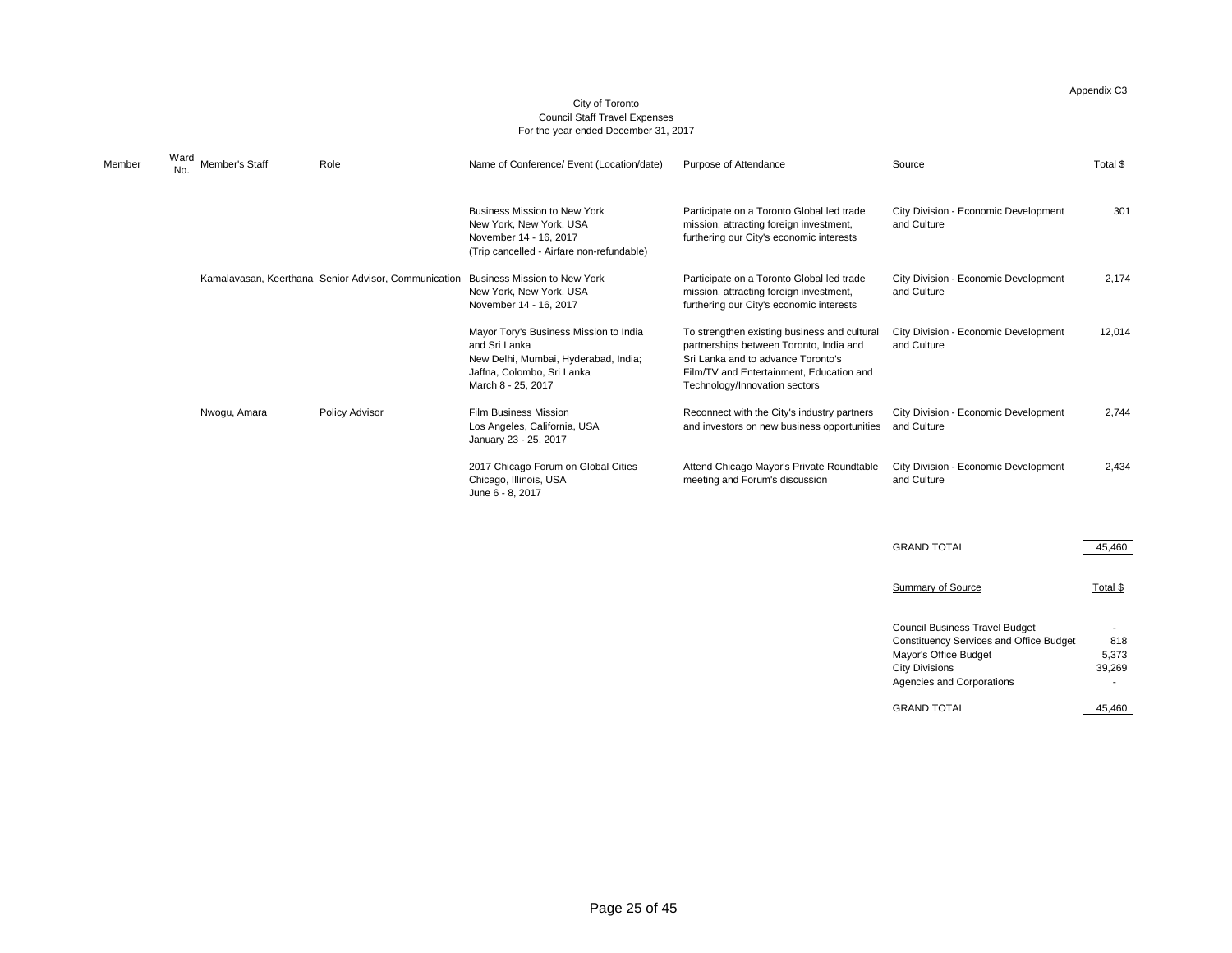Appendix C3

City of Toronto
Council Staff Travel Expenses
For the year ended December 31, 2017

| Member | Ward No. | Member's Staff | Role | Name of Conference/ Event (Location/date) | Purpose of Attendance | Source | Total $ |
|---|---|---|---|---|---|---|---|
| | | | | Business Mission to New York<br>New York, New York, USA<br>November 14 - 16, 2017<br>(Trip cancelled - Airfare non-refundable) | Participate on a Toronto Global led trade mission, attracting foreign investment, furthering our City's economic interests | City Division - Economic Development and Culture | 301 |
| | | Kamalavasan, Keerthana | Senior Advisor, Communication | Business Mission to New York<br>New York, New York, USA<br>November 14 - 16, 2017 | Participate on a Toronto Global led trade mission, attracting foreign investment, furthering our City's economic interests | City Division - Economic Development and Culture | 2,174 |
| | | | | Mayor Tory's Business Mission to India and Sri Lanka<br>New Delhi, Mumbai, Hyderabad, India;<br>Jaffna, Colombo, Sri Lanka<br>March 8 - 25, 2017 | To strengthen existing business and cultural partnerships between Toronto, India and Sri Lanka and to advance Toronto's Film/TV and Entertainment, Education and Technology/Innovation sectors | City Division - Economic Development and Culture | 12,014 |
| | | Nwogu, Amara | Policy Advisor | Film Business Mission<br>Los Angeles, California, USA<br>January 23 - 25, 2017 | Reconnect with the City's industry partners and investors on new business opportunities | City Division - Economic Development and Culture | 2,744 |
| | | | | 2017 Chicago Forum on Global Cities<br>Chicago, Illinois, USA<br>June 6 - 8, 2017 | Attend Chicago Mayor's Private Roundtable meeting and Forum's discussion | City Division - Economic Development and Culture | 2,434 |
| | | | | | | GRAND TOTAL | 45,460 |

| Summary of Source | Total $ |
|---|---|
| Council Business Travel Budget | - |
| Constituency Services and Office Budget | 818 |
| Mayor's Office Budget | 5,373 |
| City Divisions | 39,269 |
| Agencies and Corporations | - |
| GRAND TOTAL | 45,460 |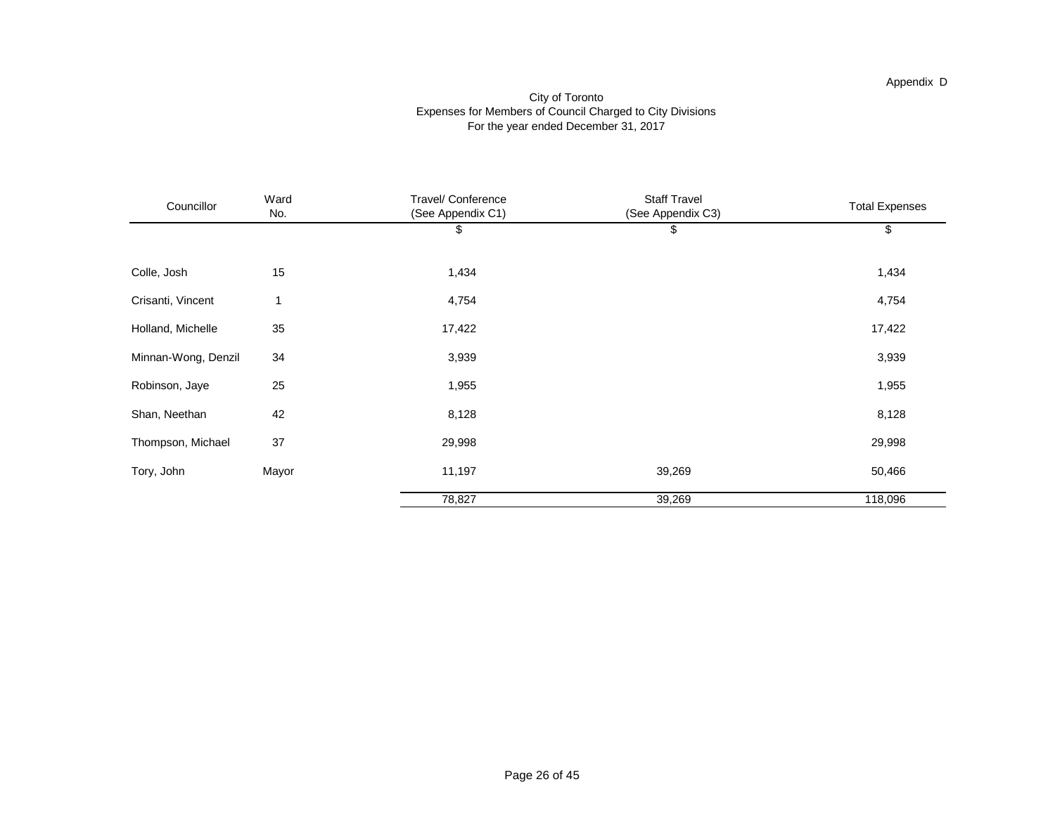Appendix D

City of Toronto
Expenses for Members of Council Charged to City Divisions
For the year ended December 31, 2017

| Councillor | Ward No. | Travel/ Conference (See Appendix C1) | Staff Travel (See Appendix C3) | Total Expenses |
|---|---|---|---|---|
| | | $ | $ | $ |
| Colle, Josh | 15 | 1,434 | | 1,434 |
| Crisanti, Vincent | 1 | 4,754 | | 4,754 |
| Holland, Michelle | 35 | 17,422 | | 17,422 |
| Minnan-Wong, Denzil | 34 | 3,939 | | 3,939 |
| Robinson, Jaye | 25 | 1,955 | | 1,955 |
| Shan, Neethan | 42 | 8,128 | | 8,128 |
| Thompson, Michael | 37 | 29,998 | | 29,998 |
| Tory, John | Mayor | 11,197 | 39,269 | 50,466 |
| | | 78,827 | 39,269 | 118,096 |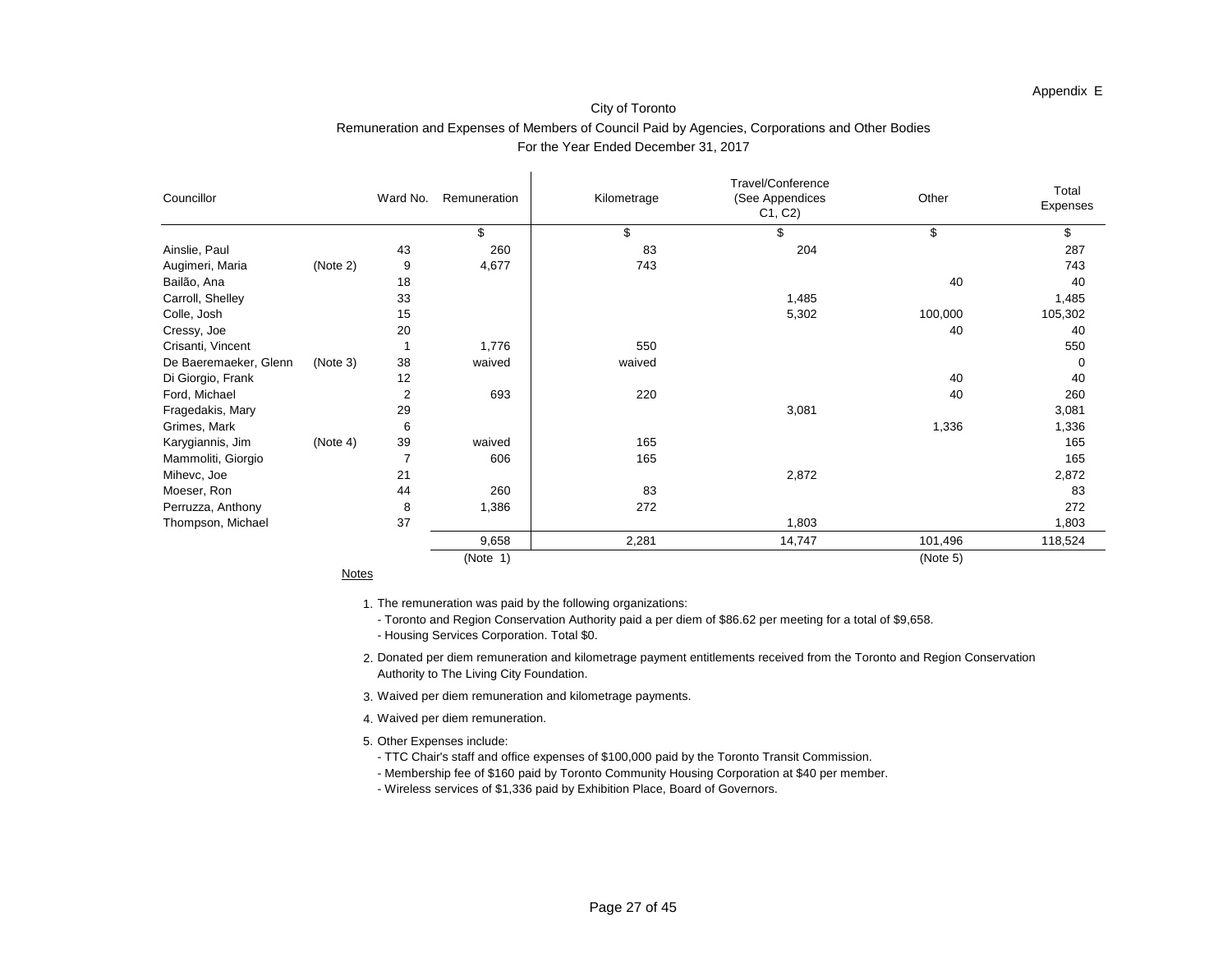Appendix E

City of Toronto

Remuneration and Expenses of Members of Council Paid by Agencies, Corporations and Other Bodies

For the Year Ended December 31, 2017

| Councillor | | Ward No. | Remuneration | Kilometrage | Travel/Conference (See Appendices C1, C2) | Other | Total Expenses |
|---|---|---|---|---|---|---|---|
| | | | $ | $ | $ | $ | $ |
| Ainslie, Paul | | 43 | 260 | 83 | 204 | | 287 |
| Augimeri, Maria | (Note 2) | 9 | 4,677 | 743 | | | 743 |
| Bailão, Ana | | 18 | | | | 40 | 40 |
| Carroll, Shelley | | 33 | | | 1,485 | | 1,485 |
| Colle, Josh | | 15 | | | 5,302 | 100,000 | 105,302 |
| Cressy, Joe | | 20 | | | | 40 | 40 |
| Crisanti, Vincent | | 1 | 1,776 | 550 | | | 550 |
| De Baeremaeker, Glenn | (Note 3) | 38 | waived | waived | | | 0 |
| Di Giorgio, Frank | | 12 | | | | 40 | 40 |
| Ford, Michael | | 2 | 693 | 220 | | 40 | 260 |
| Fragedakis, Mary | | 29 | | | 3,081 | | 3,081 |
| Grimes, Mark | | 6 | | | | 1,336 | 1,336 |
| Karygiannis, Jim | (Note 4) | 39 | waived | 165 | | | 165 |
| Mammoliti, Giorgio | | 7 | 606 | 165 | | | 165 |
| Mihevc, Joe | | 21 | | | 2,872 | | 2,872 |
| Moeser, Ron | | 44 | 260 | 83 | | | 83 |
| Perruzza, Anthony | | 8 | 1,386 | 272 | | | 272 |
| Thompson, Michael | | 37 | | | 1,803 | | 1,803 |
| | | | 9,658 | 2,281 | 14,747 | 101,496 | 118,524 |
| | | | (Note 1) | | | (Note 5) | |

Notes

1. The remuneration was paid by the following organizations:
   - Toronto and Region Conservation Authority paid a per diem of $86.62 per meeting for a total of $9,658.
   - Housing Services Corporation. Total $0.
2. Donated per diem remuneration and kilometrage payment entitlements received from the Toronto and Region Conservation Authority to The Living City Foundation.
3. Waived per diem remuneration and kilometrage payments.
4. Waived per diem remuneration.
5. Other Expenses include:
   - TTC Chair's staff and office expenses of $100,000 paid by the Toronto Transit Commission.
   - Membership fee of $160 paid by Toronto Community Housing Corporation at $40 per member.
   - Wireless services of $1,336 paid by Exhibition Place, Board of Governors.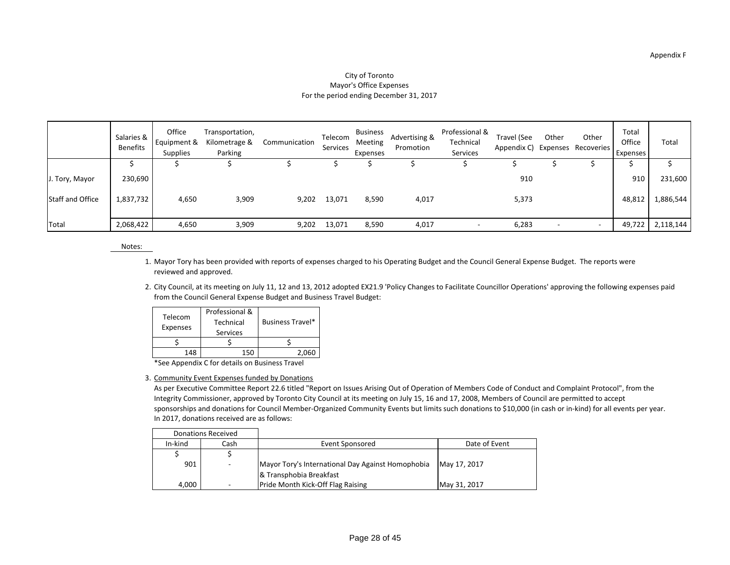Appendix F

City of Toronto
Mayor's Office Expenses
For the period ending December 31, 2017

| | Salaries & Benefits | Office Equipment & Supplies | Transportation, Kilometrage & Parking | Communication | Telecom Services | Business Meeting Expenses | Advertising & Promotion | Professional & Technical Services | Travel (See Appendix C) | Other Expenses | Other Recoveries | Total Office Expenses | Total |
|---|---|---|---|---|---|---|---|---|---|---|---|---|---|
| | $ | $ | $ | $ | $ | $ | $ | $ | $ | $ | $ | $ | $ |
| J. Tory, Mayor | 230,690 | | | | | | | | 910 | | | 910 | 231,600 |
| Staff and Office | 1,837,732 | 4,650 | 3,909 | 9,202 | 13,071 | 8,590 | 4,017 | | 5,373 | | | 48,812 | 1,886,544 |
| Total | 2,068,422 | 4,650 | 3,909 | 9,202 | 13,071 | 8,590 | 4,017 | - | 6,283 | - | - | 49,722 | 2,118,144 |

Notes:

1. Mayor Tory has been provided with reports of expenses charged to his Operating Budget and the Council General Expense Budget. The reports were reviewed and approved.

2. City Council, at its meeting on July 11, 12 and 13, 2012 adopted EX21.9 'Policy Changes to Facilitate Councillor Operations' approving the following expenses paid from the Council General Expense Budget and Business Travel Budget:

| Telecom Expenses | Professional & Technical Services | Business Travel* |
|---|---|---|
| $ | $ | $ |
| 148 | 150 | 2,060 |

*See Appendix C for details on Business Travel

3. Community Event Expenses funded by Donations
As per Executive Committee Report 22.6 titled "Report on Issues Arising Out of Operation of Members Code of Conduct and Complaint Protocol", from the Integrity Commissioner, approved by Toronto City Council at its meeting on July 15, 16 and 17, 2008, Members of Council are permitted to accept sponsorships and donations for Council Member-Organized Community Events but limits such donations to $10,000 (in cash or in-kind) for all events per year. In 2017, donations received are as follows:

| Donations Received | | | |
|---|---|---|---|
| In-kind | Cash | Event Sponsored | Date of Event |
| $ | $ | | |
| 901 | - | Mayor Tory's International Day Against Homophobia & Transphobia Breakfast | May 17, 2017 |
| 4,000 | - | Pride Month Kick-Off Flag Raising | May 31, 2017 |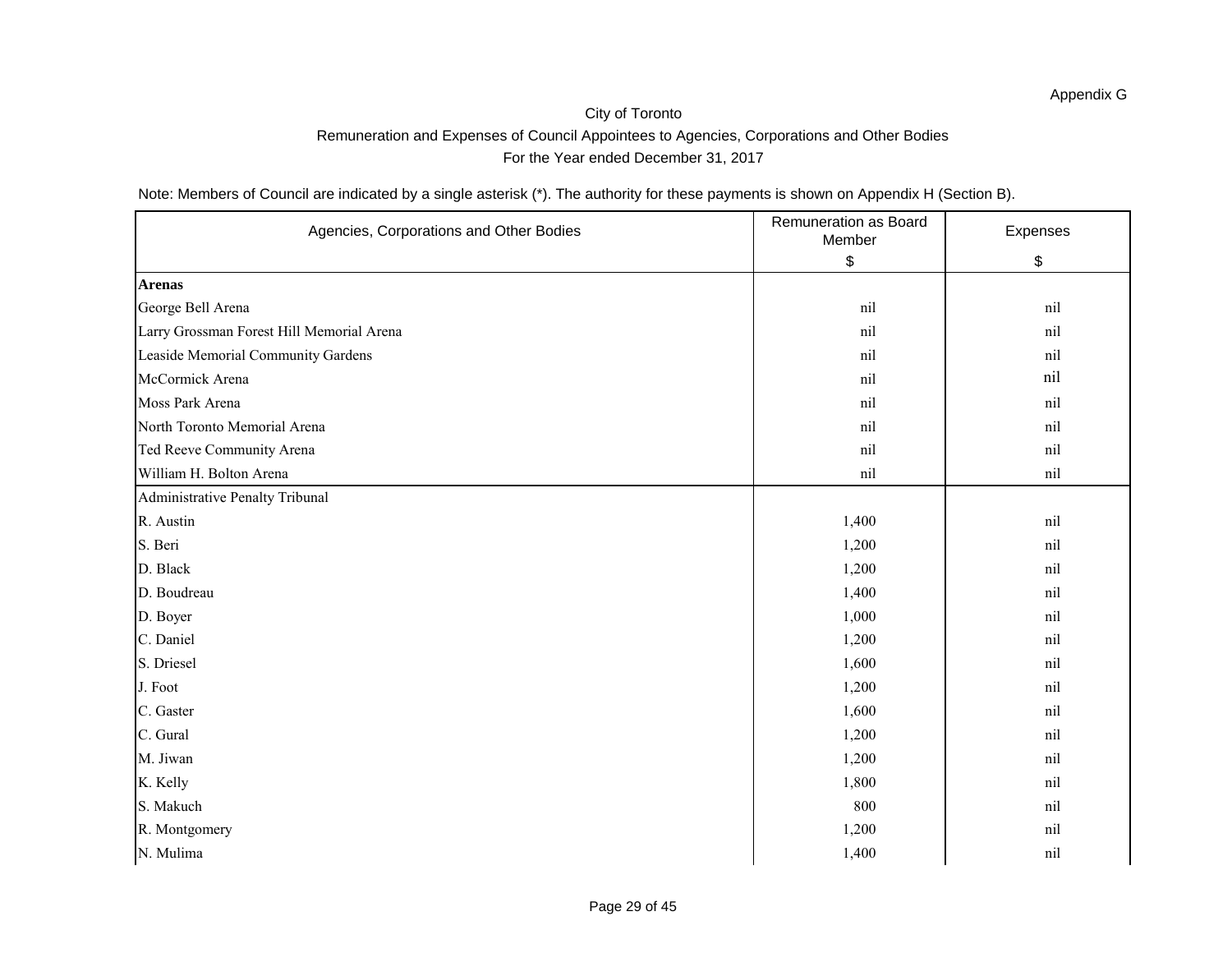Appendix G

City of Toronto

Remuneration and Expenses of Council Appointees to Agencies, Corporations and Other Bodies

For the Year ended December 31, 2017

Note: Members of Council are indicated by a single asterisk (*). The authority for these payments is shown on Appendix H (Section B).

| Agencies, Corporations and Other Bodies | Remuneration as Board Member | Expenses |
|---|---|---|
| | $ | $ |
| **Arenas** | | |
| George Bell Arena | nil | nil |
| Larry Grossman Forest Hill Memorial Arena | nil | nil |
| Leaside Memorial Community Gardens | nil | nil |
| McCormick Arena | nil | nil |
| Moss Park Arena | nil | nil |
| North Toronto Memorial Arena | nil | nil |
| Ted Reeve Community Arena | nil | nil |
| William H. Bolton Arena | nil | nil |
| Administrative Penalty Tribunal | | |
| R. Austin | 1,400 | nil |
| S. Beri | 1,200 | nil |
| D. Black | 1,200 | nil |
| D. Boudreau | 1,400 | nil |
| D. Boyer | 1,000 | nil |
| C. Daniel | 1,200 | nil |
| S. Driesel | 1,600 | nil |
| J. Foot | 1,200 | nil |
| C. Gaster | 1,600 | nil |
| C. Gural | 1,200 | nil |
| M. Jiwan | 1,200 | nil |
| K. Kelly | 1,800 | nil |
| S. Makuch | 800 | nil |
| R. Montgomery | 1,200 | nil |
| N. Mulima | 1,400 | nil |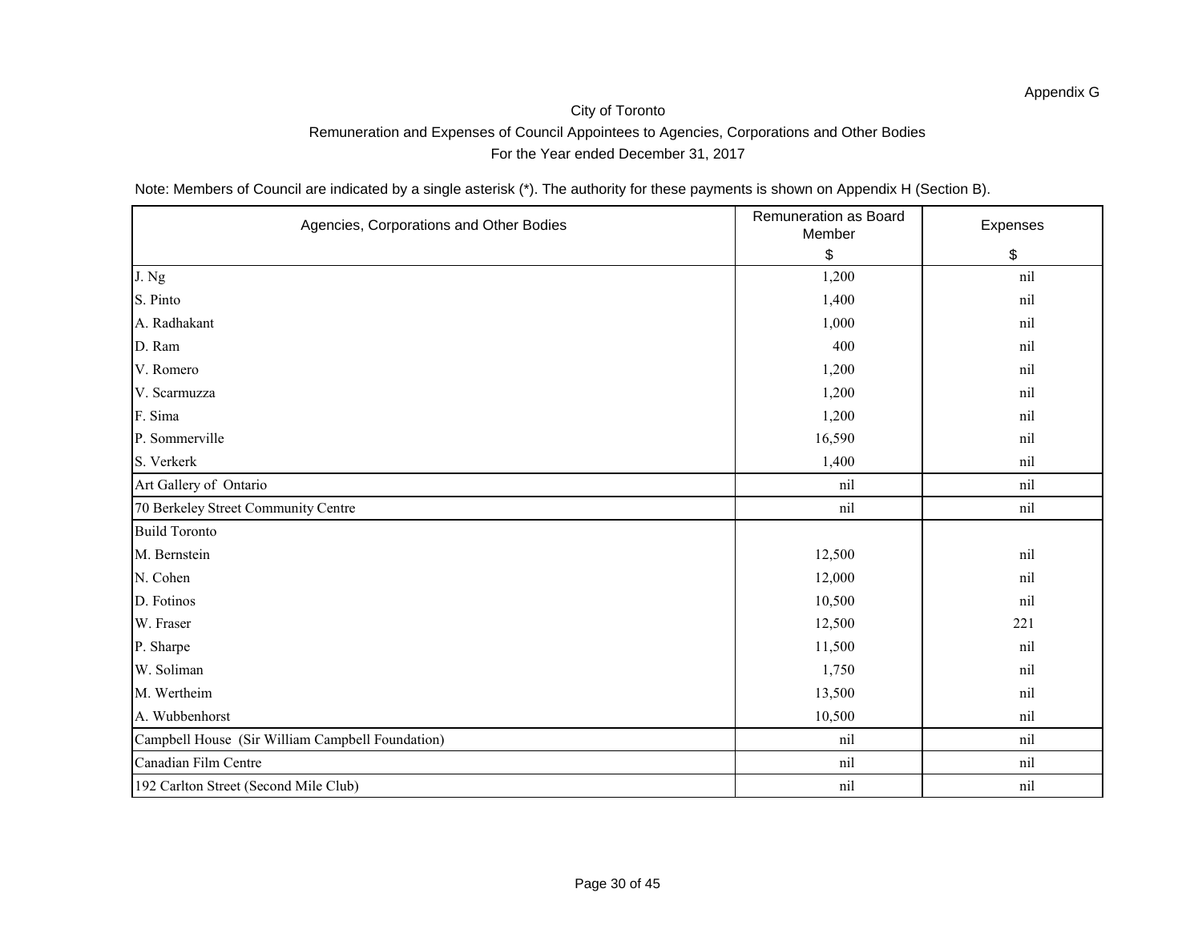Appendix G

City of Toronto

Remuneration and Expenses of Council Appointees to Agencies, Corporations and Other Bodies

For the Year ended December 31, 2017

Note: Members of Council are indicated by a single asterisk (*). The authority for these payments is shown on Appendix H (Section B).

| Agencies, Corporations and Other Bodies | Remuneration as Board Member $ | Expenses $ |
|---|---|---|
| J. Ng | 1,200 | nil |
| S. Pinto | 1,400 | nil |
| A. Radhakant | 1,000 | nil |
| D. Ram | 400 | nil |
| V. Romero | 1,200 | nil |
| V. Scarmuzza | 1,200 | nil |
| F. Sima | 1,200 | nil |
| P. Sommerville | 16,590 | nil |
| S. Verkerk | 1,400 | nil |
| Art Gallery of Ontario | nil | nil |
| 70 Berkeley Street Community Centre | nil | nil |
| Build Toronto | | |
| M. Bernstein | 12,500 | nil |
| N. Cohen | 12,000 | nil |
| D. Fotinos | 10,500 | nil |
| W. Fraser | 12,500 | 221 |
| P. Sharpe | 11,500 | nil |
| W. Soliman | 1,750 | nil |
| M. Wertheim | 13,500 | nil |
| A. Wubbenhorst | 10,500 | nil |
| Campbell House (Sir William Campbell Foundation) | nil | nil |
| Canadian Film Centre | nil | nil |
| 192 Carlton Street (Second Mile Club) | nil | nil |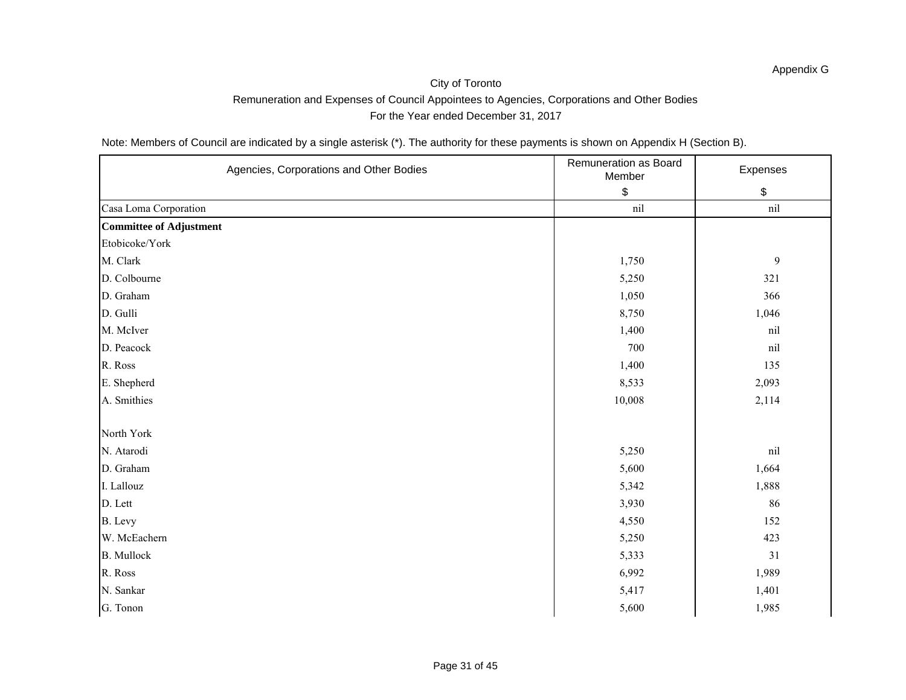Appendix G

City of Toronto

Remuneration and Expenses of Council Appointees to Agencies, Corporations and Other Bodies

For the Year ended December 31, 2017

Note: Members of Council are indicated by a single asterisk (*). The authority for these payments is shown on Appendix H (Section B).

| Agencies, Corporations and Other Bodies | Remuneration as Board Member | Expenses |
|---|---|---|
| | $ | $ |
| Casa Loma Corporation | nil | nil |
| **Committee of Adjustment** | | |
| Etobicoke/York | | |
| M. Clark | 1,750 | 9 |
| D. Colbourne | 5,250 | 321 |
| D. Graham | 1,050 | 366 |
| D. Gulli | 8,750 | 1,046 |
| M. McIver | 1,400 | nil |
| D. Peacock | 700 | nil |
| R. Ross | 1,400 | 135 |
| E. Shepherd | 8,533 | 2,093 |
| A. Smithies | 10,008 | 2,114 |
| | | |
| North York | | |
| N. Atarodi | 5,250 | nil |
| D. Graham | 5,600 | 1,664 |
| I. Lallouz | 5,342 | 1,888 |
| D. Lett | 3,930 | 86 |
| B. Levy | 4,550 | 152 |
| W. McEachern | 5,250 | 423 |
| B. Mullock | 5,333 | 31 |
| R. Ross | 6,992 | 1,989 |
| N. Sankar | 5,417 | 1,401 |
| G. Tonon | 5,600 | 1,985 |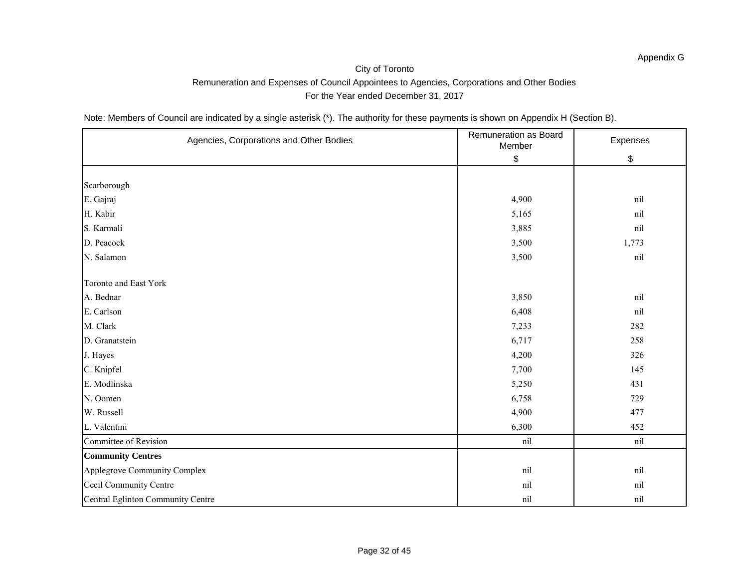Appendix G

City of Toronto

Remuneration and Expenses of Council Appointees to Agencies, Corporations and Other Bodies

For the Year ended December 31, 2017

Note: Members of Council are indicated by a single asterisk (*). The authority for these payments is shown on Appendix H (Section B).

| Agencies, Corporations and Other Bodies | Remuneration as Board Member $ | Expenses $ |
|---|---|---|
| Scarborough | | |
| E. Gajraj | 4,900 | nil |
| H. Kabir | 5,165 | nil |
| S. Karmali | 3,885 | nil |
| D. Peacock | 3,500 | 1,773 |
| N. Salamon | 3,500 | nil |
| Toronto and East York | | |
| A. Bednar | 3,850 | nil |
| E. Carlson | 6,408 | nil |
| M. Clark | 7,233 | 282 |
| D. Granatstein | 6,717 | 258 |
| J. Hayes | 4,200 | 326 |
| C. Knipfel | 7,700 | 145 |
| E. Modlinska | 5,250 | 431 |
| N. Oomen | 6,758 | 729 |
| W. Russell | 4,900 | 477 |
| L. Valentini | 6,300 | 452 |
| Committee of Revision | nil | nil |
| **Community Centres** | | |
| Applegrove Community Complex | nil | nil |
| Cecil Community Centre | nil | nil |
| Central Eglinton Community Centre | nil | nil |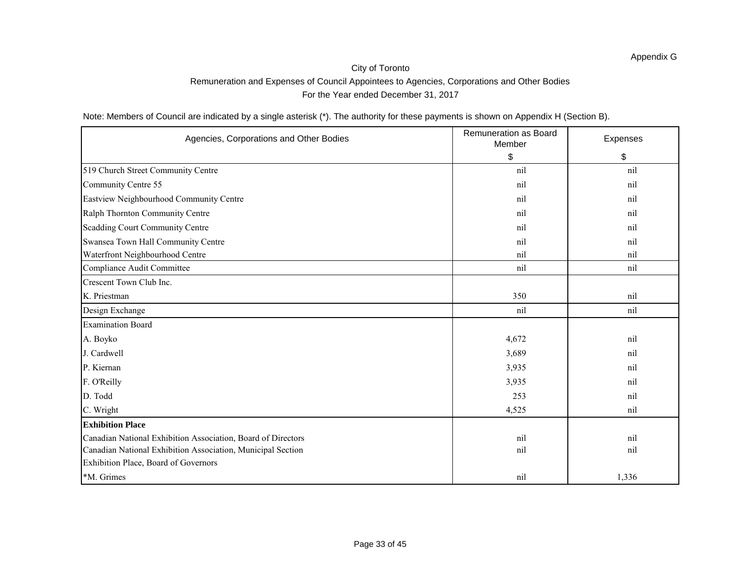Appendix G

City of Toronto

Remuneration and Expenses of Council Appointees to Agencies, Corporations and Other Bodies

For the Year ended December 31, 2017

Note: Members of Council are indicated by a single asterisk (*). The authority for these payments is shown on Appendix H (Section B).

| Agencies, Corporations and Other Bodies | Remuneration as Board Member<br>$ | Expenses<br>$ |
|---|---|---|
| 519 Church Street Community Centre | nil | nil |
| Community Centre 55 | nil | nil |
| Eastview Neighbourhood Community Centre | nil | nil |
| Ralph Thornton Community Centre | nil | nil |
| Scadding Court Community Centre | nil | nil |
| Swansea Town Hall Community Centre | nil | nil |
| Waterfront Neighbourhood Centre | nil | nil |
| Compliance Audit Committee | nil | nil |
| Crescent Town Club Inc. | | |
| K. Priestman | 350 | nil |
| Design Exchange | nil | nil |
| Examination Board | | |
| A. Boyko | 4,672 | nil |
| J. Cardwell | 3,689 | nil |
| P. Kiernan | 3,935 | nil |
| F. O'Reilly | 3,935 | nil |
| D. Todd | 253 | nil |
| C. Wright | 4,525 | nil |
| **Exhibition Place** | | |
| Canadian National Exhibition Association, Board of Directors | nil | nil |
| Canadian National Exhibition Association, Municipal Section | nil | nil |
| Exhibition Place, Board of Governors | | |
| *M. Grimes | nil | 1,336 |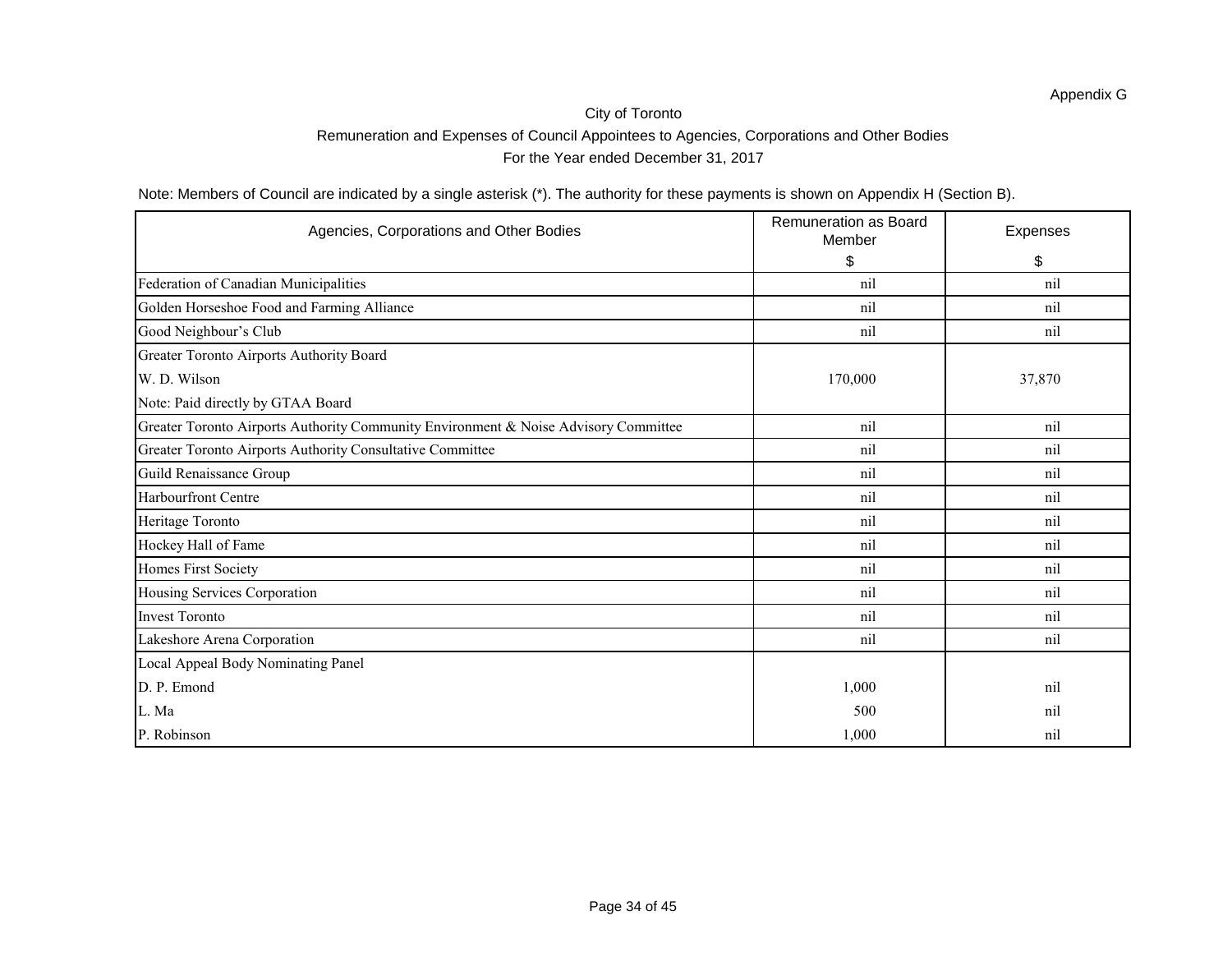Appendix G

City of Toronto

Remuneration and Expenses of Council Appointees to Agencies, Corporations and Other Bodies

For the Year ended December 31, 2017

Note: Members of Council are indicated by a single asterisk (*). The authority for these payments is shown on Appendix H (Section B).

| Agencies, Corporations and Other Bodies | Remuneration as Board Member $ | Expenses $ |
|---|---|---|
| Federation of Canadian Municipalities | nil | nil |
| Golden Horseshoe Food and Farming Alliance | nil | nil |
| Good Neighbour's Club | nil | nil |
| Greater Toronto Airports Authority Board | | |
| W. D. Wilson | 170,000 | 37,870 |
| Note: Paid directly by GTAA Board | | |
| Greater Toronto Airports Authority Community Environment & Noise Advisory Committee | nil | nil |
| Greater Toronto Airports Authority Consultative Committee | nil | nil |
| Guild Renaissance Group | nil | nil |
| Harbourfront Centre | nil | nil |
| Heritage Toronto | nil | nil |
| Hockey Hall of Fame | nil | nil |
| Homes First Society | nil | nil |
| Housing Services Corporation | nil | nil |
| Invest Toronto | nil | nil |
| Lakeshore Arena Corporation | nil | nil |
| Local Appeal Body Nominating Panel | | |
| D. P. Emond | 1,000 | nil |
| L. Ma | 500 | nil |
| P. Robinson | 1,000 | nil |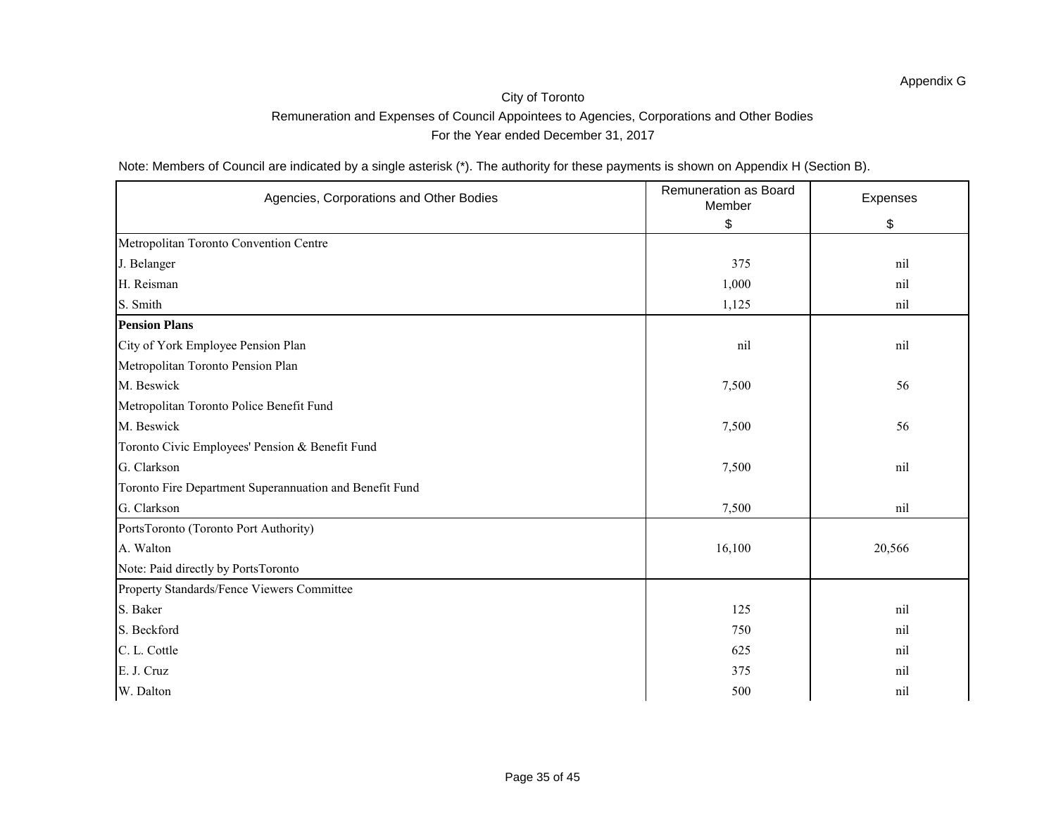Appendix G

City of Toronto

Remuneration and Expenses of Council Appointees to Agencies, Corporations and Other Bodies

For the Year ended December 31, 2017

Note: Members of Council are indicated by a single asterisk (*). The authority for these payments is shown on Appendix H (Section B).

| Agencies, Corporations and Other Bodies | Remuneration as Board Member | Expenses |
|---|---|---|
| | $ | $ |
| Metropolitan Toronto Convention Centre | | |
| J. Belanger | 375 | nil |
| H. Reisman | 1,000 | nil |
| S. Smith | 1,125 | nil |
| **Pension Plans** | | |
| City of York Employee Pension Plan | nil | nil |
| Metropolitan Toronto Pension Plan | | |
| M. Beswick | 7,500 | 56 |
| Metropolitan Toronto Police Benefit Fund | | |
| M. Beswick | 7,500 | 56 |
| Toronto Civic Employees' Pension & Benefit Fund | | |
| G. Clarkson | 7,500 | nil |
| Toronto Fire Department Superannuation and Benefit Fund | | |
| G. Clarkson | 7,500 | nil |
| PortsToronto (Toronto Port Authority) | | |
| A. Walton | 16,100 | 20,566 |
| Note: Paid directly by PortsToronto | | |
| Property Standards/Fence Viewers Committee | | |
| S. Baker | 125 | nil |
| S. Beckford | 750 | nil |
| C. L. Cottle | 625 | nil |
| E. J. Cruz | 375 | nil |
| W. Dalton | 500 | nil |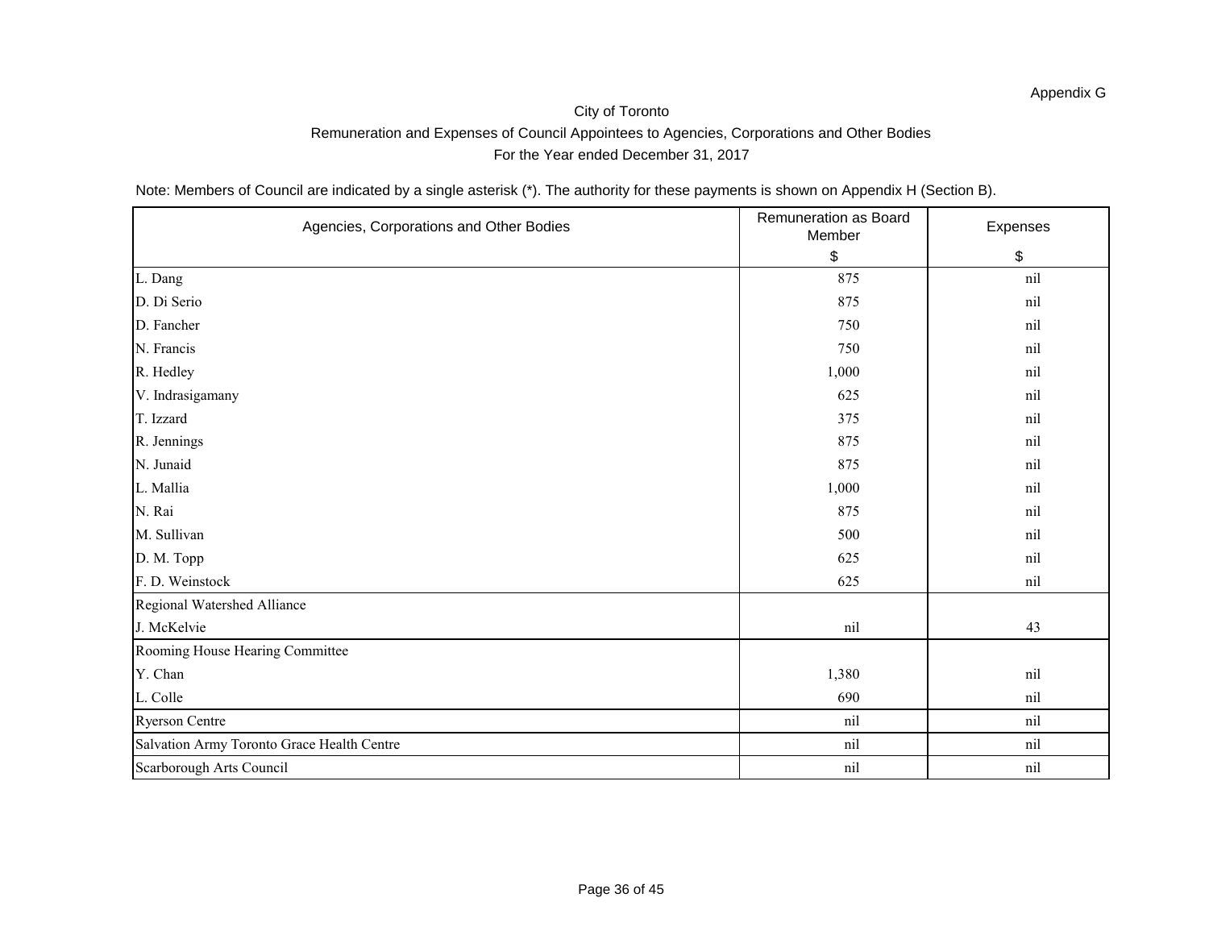Appendix G

City of Toronto

Remuneration and Expenses of Council Appointees to Agencies, Corporations and Other Bodies

For the Year ended December 31, 2017

Note: Members of Council are indicated by a single asterisk (*). The authority for these payments is shown on Appendix H (Section B).

| Agencies, Corporations and Other Bodies | Remuneration as Board Member | Expenses |
|---|---|---|
| | $ | $ |
| L. Dang | 875 | nil |
| D. Di Serio | 875 | nil |
| D. Fancher | 750 | nil |
| N. Francis | 750 | nil |
| R. Hedley | 1,000 | nil |
| V. Indrasigamany | 625 | nil |
| T. Izzard | 375 | nil |
| R. Jennings | 875 | nil |
| N. Junaid | 875 | nil |
| L. Mallia | 1,000 | nil |
| N. Rai | 875 | nil |
| M. Sullivan | 500 | nil |
| D. M. Topp | 625 | nil |
| F. D. Weinstock | 625 | nil |
| Regional Watershed Alliance | | |
| J. McKelvie | nil | 43 |
| Rooming House Hearing Committee | | |
| Y. Chan | 1,380 | nil |
| L. Colle | 690 | nil |
| Ryerson Centre | nil | nil |
| Salvation Army Toronto Grace Health Centre | nil | nil |
| Scarborough Arts Council | nil | nil |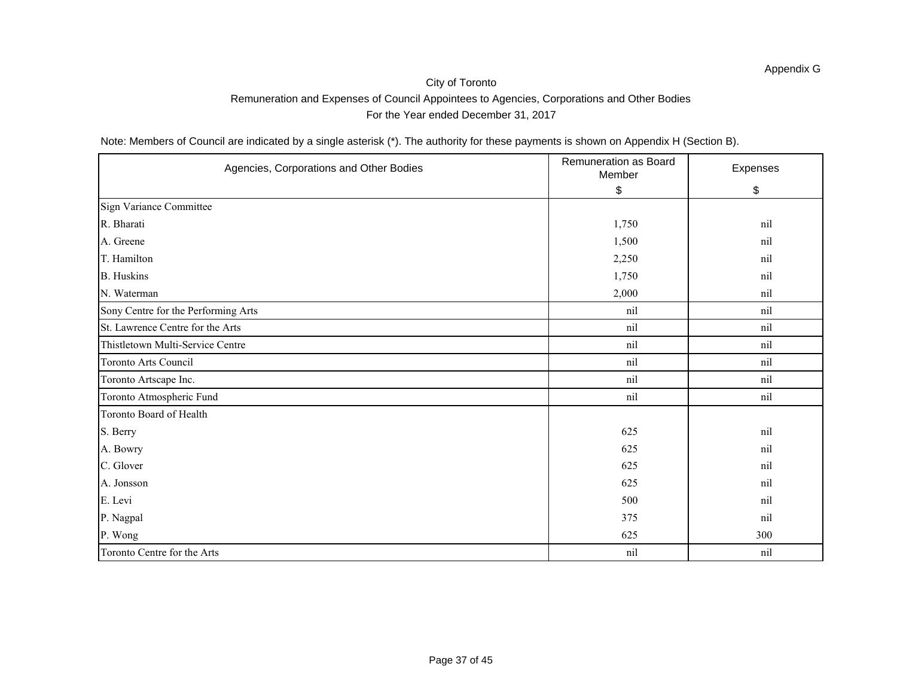Appendix G

City of Toronto

Remuneration and Expenses of Council Appointees to Agencies, Corporations and Other Bodies

For the Year ended December 31, 2017

Note: Members of Council are indicated by a single asterisk (*). The authority for these payments is shown on Appendix H (Section B).

| Agencies, Corporations and Other Bodies | Remuneration as Board Member<br>$ | Expenses<br>$ |
|---|---|---|
| Sign Variance Committee | | |
| R. Bharati | 1,750 | nil |
| A. Greene | 1,500 | nil |
| T. Hamilton | 2,250 | nil |
| B. Huskins | 1,750 | nil |
| N. Waterman | 2,000 | nil |
| Sony Centre for the Performing Arts | nil | nil |
| St. Lawrence Centre for the Arts | nil | nil |
| Thistletown Multi-Service Centre | nil | nil |
| Toronto Arts Council | nil | nil |
| Toronto Artscape Inc. | nil | nil |
| Toronto Atmospheric Fund | nil | nil |
| Toronto Board of Health | | |
| S. Berry | 625 | nil |
| A. Bowry | 625 | nil |
| C. Glover | 625 | nil |
| A. Jonsson | 625 | nil |
| E. Levi | 500 | nil |
| P. Nagpal | 375 | nil |
| P. Wong | 625 | 300 |
| Toronto Centre for the Arts | nil | nil |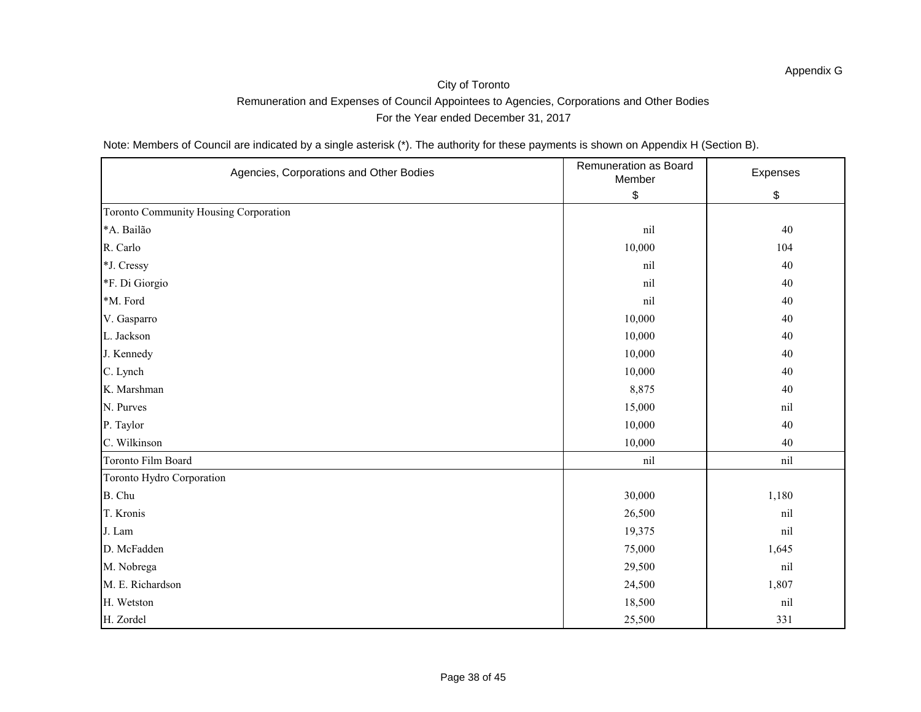Appendix G

City of Toronto

Remuneration and Expenses of Council Appointees to Agencies, Corporations and Other Bodies

For the Year ended December 31, 2017

Note: Members of Council are indicated by a single asterisk (*). The authority for these payments is shown on Appendix H (Section B).

| Agencies, Corporations and Other Bodies | Remuneration as Board Member | Expenses |
|---|---|---|
| | $ | $ |
| Toronto Community Housing Corporation | | |
| *A. Bailão | nil | 40 |
| R. Carlo | 10,000 | 104 |
| *J. Cressy | nil | 40 |
| *F. Di Giorgio | nil | 40 |
| *M. Ford | nil | 40 |
| V. Gasparro | 10,000 | 40 |
| L. Jackson | 10,000 | 40 |
| J. Kennedy | 10,000 | 40 |
| C. Lynch | 10,000 | 40 |
| K. Marshman | 8,875 | 40 |
| N. Purves | 15,000 | nil |
| P. Taylor | 10,000 | 40 |
| C. Wilkinson | 10,000 | 40 |
| Toronto Film Board | nil | nil |
| Toronto Hydro Corporation | | |
| B. Chu | 30,000 | 1,180 |
| T. Kronis | 26,500 | nil |
| J. Lam | 19,375 | nil |
| D. McFadden | 75,000 | 1,645 |
| M. Nobrega | 29,500 | nil |
| M. E. Richardson | 24,500 | 1,807 |
| H. Wetston | 18,500 | nil |
| H. Zordel | 25,500 | 331 |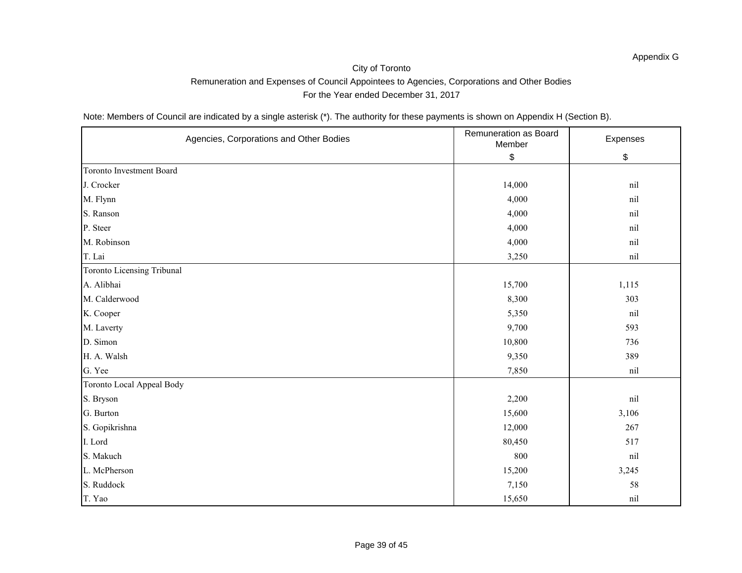Appendix G

# City of Toronto

## Remuneration and Expenses of Council Appointees to Agencies, Corporations and Other Bodies

## For the Year ended December 31, 2017

Note: Members of Council are indicated by a single asterisk (*). The authority for these payments is shown on Appendix H (Section B).

| Agencies, Corporations and Other Bodies | Remuneration as Board Member | Expenses |
|---|---|---|
| | $ | $ |
| Toronto Investment Board | | |
| J. Crocker | 14,000 | nil |
| M. Flynn | 4,000 | nil |
| S. Ranson | 4,000 | nil |
| P. Steer | 4,000 | nil |
| M. Robinson | 4,000 | nil |
| T. Lai | 3,250 | nil |
| Toronto Licensing Tribunal | | |
| A. Alibhai | 15,700 | 1,115 |
| M. Calderwood | 8,300 | 303 |
| K. Cooper | 5,350 | nil |
| M. Laverty | 9,700 | 593 |
| D. Simon | 10,800 | 736 |
| H. A. Walsh | 9,350 | 389 |
| G. Yee | 7,850 | nil |
| Toronto Local Appeal Body | | |
| S. Bryson | 2,200 | nil |
| G. Burton | 15,600 | 3,106 |
| S. Gopikrishna | 12,000 | 267 |
| I. Lord | 80,450 | 517 |
| S. Makuch | 800 | nil |
| L. McPherson | 15,200 | 3,245 |
| S. Ruddock | 7,150 | 58 |
| T. Yao | 15,650 | nil |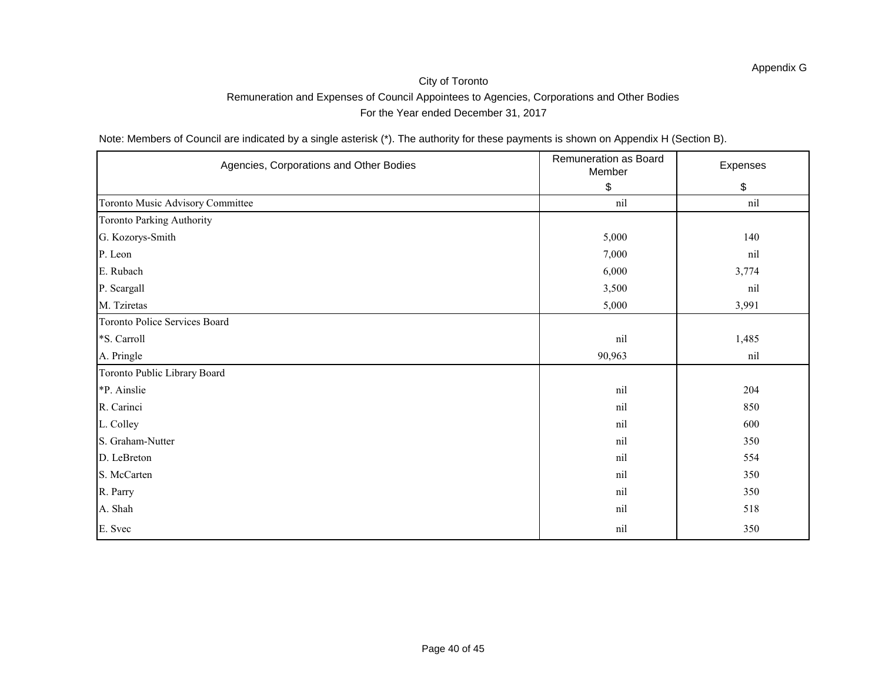Appendix G

City of Toronto

Remuneration and Expenses of Council Appointees to Agencies, Corporations and Other Bodies

For the Year ended December 31, 2017

Note: Members of Council are indicated by a single asterisk (*). The authority for these payments is shown on Appendix H (Section B).

| Agencies, Corporations and Other Bodies | Remuneration as Board Member<br>$ | Expenses<br>$ |
|---|---|---|
| Toronto Music Advisory Committee | nil | nil |
| Toronto Parking Authority | | |
| G. Kozorys-Smith | 5,000 | 140 |
| P. Leon | 7,000 | nil |
| E. Rubach | 6,000 | 3,774 |
| P. Scargall | 3,500 | nil |
| M. Tziretas | 5,000 | 3,991 |
| Toronto Police Services Board | | |
| *S. Carroll | nil | 1,485 |
| A. Pringle | 90,963 | nil |
| Toronto Public Library Board | | |
| *P. Ainslie | nil | 204 |
| R. Carinci | nil | 850 |
| L. Colley | nil | 600 |
| S. Graham-Nutter | nil | 350 |
| D. LeBreton | nil | 554 |
| S. McCarten | nil | 350 |
| R. Parry | nil | 350 |
| A. Shah | nil | 518 |
| E. Svec | nil | 350 |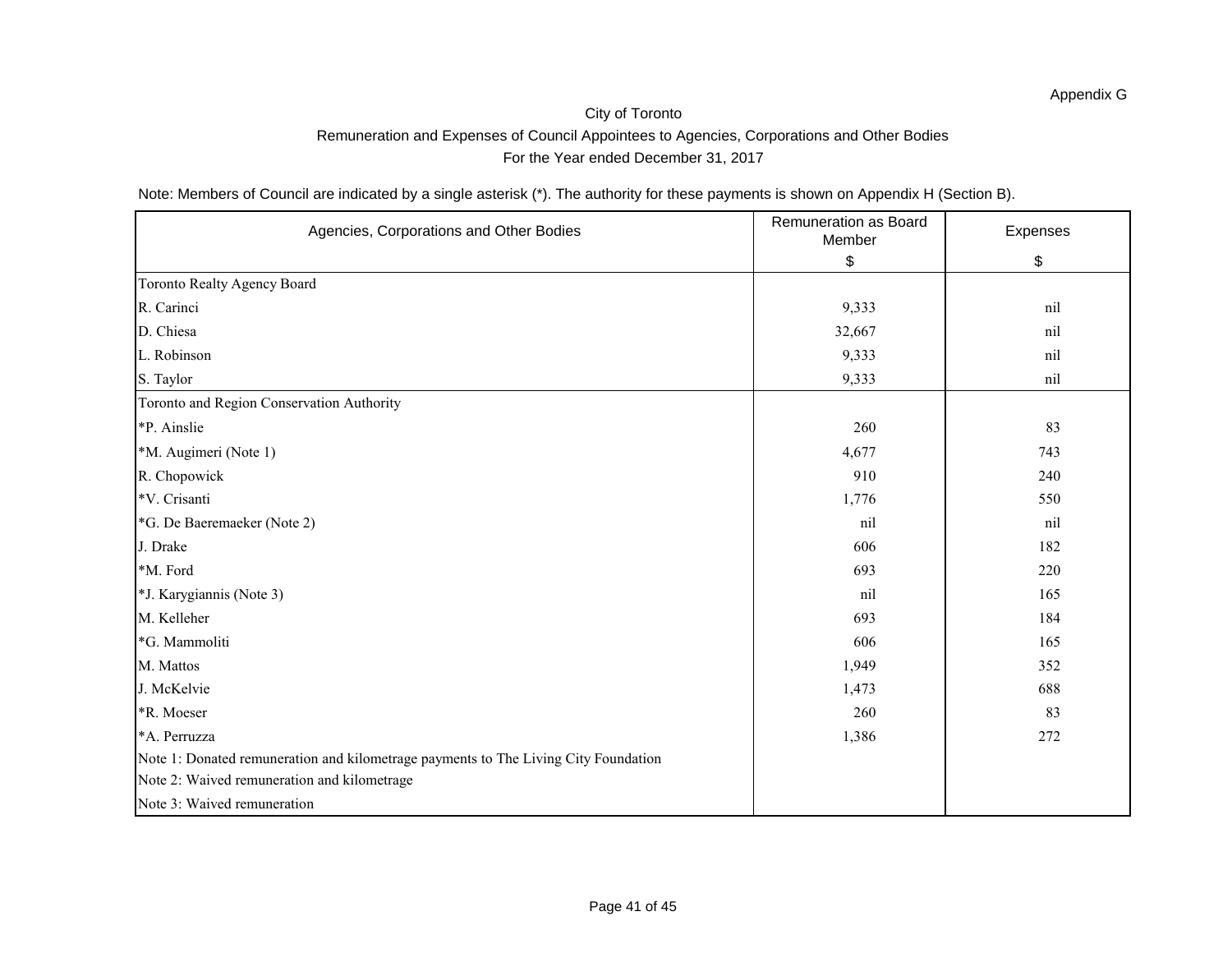Appendix G

# City of Toronto

## Remuneration and Expenses of Council Appointees to Agencies, Corporations and Other Bodies

### For the Year ended December 31, 2017

Note: Members of Council are indicated by a single asterisk (*). The authority for these payments is shown on Appendix H (Section B).

| Agencies, Corporations and Other Bodies | Remuneration as Board Member | Expenses |
|---|---|---|
| | $ | $ |
| Toronto Realty Agency Board | | |
| R. Carinci | 9,333 | nil |
| D. Chiesa | 32,667 | nil |
| L. Robinson | 9,333 | nil |
| S. Taylor | 9,333 | nil |
| Toronto and Region Conservation Authority | | |
| *P. Ainslie | 260 | 83 |
| *M. Augimeri (Note 1) | 4,677 | 743 |
| R. Chopowick | 910 | 240 |
| *V. Crisanti | 1,776 | 550 |
| *G. De Baeremaeker (Note 2) | nil | nil |
| J. Drake | 606 | 182 |
| *M. Ford | 693 | 220 |
| *J. Karygiannis (Note 3) | nil | 165 |
| M. Kelleher | 693 | 184 |
| *G. Mammoliti | 606 | 165 |
| M. Mattos | 1,949 | 352 |
| J. McKelvie | 1,473 | 688 |
| *R. Moeser | 260 | 83 |
| *A. Perruzza | 1,386 | 272 |
| Note 1: Donated remuneration and kilometrage payments to The Living City Foundation | | |
| Note 2: Waived remuneration and kilometrage | | |
| Note 3: Waived remuneration | | |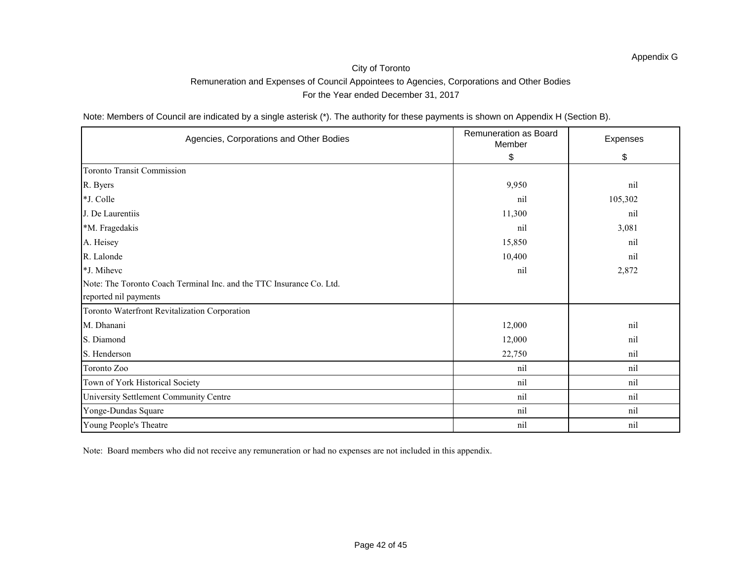Appendix G

# City of Toronto

## Remuneration and Expenses of Council Appointees to Agencies, Corporations and Other Bodies

### For the Year ended December 31, 2017

Note: Members of Council are indicated by a single asterisk (*). The authority for these payments is shown on Appendix H (Section B).

| Agencies, Corporations and Other Bodies | Remuneration as Board Member $ | Expenses $ |
|---|---|---|
| Toronto Transit Commission | | |
| R. Byers | 9,950 | nil |
| *J. Colle | nil | 105,302 |
| J. De Laurentiis | 11,300 | nil |
| *M. Fragedakis | nil | 3,081 |
| A. Heisey | 15,850 | nil |
| R. Lalonde | 10,400 | nil |
| *J. Mihevc | nil | 2,872 |
| Note: The Toronto Coach Terminal Inc. and the TTC Insurance Co. Ltd. reported nil payments | | |
| Toronto Waterfront Revitalization Corporation | | |
| M. Dhanani | 12,000 | nil |
| S. Diamond | 12,000 | nil |
| S. Henderson | 22,750 | nil |
| Toronto Zoo | nil | nil |
| Town of York Historical Society | nil | nil |
| University Settlement Community Centre | nil | nil |
| Yonge-Dundas Square | nil | nil |
| Young People's Theatre | nil | nil |

Note: Board members who did not receive any remuneration or had no expenses are not included in this appendix.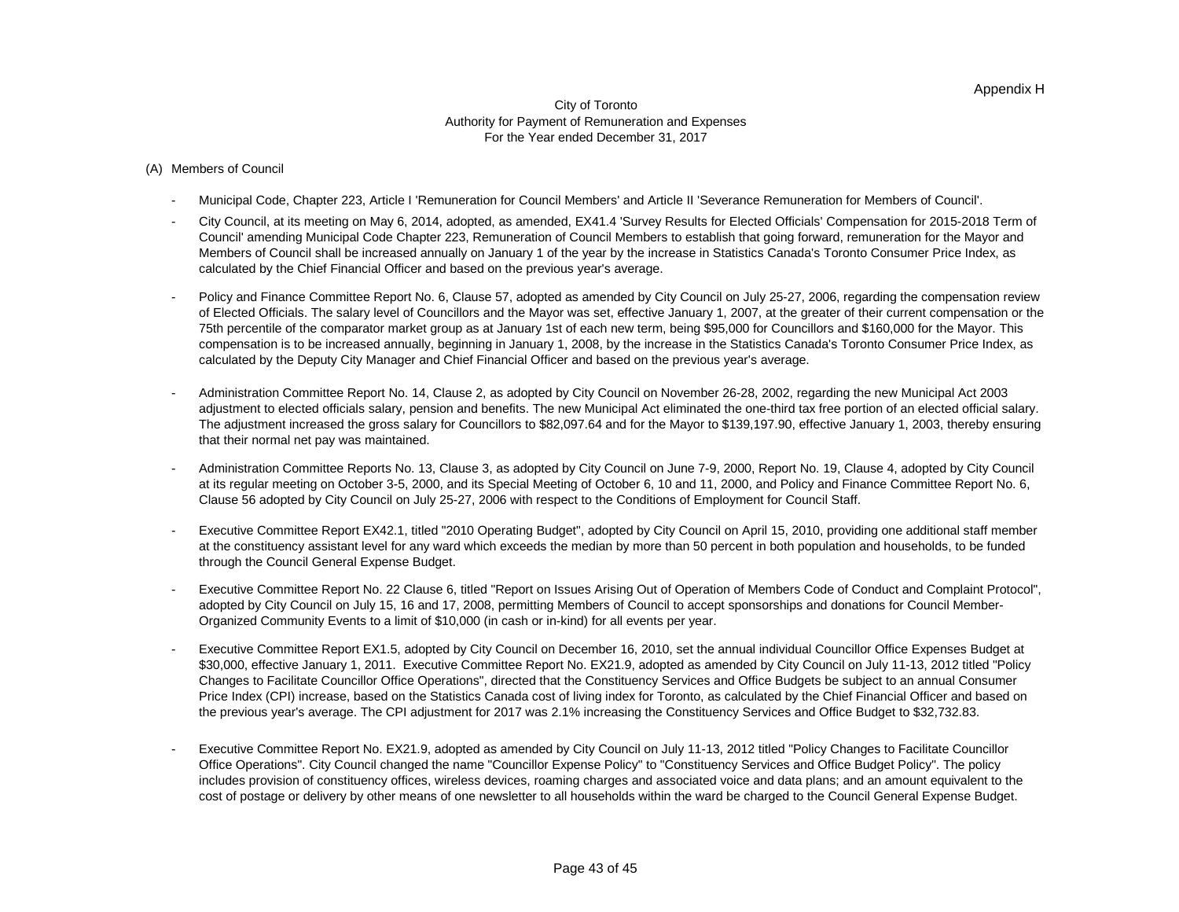Appendix H

City of Toronto
Authority for Payment of Remuneration and Expenses
For the Year ended December 31, 2017

(A) Members of Council

- Municipal Code, Chapter 223, Article I 'Remuneration for Council Members' and Article II 'Severance Remuneration for Members of Council'.
- City Council, at its meeting on May 6, 2014, adopted, as amended, EX41.4 'Survey Results for Elected Officials' Compensation for 2015-2018 Term of Council' amending Municipal Code Chapter 223, Remuneration of Council Members to establish that going forward, remuneration for the Mayor and Members of Council shall be increased annually on January 1 of the year by the increase in Statistics Canada's Toronto Consumer Price Index, as calculated by the Chief Financial Officer and based on the previous year's average.
- Policy and Finance Committee Report No. 6, Clause 57, adopted as amended by City Council on July 25-27, 2006, regarding the compensation review of Elected Officials. The salary level of Councillors and the Mayor was set, effective January 1, 2007, at the greater of their current compensation or the 75th percentile of the comparator market group as at January 1st of each new term, being $95,000 for Councillors and $160,000 for the Mayor. This compensation is to be increased annually, beginning in January 1, 2008, by the increase in the Statistics Canada's Toronto Consumer Price Index, as calculated by the Deputy City Manager and Chief Financial Officer and based on the previous year's average.
- Administration Committee Report No. 14, Clause 2, as adopted by City Council on November 26-28, 2002, regarding the new Municipal Act 2003 adjustment to elected officials salary, pension and benefits. The new Municipal Act eliminated the one-third tax free portion of an elected official salary. The adjustment increased the gross salary for Councillors to $82,097.64 and for the Mayor to $139,197.90, effective January 1, 2003, thereby ensuring that their normal net pay was maintained.
- Administration Committee Reports No. 13, Clause 3, as adopted by City Council on June 7-9, 2000, Report No. 19, Clause 4, adopted by City Council at its regular meeting on October 3-5, 2000, and its Special Meeting of October 6, 10 and 11, 2000, and Policy and Finance Committee Report No. 6, Clause 56 adopted by City Council on July 25-27, 2006 with respect to the Conditions of Employment for Council Staff.
- Executive Committee Report EX42.1, titled "2010 Operating Budget", adopted by City Council on April 15, 2010, providing one additional staff member at the constituency assistant level for any ward which exceeds the median by more than 50 percent in both population and households, to be funded through the Council General Expense Budget.
- Executive Committee Report No. 22 Clause 6, titled "Report on Issues Arising Out of Operation of Members Code of Conduct and Complaint Protocol", adopted by City Council on July 15, 16 and 17, 2008, permitting Members of Council to accept sponsorships and donations for Council Member-Organized Community Events to a limit of $10,000 (in cash or in-kind) for all events per year.
- Executive Committee Report EX1.5, adopted by City Council on December 16, 2010, set the annual individual Councillor Office Expenses Budget at $30,000, effective January 1, 2011. Executive Committee Report No. EX21.9, adopted as amended by City Council on July 11-13, 2012 titled "Policy Changes to Facilitate Councillor Office Operations", directed that the Constituency Services and Office Budgets be subject to an annual Consumer Price Index (CPI) increase, based on the Statistics Canada cost of living index for Toronto, as calculated by the Chief Financial Officer and based on the previous year's average. The CPI adjustment for 2017 was 2.1% increasing the Constituency Services and Office Budget to $32,732.83.
- Executive Committee Report No. EX21.9, adopted as amended by City Council on July 11-13, 2012 titled "Policy Changes to Facilitate Councillor Office Operations". City Council changed the name "Councillor Expense Policy" to "Constituency Services and Office Budget Policy". The policy includes provision of constituency offices, wireless devices, roaming charges and associated voice and data plans; and an amount equivalent to the cost of postage or delivery by other means of one newsletter to all households within the ward be charged to the Council General Expense Budget.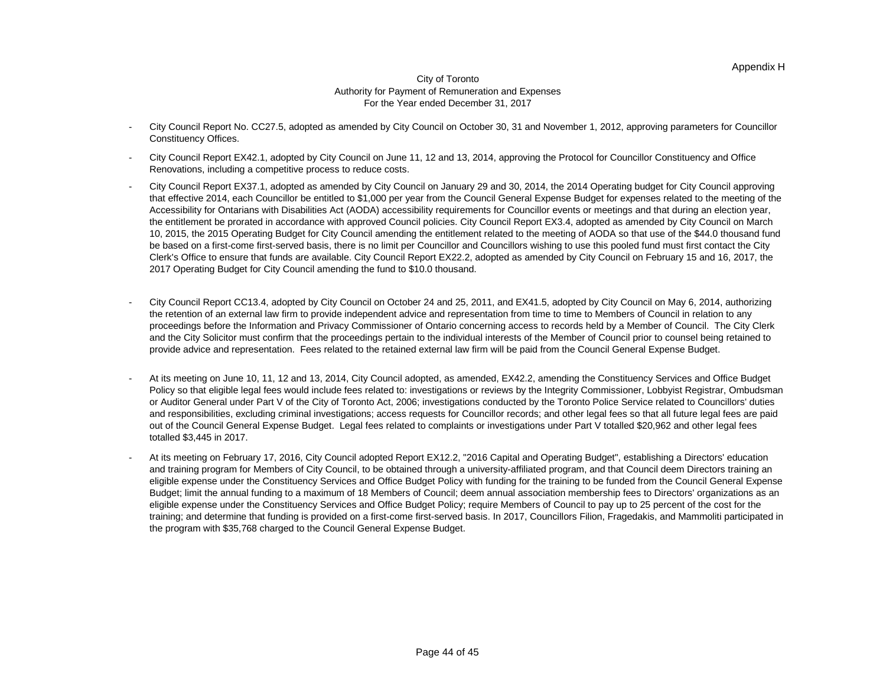Appendix H

City of Toronto
Authority for Payment of Remuneration and Expenses
For the Year ended December 31, 2017

- City Council Report No. CC27.5, adopted as amended by City Council on October 30, 31 and November 1, 2012, approving parameters for Councillor Constituency Offices.

- City Council Report EX42.1, adopted by City Council on June 11, 12 and 13, 2014, approving the Protocol for Councillor Constituency and Office Renovations, including a competitive process to reduce costs.

- City Council Report EX37.1, adopted as amended by City Council on January 29 and 30, 2014, the 2014 Operating budget for City Council approving that effective 2014, each Councillor be entitled to $1,000 per year from the Council General Expense Budget for expenses related to the meeting of the Accessibility for Ontarians with Disabilities Act (AODA) accessibility requirements for Councillor events or meetings and that during an election year, the entitlement be prorated in accordance with approved Council policies. City Council Report EX3.4, adopted as amended by City Council on March 10, 2015, the 2015 Operating Budget for City Council amending the entitlement related to the meeting of AODA so that use of the $44.0 thousand fund be based on a first-come first-served basis, there is no limit per Councillor and Councillors wishing to use this pooled fund must first contact the City Clerk's Office to ensure that funds are available. City Council Report EX22.2, adopted as amended by City Council on February 15 and 16, 2017, the 2017 Operating Budget for City Council amending the fund to $10.0 thousand.

- City Council Report CC13.4, adopted by City Council on October 24 and 25, 2011, and EX41.5, adopted by City Council on May 6, 2014, authorizing the retention of an external law firm to provide independent advice and representation from time to time to Members of Council in relation to any proceedings before the Information and Privacy Commissioner of Ontario concerning access to records held by a Member of Council. The City Clerk and the City Solicitor must confirm that the proceedings pertain to the individual interests of the Member of Council prior to counsel being retained to provide advice and representation. Fees related to the retained external law firm will be paid from the Council General Expense Budget.

- At its meeting on June 10, 11, 12 and 13, 2014, City Council adopted, as amended, EX42.2, amending the Constituency Services and Office Budget Policy so that eligible legal fees would include fees related to: investigations or reviews by the Integrity Commissioner, Lobbyist Registrar, Ombudsman or Auditor General under Part V of the City of Toronto Act, 2006; investigations conducted by the Toronto Police Service related to Councillors' duties and responsibilities, excluding criminal investigations; access requests for Councillor records; and other legal fees so that all future legal fees are paid out of the Council General Expense Budget. Legal fees related to complaints or investigations under Part V totalled $20,962 and other legal fees totalled $3,445 in 2017.

- At its meeting on February 17, 2016, City Council adopted Report EX12.2, "2016 Capital and Operating Budget", establishing a Directors' education and training program for Members of City Council, to be obtained through a university-affiliated program, and that Council deem Directors training an eligible expense under the Constituency Services and Office Budget Policy with funding for the training to be funded from the Council General Expense Budget; limit the annual funding to a maximum of 18 Members of Council; deem annual association membership fees to Directors' organizations as an eligible expense under the Constituency Services and Office Budget Policy; require Members of Council to pay up to 25 percent of the cost for the training; and determine that funding is provided on a first-come first-served basis. In 2017, Councillors Filion, Fragedakis, and Mammoliti participated in the program with $35,768 charged to the Council General Expense Budget.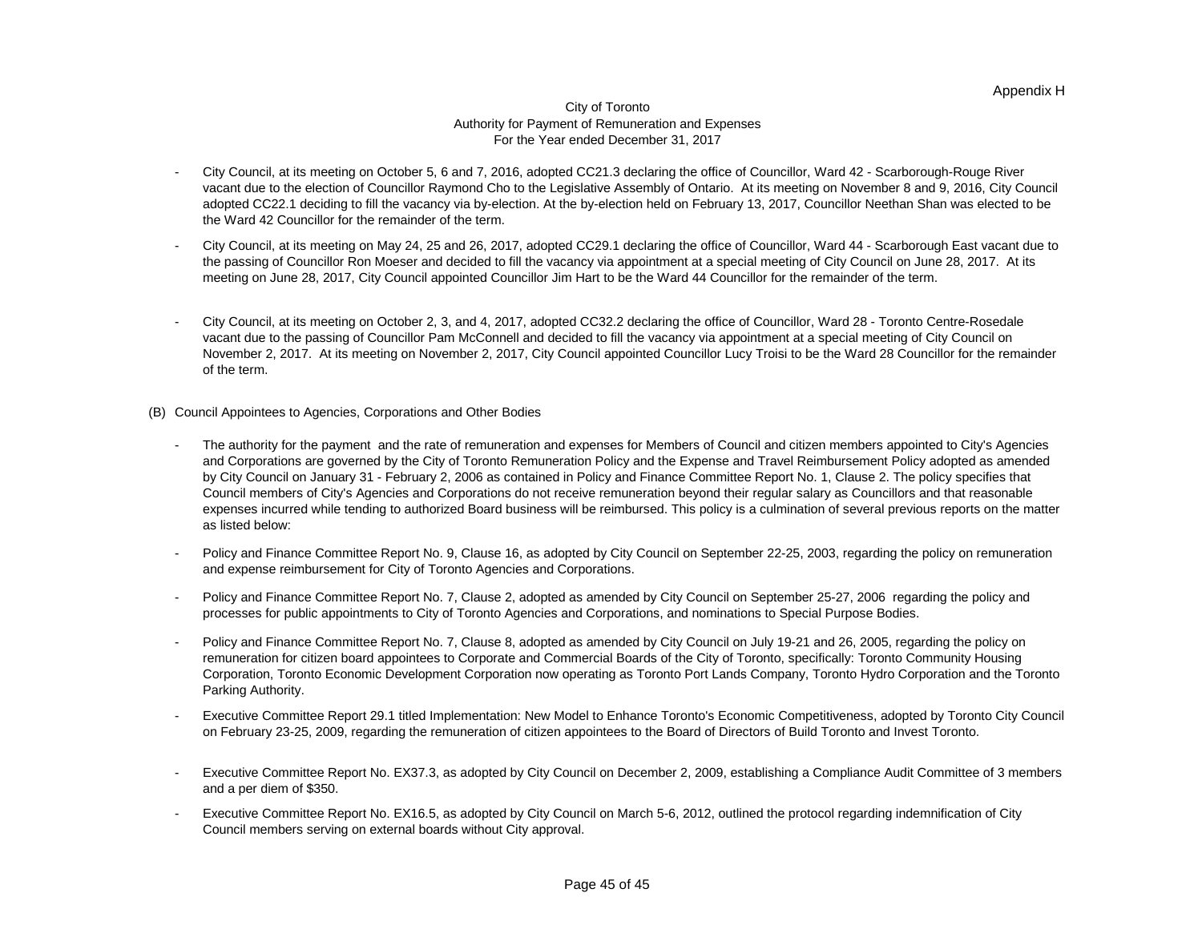Appendix H

City of Toronto
Authority for Payment of Remuneration and Expenses
For the Year ended December 31, 2017

- City Council, at its meeting on October 5, 6 and 7, 2016, adopted CC21.3 declaring the office of Councillor, Ward 42 - Scarborough-Rouge River vacant due to the election of Councillor Raymond Cho to the Legislative Assembly of Ontario. At its meeting on November 8 and 9, 2016, City Council adopted CC22.1 deciding to fill the vacancy via by-election. At the by-election held on February 13, 2017, Councillor Neethan Shan was elected to be the Ward 42 Councillor for the remainder of the term.

- City Council, at its meeting on May 24, 25 and 26, 2017, adopted CC29.1 declaring the office of Councillor, Ward 44 - Scarborough East vacant due to the passing of Councillor Ron Moeser and decided to fill the vacancy via appointment at a special meeting of City Council on June 28, 2017. At its meeting on June 28, 2017, City Council appointed Councillor Jim Hart to be the Ward 44 Councillor for the remainder of the term.

- City Council, at its meeting on October 2, 3, and 4, 2017, adopted CC32.2 declaring the office of Councillor, Ward 28 - Toronto Centre-Rosedale vacant due to the passing of Councillor Pam McConnell and decided to fill the vacancy via appointment at a special meeting of City Council on November 2, 2017. At its meeting on November 2, 2017, City Council appointed Councillor Lucy Troisi to be the Ward 28 Councillor for the remainder of the term.

(B) Council Appointees to Agencies, Corporations and Other Bodies

- The authority for the payment and the rate of remuneration and expenses for Members of Council and citizen members appointed to City's Agencies and Corporations are governed by the City of Toronto Remuneration Policy and the Expense and Travel Reimbursement Policy adopted as amended by City Council on January 31 - February 2, 2006 as contained in Policy and Finance Committee Report No. 1, Clause 2. The policy specifies that Council members of City's Agencies and Corporations do not receive remuneration beyond their regular salary as Councillors and that reasonable expenses incurred while tending to authorized Board business will be reimbursed. This policy is a culmination of several previous reports on the matter as listed below:

- Policy and Finance Committee Report No. 9, Clause 16, as adopted by City Council on September 22-25, 2003, regarding the policy on remuneration and expense reimbursement for City of Toronto Agencies and Corporations.

- Policy and Finance Committee Report No. 7, Clause 2, adopted as amended by City Council on September 25-27, 2006 regarding the policy and processes for public appointments to City of Toronto Agencies and Corporations, and nominations to Special Purpose Bodies.

- Policy and Finance Committee Report No. 7, Clause 8, adopted as amended by City Council on July 19-21 and 26, 2005, regarding the policy on remuneration for citizen board appointees to Corporate and Commercial Boards of the City of Toronto, specifically: Toronto Community Housing Corporation, Toronto Economic Development Corporation now operating as Toronto Port Lands Company, Toronto Hydro Corporation and the Toronto Parking Authority.

- Executive Committee Report 29.1 titled Implementation: New Model to Enhance Toronto's Economic Competitiveness, adopted by Toronto City Council on February 23-25, 2009, regarding the remuneration of citizen appointees to the Board of Directors of Build Toronto and Invest Toronto.

- Executive Committee Report No. EX37.3, as adopted by City Council on December 2, 2009, establishing a Compliance Audit Committee of 3 members and a per diem of $350.

- Executive Committee Report No. EX16.5, as adopted by City Council on March 5-6, 2012, outlined the protocol regarding indemnification of City Council members serving on external boards without City approval.